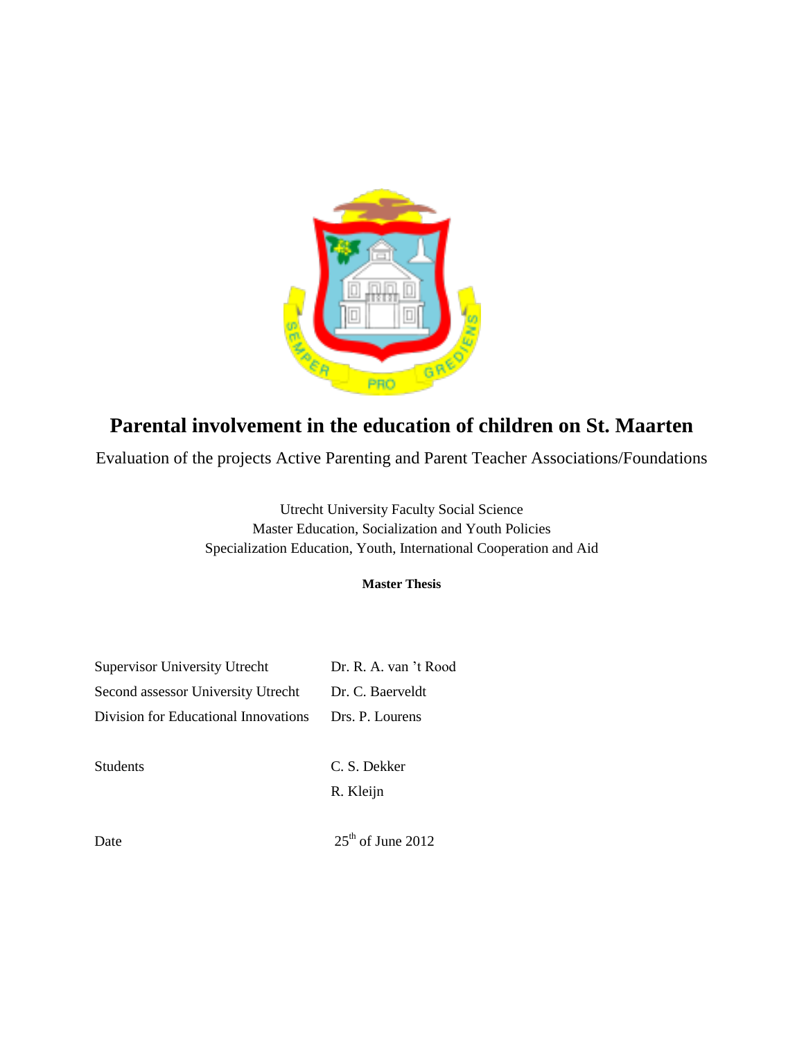# Parental involvement in the education of children on St. Maarten

Evaluation of the projects Active Parenting and Parent Teacher Associations/Foundations

Utrecht University Faculty Social Science
Master Education, Socialization and Youth Policies
Specialization Education, Youth, International Cooperation and Aid

**Master Thesis**

| | |
|---|---|
| Supervisor University Utrecht | Dr. R. A. van 't Rood |
| Second assessor University Utrecht | Dr. C. Baerveldt |
| Division for Educational Innovations | Drs. P. Lourens |
| | |
| Students | C. S. Dekker |
| | R. Kleijn |
| | |
| Date | 25th of June 2012 |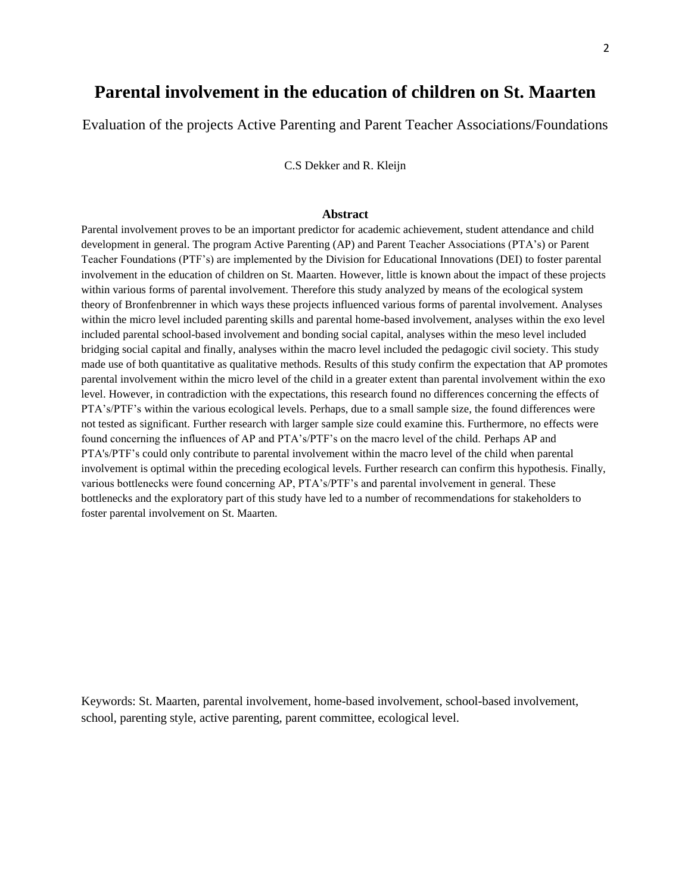# Parental involvement in the education of children on St. Maarten

Evaluation of the projects Active Parenting and Parent Teacher Associations/Foundations

C.S Dekker and R. Kleijn

## Abstract

Parental involvement proves to be an important predictor for academic achievement, student attendance and child development in general. The program Active Parenting (AP) and Parent Teacher Associations (PTA's) or Parent Teacher Foundations (PTF's) are implemented by the Division for Educational Innovations (DEI) to foster parental involvement in the education of children on St. Maarten. However, little is known about the impact of these projects within various forms of parental involvement. Therefore this study analyzed by means of the ecological system theory of Bronfenbrenner in which ways these projects influenced various forms of parental involvement. Analyses within the micro level included parenting skills and parental home-based involvement, analyses within the exo level included parental school-based involvement and bonding social capital, analyses within the meso level included bridging social capital and finally, analyses within the macro level included the pedagogic civil society. This study made use of both quantitative as qualitative methods. Results of this study confirm the expectation that AP promotes parental involvement within the micro level of the child in a greater extent than parental involvement within the exo level. However, in contradiction with the expectations, this research found no differences concerning the effects of PTA's/PTF's within the various ecological levels. Perhaps, due to a small sample size, the found differences were not tested as significant. Further research with larger sample size could examine this. Furthermore, no effects were found concerning the influences of AP and PTA's/PTF's on the macro level of the child. Perhaps AP and PTA's/PTF's could only contribute to parental involvement within the macro level of the child when parental involvement is optimal within the preceding ecological levels. Further research can confirm this hypothesis. Finally, various bottlenecks were found concerning AP, PTA's/PTF's and parental involvement in general. These bottlenecks and the exploratory part of this study have led to a number of recommendations for stakeholders to foster parental involvement on St. Maarten.

Keywords: St. Maarten, parental involvement, home-based involvement, school-based involvement, school, parenting style, active parenting, parent committee, ecological level.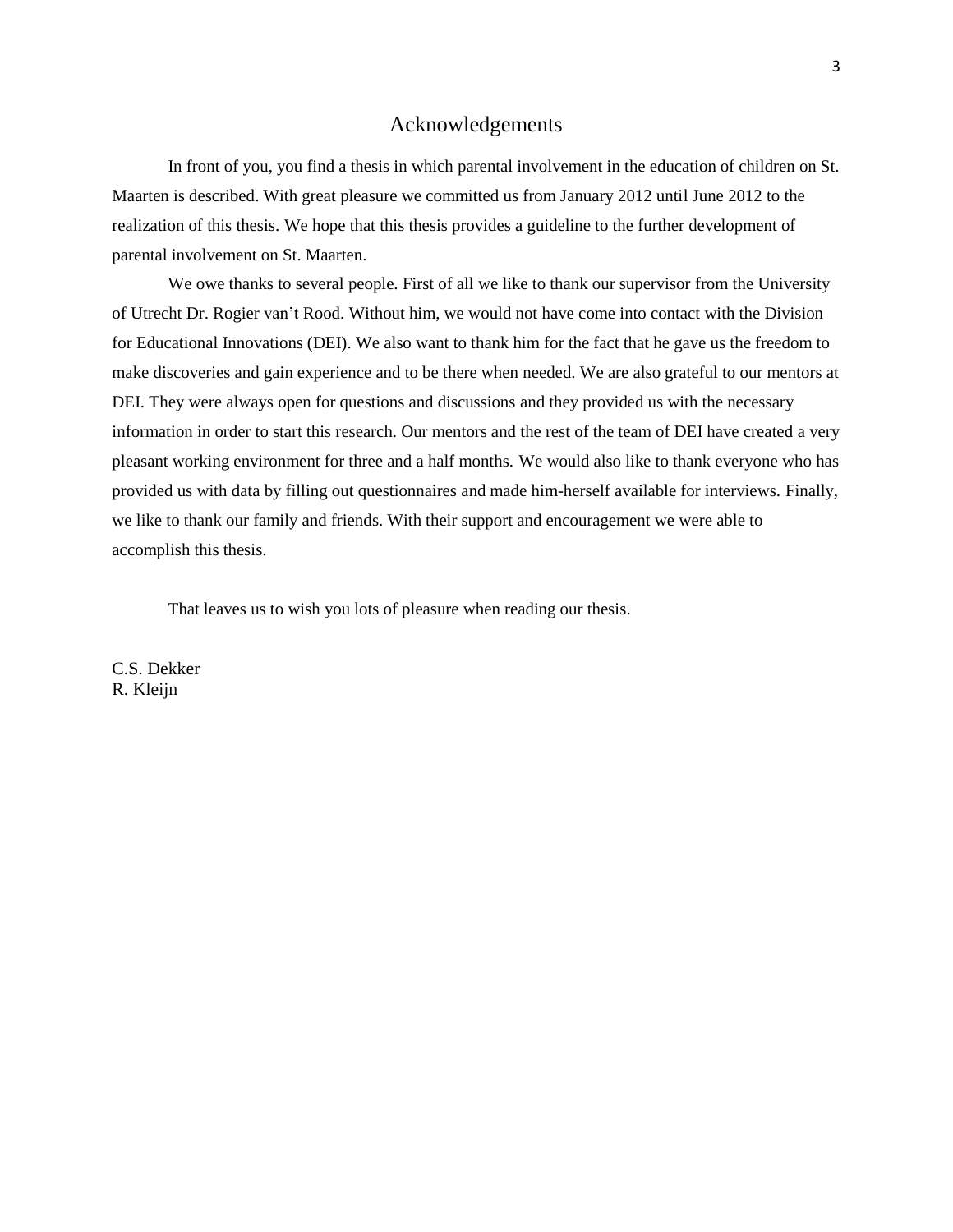# Acknowledgements

In front of you, you find a thesis in which parental involvement in the education of children on St. Maarten is described. With great pleasure we committed us from January 2012 until June 2012 to the realization of this thesis. We hope that this thesis provides a guideline to the further development of parental involvement on St. Maarten.

We owe thanks to several people. First of all we like to thank our supervisor from the University of Utrecht Dr. Rogier van't Rood. Without him, we would not have come into contact with the Division for Educational Innovations (DEI). We also want to thank him for the fact that he gave us the freedom to make discoveries and gain experience and to be there when needed. We are also grateful to our mentors at DEI. They were always open for questions and discussions and they provided us with the necessary information in order to start this research. Our mentors and the rest of the team of DEI have created a very pleasant working environment for three and a half months. We would also like to thank everyone who has provided us with data by filling out questionnaires and made him-herself available for interviews. Finally, we like to thank our family and friends. With their support and encouragement we were able to accomplish this thesis.

That leaves us to wish you lots of pleasure when reading our thesis.

C.S. Dekker
R. Kleijn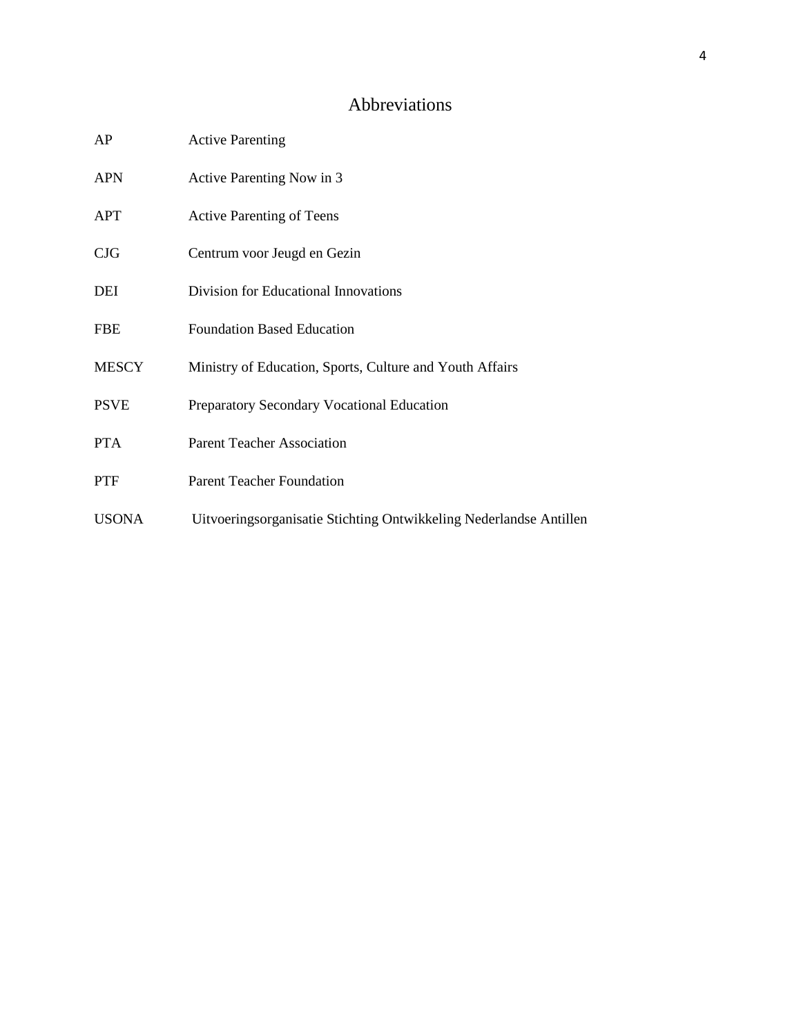# Abbreviations

| | |
|---|---|
| AP | Active Parenting |
| APN | Active Parenting Now in 3 |
| APT | Active Parenting of Teens |
| CJG | Centrum voor Jeugd en Gezin |
| DEI | Division for Educational Innovations |
| FBE | Foundation Based Education |
| MESCY | Ministry of Education, Sports, Culture and Youth Affairs |
| PSVE | Preparatory Secondary Vocational Education |
| PTA | Parent Teacher Association |
| PTF | Parent Teacher Foundation |
| USONA | Uitvoeringsorganisatie Stichting Ontwikkeling Nederlandse Antillen |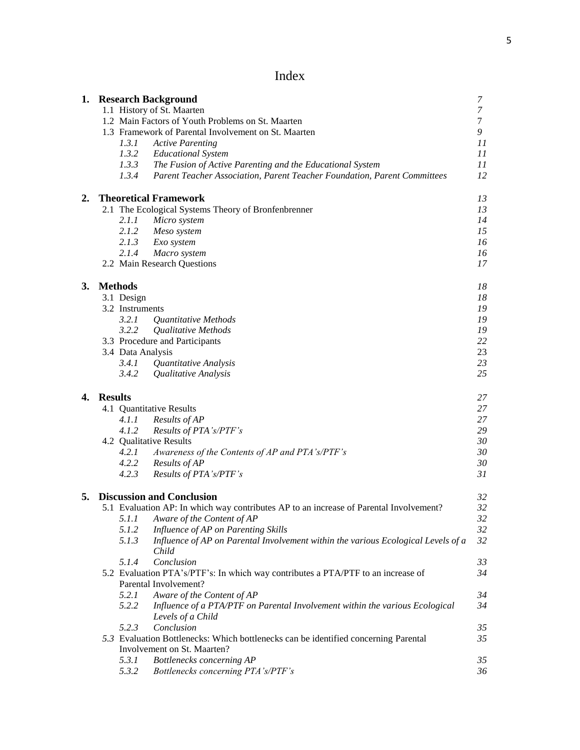# Index

| | | |
|---|---|---|
| **1. Research Background** | | *7* |
| 1.1 History of St. Maarten | | *7* |
| 1.2 Main Factors of Youth Problems on St. Maarten | | *7* |
| 1.3 Framework of Parental Involvement on St. Maarten | | *9* |
| *1.3.1* | *Active Parenting* | *11* |
| *1.3.2* | *Educational System* | *11* |
| *1.3.3* | *The Fusion of Active Parenting and the Educational System* | *11* |
| *1.3.4* | *Parent Teacher Association, Parent Teacher Foundation, Parent Committees* | *12* |
| **2. Theoretical Framework** | | *13* |
| 2.1 The Ecological Systems Theory of Bronfenbrenner | | *13* |
| *2.1.1* | *Micro system* | *14* |
| *2.1.2* | *Meso system* | *15* |
| *2.1.3* | *Exo system* | *16* |
| *2.1.4* | *Macro system* | *16* |
| 2.2 Main Research Questions | | *17* |
| **3. Methods** | | *18* |
| 3.1 Design | | *18* |
| 3.2 Instruments | | *19* |
| *3.2.1* | *Quantitative Methods* | *19* |
| *3.2.2* | *Qualitative Methods* | *19* |
| 3.3 Procedure and Participants | | *22* |
| 3.4 Data Analysis | | 23 |
| *3.4.1* | *Quantitative Analysis* | *23* |
| *3.4.2* | *Qualitative Analysis* | *25* |
| **4. Results** | | *27* |
| 4.1 Quantitative Results | | *27* |
| *4.1.1* | *Results of AP* | *27* |
| *4.1.2* | *Results of PTA's/PTF's* | *29* |
| 4.2 Qualitative Results | | *30* |
| *4.2.1* | *Awareness of the Contents of AP and PTA's/PTF's* | *30* |
| *4.2.2* | *Results of AP* | *30* |
| *4.2.3* | *Results of PTA's/PTF's* | *31* |
| **5. Discussion and Conclusion** | | *32* |
| 5.1 Evaluation AP: In which way contributes AP to an increase of Parental Involvement? | | *32* |
| *5.1.1* | *Aware of the Content of AP* | *32* |
| *5.1.2* | *Influence of AP on Parenting Skills* | *32* |
| *5.1.3* | *Influence of AP on Parental Involvement within the various Ecological Levels of a Child* | *32* |
| *5.1.4* | *Conclusion* | *33* |
| 5.2 Evaluation PTA's/PTF's: In which way contributes a PTA/PTF to an increase of Parental Involvement? | | *34* |
| *5.2.1* | *Aware of the Content of AP* | *34* |
| *5.2.2* | *Influence of a PTA/PTF on Parental Involvement within the various Ecological Levels of a Child* | *34* |
| *5.2.3* | *Conclusion* | *35* |
| *5.3* Evaluation Bottlenecks: Which bottlenecks can be identified concerning Parental Involvement on St. Maarten? | | *35* |
| *5.3.1* | *Bottlenecks concerning AP* | *35* |
| *5.3.2* | *Bottlenecks concerning PTA's/PTF's* | *36* |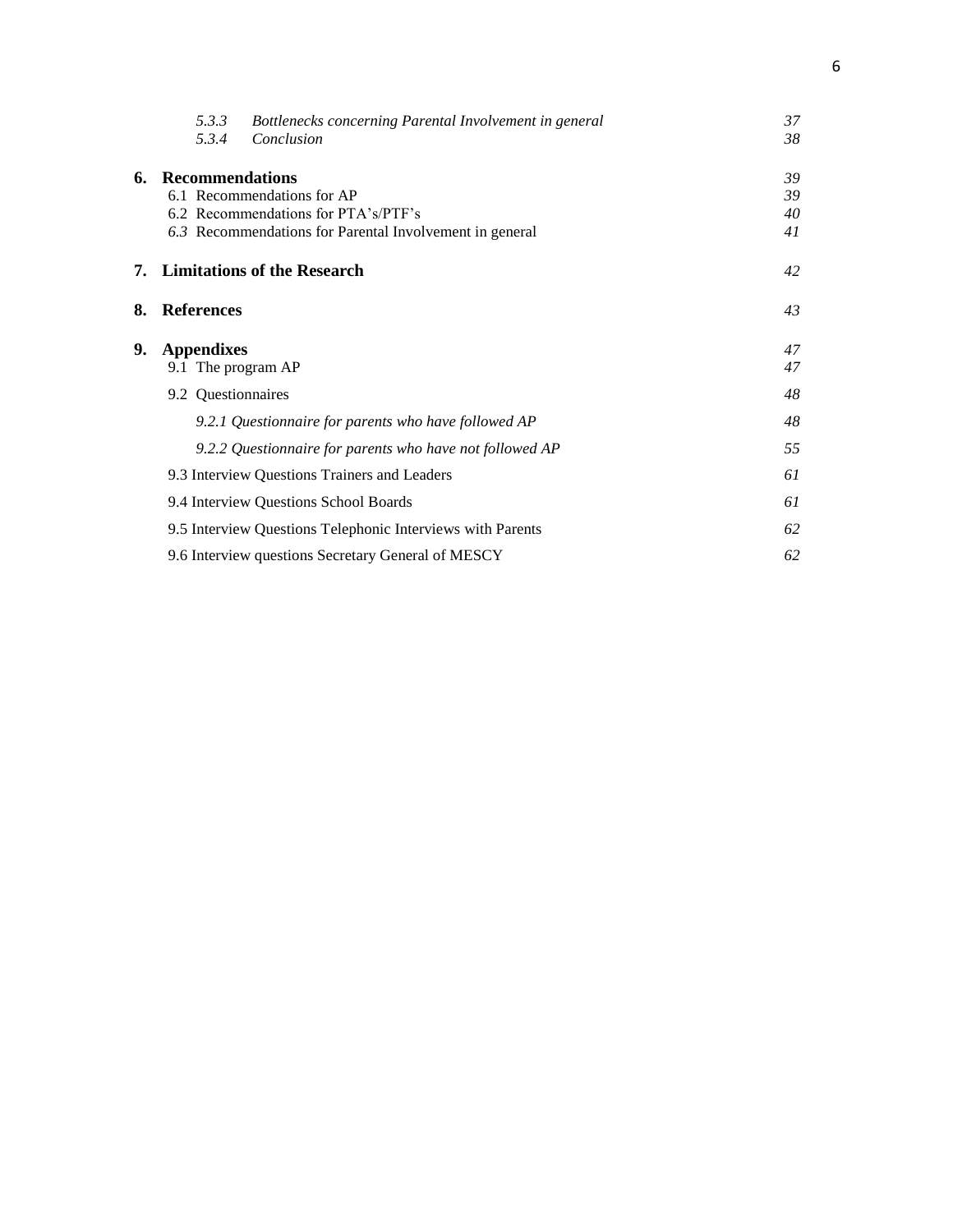| | | |
|---|---|---|
| | *5.3.3 Bottlenecks concerning Parental Involvement in general* | *37* |
| | *5.3.4 Conclusion* | *38* |
| **6.** | **Recommendations** | *39* |
| | 6.1 Recommendations for AP | *39* |
| | 6.2 Recommendations for PTA's/PTF's | *40* |
| | *6.3* Recommendations for Parental Involvement in general | *41* |
| **7.** | **Limitations of the Research** | *42* |
| **8.** | **References** | *43* |
| **9.** | **Appendixes** | *47* |
| | 9.1 The program AP | *47* |
| | 9.2 Questionnaires | *48* |
| | *9.2.1 Questionnaire for parents who have followed AP* | *48* |
| | *9.2.2 Questionnaire for parents who have not followed AP* | *55* |
| | 9.3 Interview Questions Trainers and Leaders | *61* |
| | 9.4 Interview Questions School Boards | *61* |
| | 9.5 Interview Questions Telephonic Interviews with Parents | *62* |
| | 9.6 Interview questions Secretary General of MESCY | *62* |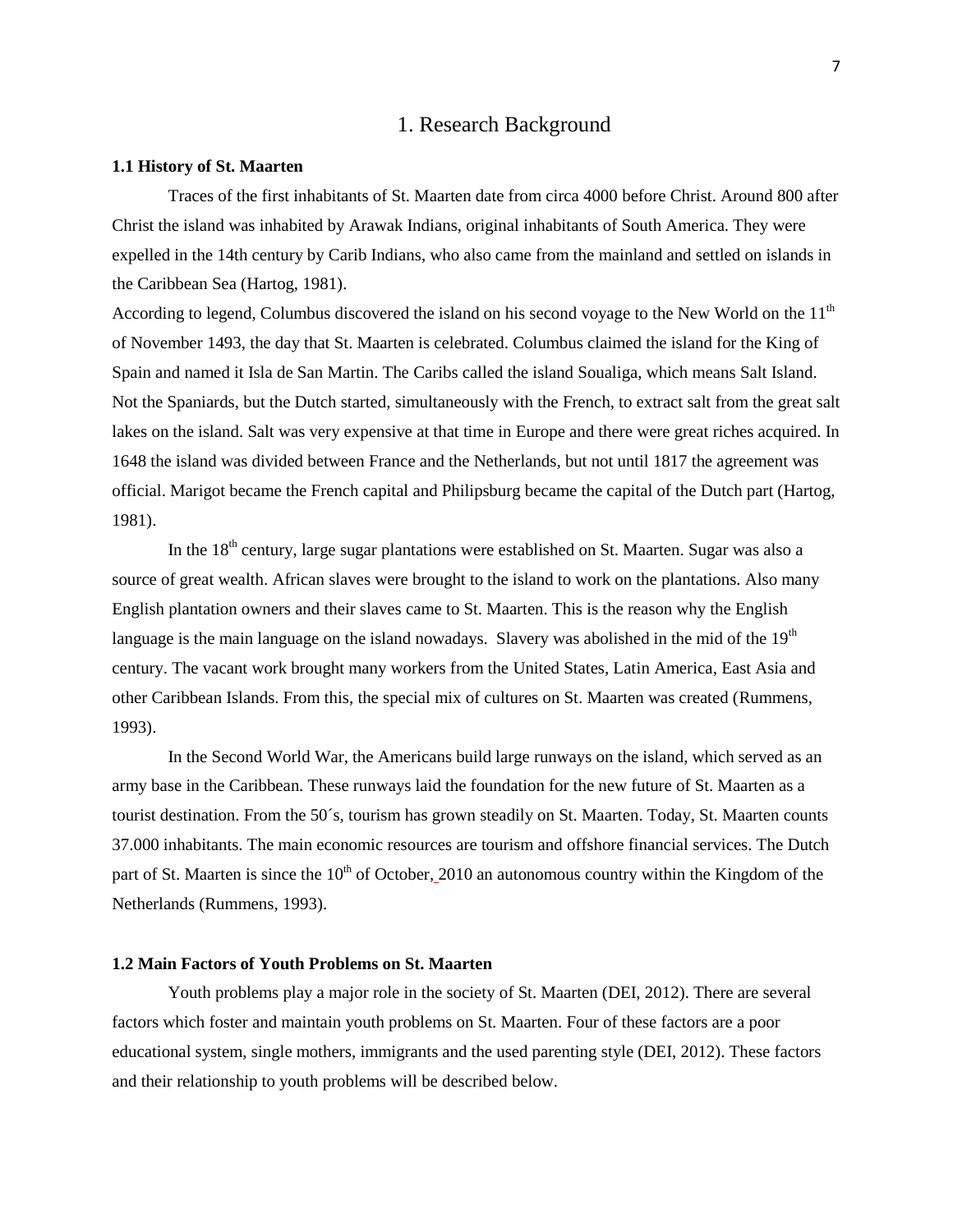// Page 7

# 1. Research Background

### 1.1 History of St. Maarten

Traces of the first inhabitants of St. Maarten date from circa 4000 before Christ. Around 800 after Christ the island was inhabited by Arawak Indians, original inhabitants of South America. They were expelled in the 14th century by Carib Indians, who also came from the mainland and settled on islands in the Caribbean Sea (Hartog, 1981).

According to legend, Columbus discovered the island on his second voyage to the New World on the 11th of November 1493, the day that St. Maarten is celebrated. Columbus claimed the island for the King of Spain and named it Isla de San Martin. The Caribs called the island Soualiga, which means Salt Island. Not the Spaniards, but the Dutch started, simultaneously with the French, to extract salt from the great salt lakes on the island. Salt was very expensive at that time in Europe and there were great riches acquired. In 1648 the island was divided between France and the Netherlands, but not until 1817 the agreement was official. Marigot became the French capital and Philipsburg became the capital of the Dutch part (Hartog, 1981).

In the 18th century, large sugar plantations were established on St. Maarten. Sugar was also a source of great wealth. African slaves were brought to the island to work on the plantations. Also many English plantation owners and their slaves came to St. Maarten. This is the reason why the English language is the main language on the island nowadays. Slavery was abolished in the mid of the 19th century. The vacant work brought many workers from the United States, Latin America, East Asia and other Caribbean Islands. From this, the special mix of cultures on St. Maarten was created (Rummens, 1993).

In the Second World War, the Americans build large runways on the island, which served as an army base in the Caribbean. These runways laid the foundation for the new future of St. Maarten as a tourist destination. From the 50´s, tourism has grown steadily on St. Maarten. Today, St. Maarten counts 37.000 inhabitants. The main economic resources are tourism and offshore financial services. The Dutch part of St. Maarten is since the 10th of October, 2010 an autonomous country within the Kingdom of the Netherlands (Rummens, 1993).

### 1.2 Main Factors of Youth Problems on St. Maarten

Youth problems play a major role in the society of St. Maarten (DEI, 2012). There are several factors which foster and maintain youth problems on St. Maarten. Four of these factors are a poor educational system, single mothers, immigrants and the used parenting style (DEI, 2012). These factors and their relationship to youth problems will be described below.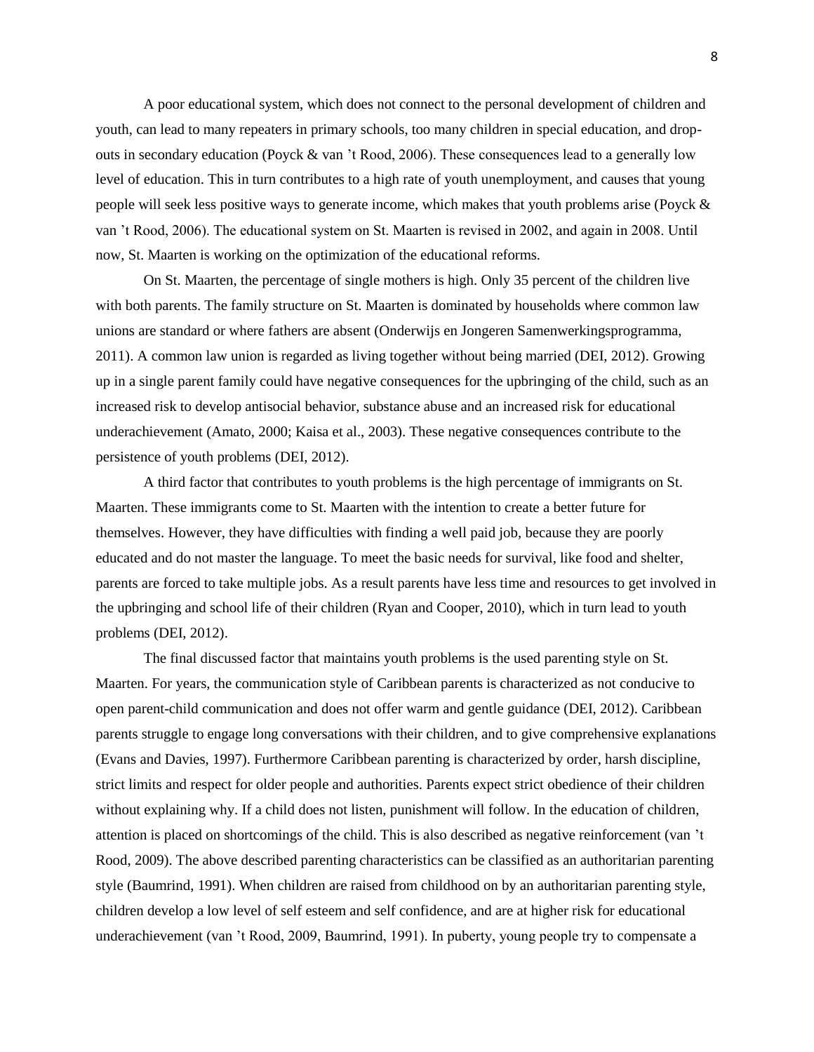A poor educational system, which does not connect to the personal development of children and youth, can lead to many repeaters in primary schools, too many children in special education, and drop-outs in secondary education (Poyck & van 't Rood, 2006). These consequences lead to a generally low level of education. This in turn contributes to a high rate of youth unemployment, and causes that young people will seek less positive ways to generate income, which makes that youth problems arise (Poyck & van 't Rood, 2006). The educational system on St. Maarten is revised in 2002, and again in 2008. Until now, St. Maarten is working on the optimization of the educational reforms.

On St. Maarten, the percentage of single mothers is high. Only 35 percent of the children live with both parents. The family structure on St. Maarten is dominated by households where common law unions are standard or where fathers are absent (Onderwijs en Jongeren Samenwerkingsprogramma, 2011). A common law union is regarded as living together without being married (DEI, 2012). Growing up in a single parent family could have negative consequences for the upbringing of the child, such as an increased risk to develop antisocial behavior, substance abuse and an increased risk for educational underachievement (Amato, 2000; Kaisa et al., 2003). These negative consequences contribute to the persistence of youth problems (DEI, 2012).

A third factor that contributes to youth problems is the high percentage of immigrants on St. Maarten. These immigrants come to St. Maarten with the intention to create a better future for themselves. However, they have difficulties with finding a well paid job, because they are poorly educated and do not master the language. To meet the basic needs for survival, like food and shelter, parents are forced to take multiple jobs. As a result parents have less time and resources to get involved in the upbringing and school life of their children (Ryan and Cooper, 2010), which in turn lead to youth problems (DEI, 2012).

The final discussed factor that maintains youth problems is the used parenting style on St. Maarten. For years, the communication style of Caribbean parents is characterized as not conducive to open parent-child communication and does not offer warm and gentle guidance (DEI, 2012). Caribbean parents struggle to engage long conversations with their children, and to give comprehensive explanations (Evans and Davies, 1997). Furthermore Caribbean parenting is characterized by order, harsh discipline, strict limits and respect for older people and authorities. Parents expect strict obedience of their children without explaining why. If a child does not listen, punishment will follow. In the education of children, attention is placed on shortcomings of the child. This is also described as negative reinforcement (van 't Rood, 2009). The above described parenting characteristics can be classified as an authoritarian parenting style (Baumrind, 1991). When children are raised from childhood on by an authoritarian parenting style, children develop a low level of self esteem and self confidence, and are at higher risk for educational underachievement (van 't Rood, 2009, Baumrind, 1991). In puberty, young people try to compensate a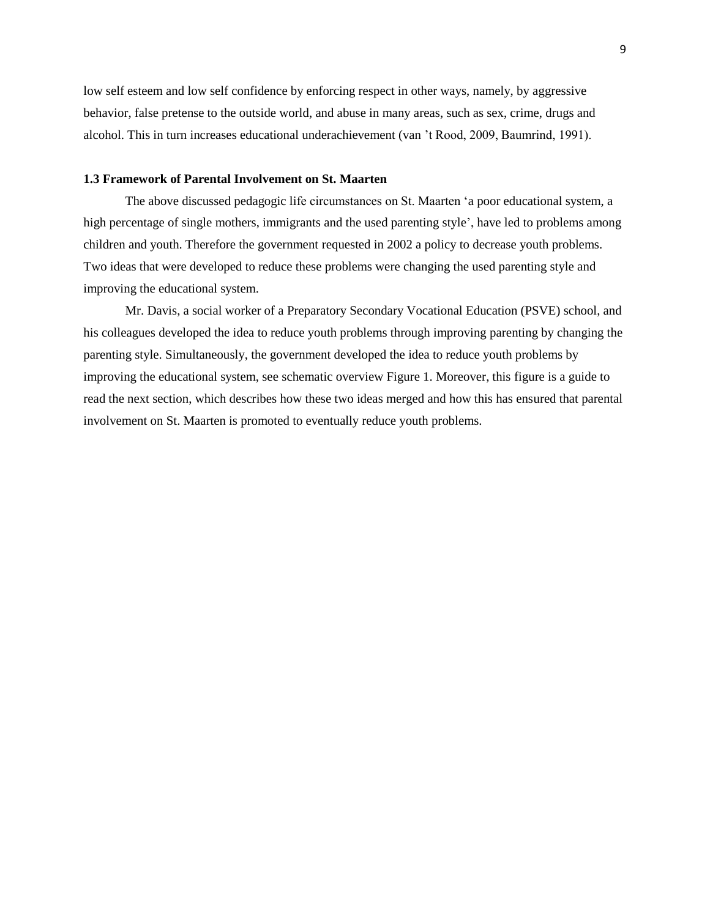low self esteem and low self confidence by enforcing respect in other ways, namely, by aggressive behavior, false pretense to the outside world, and abuse in many areas, such as sex, crime, drugs and alcohol. This in turn increases educational underachievement (van 't Rood, 2009, Baumrind, 1991).

### 1.3 Framework of Parental Involvement on St. Maarten

The above discussed pedagogic life circumstances on St. Maarten 'a poor educational system, a high percentage of single mothers, immigrants and the used parenting style', have led to problems among children and youth. Therefore the government requested in 2002 a policy to decrease youth problems. Two ideas that were developed to reduce these problems were changing the used parenting style and improving the educational system.

Mr. Davis, a social worker of a Preparatory Secondary Vocational Education (PSVE) school, and his colleagues developed the idea to reduce youth problems through improving parenting by changing the parenting style. Simultaneously, the government developed the idea to reduce youth problems by improving the educational system, see schematic overview Figure 1. Moreover, this figure is a guide to read the next section, which describes how these two ideas merged and how this has ensured that parental involvement on St. Maarten is promoted to eventually reduce youth problems.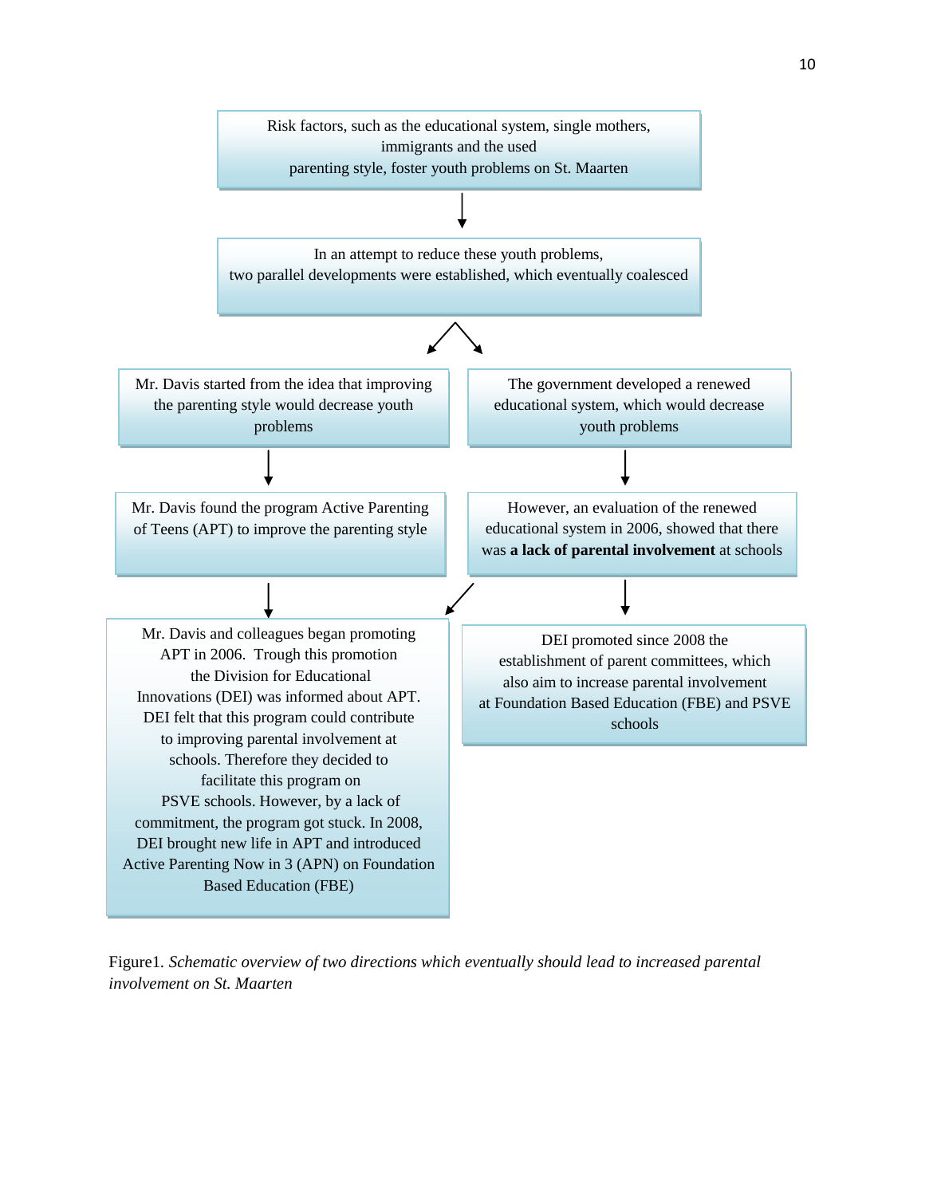Risk factors, such as the educational system, single mothers, immigrants and the used parenting style, foster youth problems on St. Maarten

↓

In an attempt to reduce these youth problems, two parallel developments were established, which eventually coalesced

Mr. Davis started from the idea that improving the parenting style would decrease youth problems

↓

Mr. Davis found the program Active Parenting of Teens (APT) to improve the parenting style

↓

Mr. Davis and colleagues began promoting APT in 2006. Trough this promotion the Division for Educational Innovations (DEI) was informed about APT. DEI felt that this program could contribute to improving parental involvement at schools. Therefore they decided to facilitate this program on PSVE schools. However, by a lack of commitment, the program got stuck. In 2008, DEI brought new life in APT and introduced Active Parenting Now in 3 (APN) on Foundation Based Education (FBE)

The government developed a renewed educational system, which would decrease youth problems

↓

However, an evaluation of the renewed educational system in 2006, showed that there was **a lack of parental involvement** at schools

↓

DEI promoted since 2008 the establishment of parent committees, which also aim to increase parental involvement at Foundation Based Education (FBE) and PSVE schools

Figure1. *Schematic overview of two directions which eventually should lead to increased parental involvement on St. Maarten*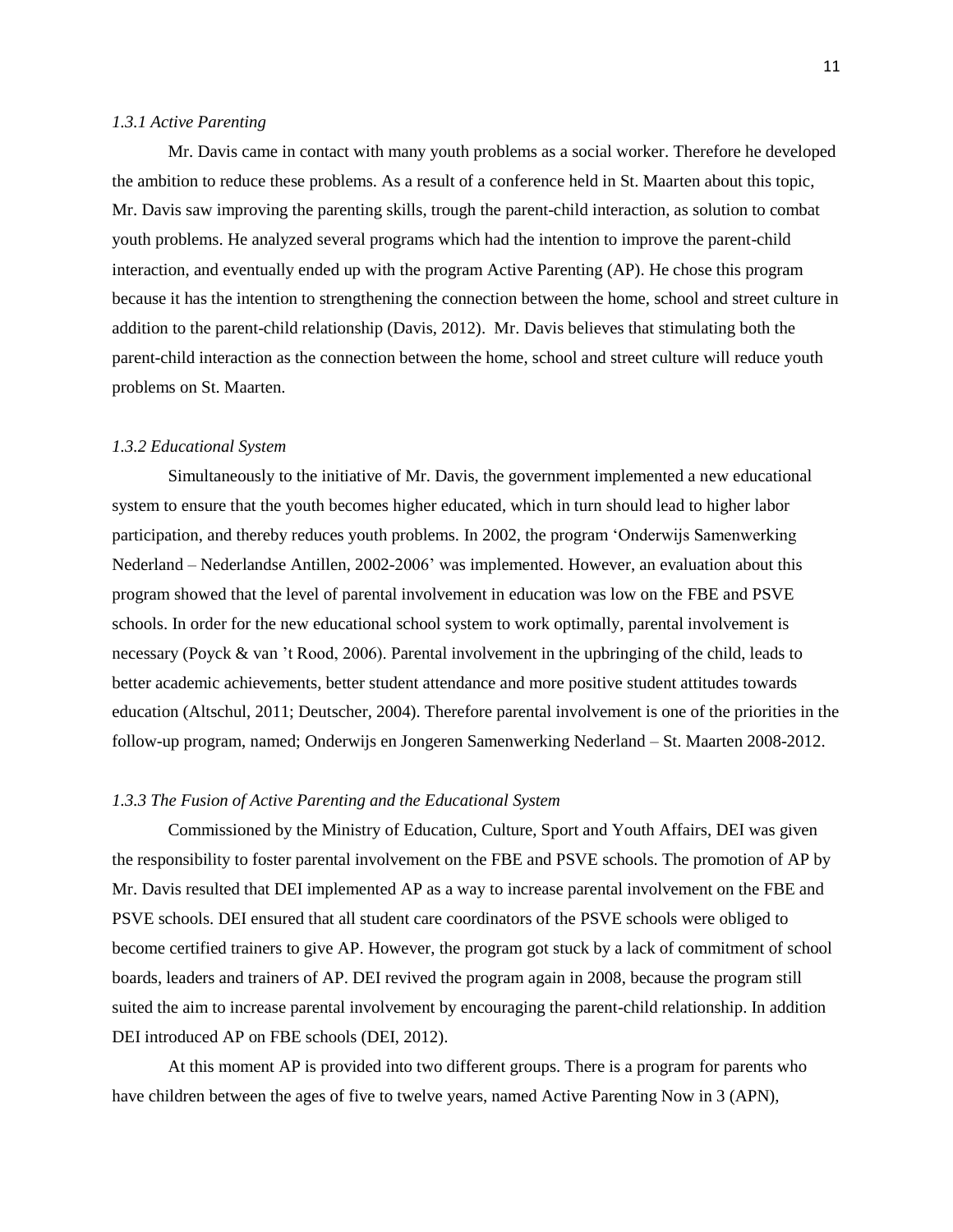### *1.3.1 Active Parenting*

Mr. Davis came in contact with many youth problems as a social worker. Therefore he developed the ambition to reduce these problems. As a result of a conference held in St. Maarten about this topic, Mr. Davis saw improving the parenting skills, trough the parent-child interaction, as solution to combat youth problems. He analyzed several programs which had the intention to improve the parent-child interaction, and eventually ended up with the program Active Parenting (AP). He chose this program because it has the intention to strengthening the connection between the home, school and street culture in addition to the parent-child relationship (Davis, 2012). Mr. Davis believes that stimulating both the parent-child interaction as the connection between the home, school and street culture will reduce youth problems on St. Maarten.

### *1.3.2 Educational System*

Simultaneously to the initiative of Mr. Davis, the government implemented a new educational system to ensure that the youth becomes higher educated, which in turn should lead to higher labor participation, and thereby reduces youth problems. In 2002, the program 'Onderwijs Samenwerking Nederland – Nederlandse Antillen, 2002-2006' was implemented. However, an evaluation about this program showed that the level of parental involvement in education was low on the FBE and PSVE schools. In order for the new educational school system to work optimally, parental involvement is necessary (Poyck & van 't Rood, 2006). Parental involvement in the upbringing of the child, leads to better academic achievements, better student attendance and more positive student attitudes towards education (Altschul, 2011; Deutscher, 2004). Therefore parental involvement is one of the priorities in the follow-up program, named; Onderwijs en Jongeren Samenwerking Nederland – St. Maarten 2008-2012.

### *1.3.3 The Fusion of Active Parenting and the Educational System*

Commissioned by the Ministry of Education, Culture, Sport and Youth Affairs, DEI was given the responsibility to foster parental involvement on the FBE and PSVE schools. The promotion of AP by Mr. Davis resulted that DEI implemented AP as a way to increase parental involvement on the FBE and PSVE schools. DEI ensured that all student care coordinators of the PSVE schools were obliged to become certified trainers to give AP. However, the program got stuck by a lack of commitment of school boards, leaders and trainers of AP. DEI revived the program again in 2008, because the program still suited the aim to increase parental involvement by encouraging the parent-child relationship. In addition DEI introduced AP on FBE schools (DEI, 2012).

At this moment AP is provided into two different groups. There is a program for parents who have children between the ages of five to twelve years, named Active Parenting Now in 3 (APN),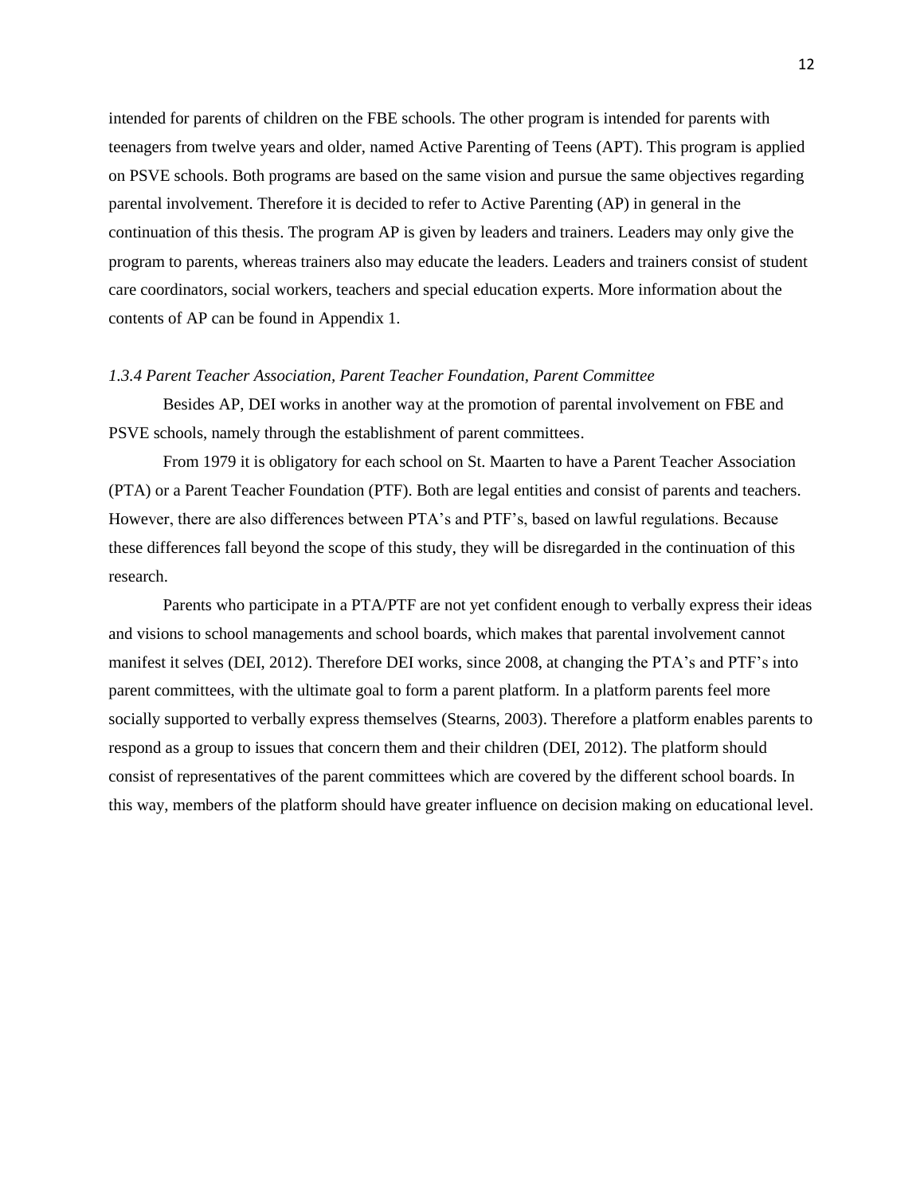intended for parents of children on the FBE schools. The other program is intended for parents with teenagers from twelve years and older, named Active Parenting of Teens (APT). This program is applied on PSVE schools. Both programs are based on the same vision and pursue the same objectives regarding parental involvement. Therefore it is decided to refer to Active Parenting (AP) in general in the continuation of this thesis. The program AP is given by leaders and trainers. Leaders may only give the program to parents, whereas trainers also may educate the leaders. Leaders and trainers consist of student care coordinators, social workers, teachers and special education experts. More information about the contents of AP can be found in Appendix 1.

#### *1.3.4 Parent Teacher Association, Parent Teacher Foundation, Parent Committee*

Besides AP, DEI works in another way at the promotion of parental involvement on FBE and PSVE schools, namely through the establishment of parent committees.

From 1979 it is obligatory for each school on St. Maarten to have a Parent Teacher Association (PTA) or a Parent Teacher Foundation (PTF). Both are legal entities and consist of parents and teachers. However, there are also differences between PTA's and PTF's, based on lawful regulations. Because these differences fall beyond the scope of this study, they will be disregarded in the continuation of this research.

Parents who participate in a PTA/PTF are not yet confident enough to verbally express their ideas and visions to school managements and school boards, which makes that parental involvement cannot manifest it selves (DEI, 2012). Therefore DEI works, since 2008, at changing the PTA's and PTF's into parent committees, with the ultimate goal to form a parent platform. In a platform parents feel more socially supported to verbally express themselves (Stearns, 2003). Therefore a platform enables parents to respond as a group to issues that concern them and their children (DEI, 2012). The platform should consist of representatives of the parent committees which are covered by the different school boards. In this way, members of the platform should have greater influence on decision making on educational level.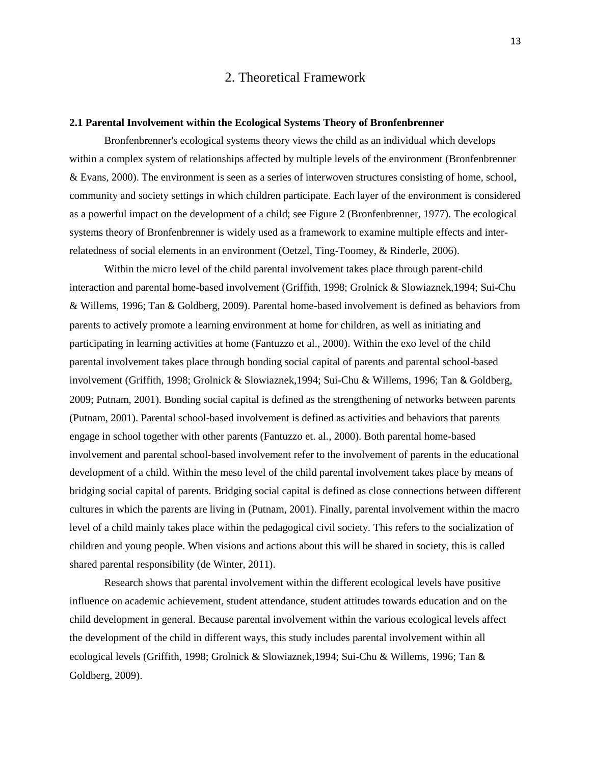# 2. Theoretical Framework

### 2.1 Parental Involvement within the Ecological Systems Theory of Bronfenbrenner

Bronfenbrenner's ecological systems theory views the child as an individual which develops within a complex system of relationships affected by multiple levels of the environment (Bronfenbrenner & Evans, 2000). The environment is seen as a series of interwoven structures consisting of home, school, community and society settings in which children participate. Each layer of the environment is considered as a powerful impact on the development of a child; see Figure 2 (Bronfenbrenner, 1977). The ecological systems theory of Bronfenbrenner is widely used as a framework to examine multiple effects and inter-relatedness of social elements in an environment (Oetzel, Ting-Toomey, & Rinderle, 2006).

Within the micro level of the child parental involvement takes place through parent-child interaction and parental home-based involvement (Griffith, 1998; Grolnick & Slowiaznek,1994; Sui-Chu & Willems, 1996; Tan & Goldberg, 2009). Parental home-based involvement is defined as behaviors from parents to actively promote a learning environment at home for children, as well as initiating and participating in learning activities at home (Fantuzzo et al., 2000). Within the exo level of the child parental involvement takes place through bonding social capital of parents and parental school-based involvement (Griffith, 1998; Grolnick & Slowiaznek,1994; Sui-Chu & Willems, 1996; Tan & Goldberg, 2009; Putnam, 2001). Bonding social capital is defined as the strengthening of networks between parents (Putnam, 2001). Parental school-based involvement is defined as activities and behaviors that parents engage in school together with other parents (Fantuzzo et. al., 2000). Both parental home-based involvement and parental school-based involvement refer to the involvement of parents in the educational development of a child. Within the meso level of the child parental involvement takes place by means of bridging social capital of parents. Bridging social capital is defined as close connections between different cultures in which the parents are living in (Putnam, 2001). Finally, parental involvement within the macro level of a child mainly takes place within the pedagogical civil society. This refers to the socialization of children and young people. When visions and actions about this will be shared in society, this is called shared parental responsibility (de Winter, 2011).

Research shows that parental involvement within the different ecological levels have positive influence on academic achievement, student attendance, student attitudes towards education and on the child development in general. Because parental involvement within the various ecological levels affect the development of the child in different ways, this study includes parental involvement within all ecological levels (Griffith, 1998; Grolnick & Slowiaznek,1994; Sui-Chu & Willems, 1996; Tan & Goldberg, 2009).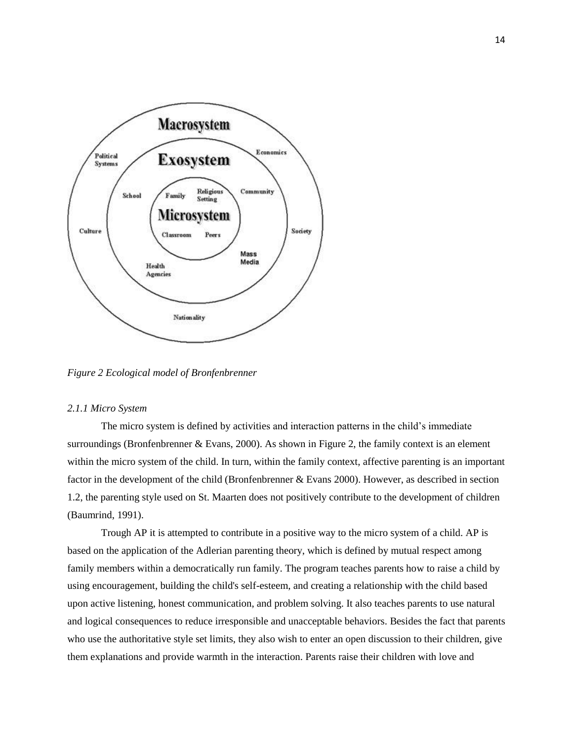*Figure 2 Ecological model of Bronfenbrenner*

### *2.1.1 Micro System*

The micro system is defined by activities and interaction patterns in the child's immediate surroundings (Bronfenbrenner & Evans, 2000). As shown in Figure 2, the family context is an element within the micro system of the child. In turn, within the family context, affective parenting is an important factor in the development of the child (Bronfenbrenner & Evans 2000). However, as described in section 1.2, the parenting style used on St. Maarten does not positively contribute to the development of children (Baumrind, 1991).

Trough AP it is attempted to contribute in a positive way to the micro system of a child. AP is based on the application of the Adlerian parenting theory, which is defined by mutual respect among family members within a democratically run family. The program teaches parents how to raise a child by using encouragement, building the child's self-esteem, and creating a relationship with the child based upon active listening, honest communication, and problem solving. It also teaches parents to use natural and logical consequences to reduce irresponsible and unacceptable behaviors. Besides the fact that parents who use the authoritative style set limits, they also wish to enter an open discussion to their children, give them explanations and provide warmth in the interaction. Parents raise their children with love and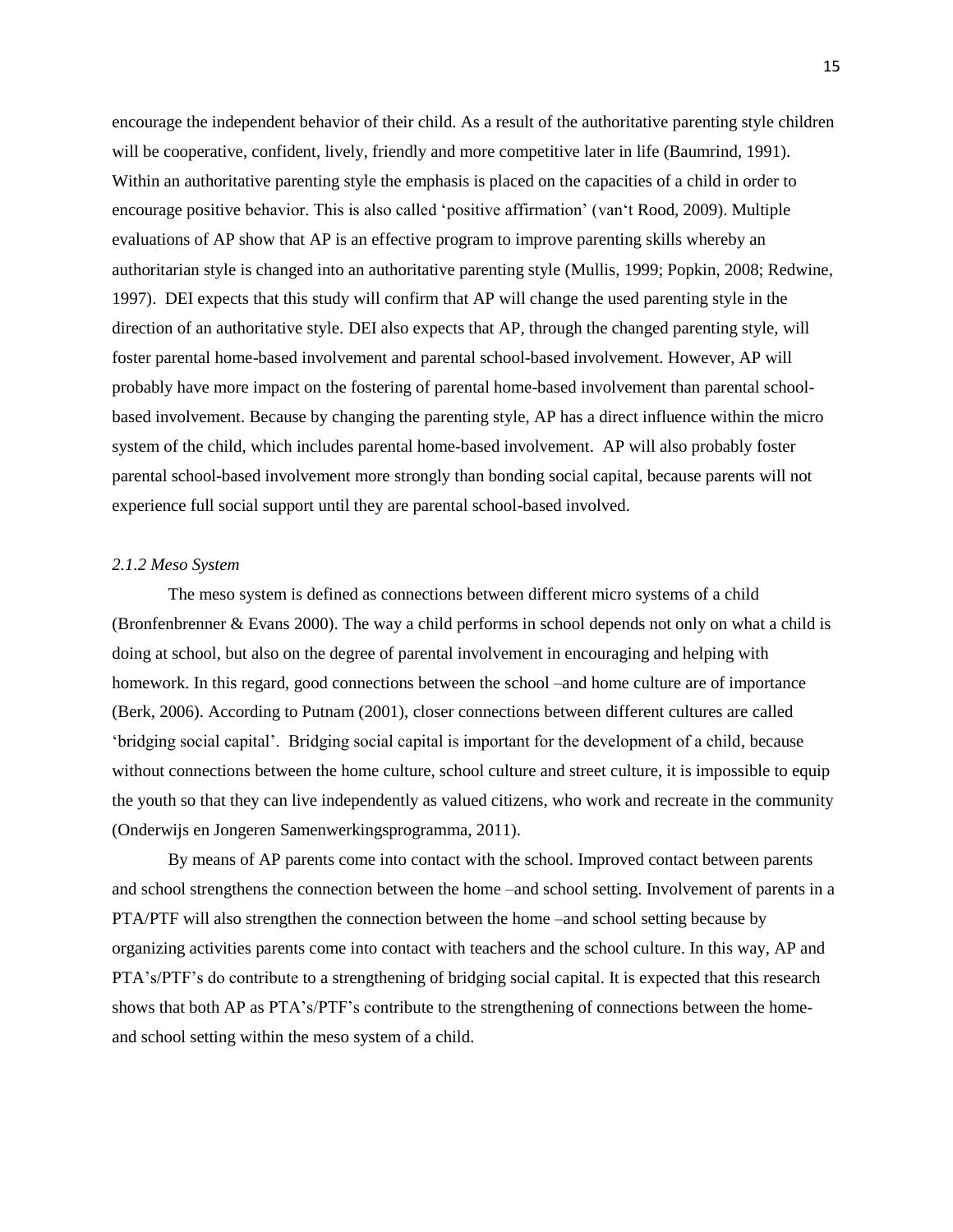encourage the independent behavior of their child. As a result of the authoritative parenting style children will be cooperative, confident, lively, friendly and more competitive later in life (Baumrind, 1991). Within an authoritative parenting style the emphasis is placed on the capacities of a child in order to encourage positive behavior. This is also called 'positive affirmation' (van't Rood, 2009). Multiple evaluations of AP show that AP is an effective program to improve parenting skills whereby an authoritarian style is changed into an authoritative parenting style (Mullis, 1999; Popkin, 2008; Redwine, 1997). DEI expects that this study will confirm that AP will change the used parenting style in the direction of an authoritative style. DEI also expects that AP, through the changed parenting style, will foster parental home-based involvement and parental school-based involvement. However, AP will probably have more impact on the fostering of parental home-based involvement than parental school-based involvement. Because by changing the parenting style, AP has a direct influence within the micro system of the child, which includes parental home-based involvement. AP will also probably foster parental school-based involvement more strongly than bonding social capital, because parents will not experience full social support until they are parental school-based involved.

### *2.1.2 Meso System*

The meso system is defined as connections between different micro systems of a child (Bronfenbrenner & Evans 2000). The way a child performs in school depends not only on what a child is doing at school, but also on the degree of parental involvement in encouraging and helping with homework. In this regard, good connections between the school –and home culture are of importance (Berk, 2006). According to Putnam (2001), closer connections between different cultures are called 'bridging social capital'. Bridging social capital is important for the development of a child, because without connections between the home culture, school culture and street culture, it is impossible to equip the youth so that they can live independently as valued citizens, who work and recreate in the community (Onderwijs en Jongeren Samenwerkingsprogramma, 2011).

By means of AP parents come into contact with the school. Improved contact between parents and school strengthens the connection between the home –and school setting. Involvement of parents in a PTA/PTF will also strengthen the connection between the home –and school setting because by organizing activities parents come into contact with teachers and the school culture. In this way, AP and PTA's/PTF's do contribute to a strengthening of bridging social capital. It is expected that this research shows that both AP as PTA's/PTF's contribute to the strengthening of connections between the home- and school setting within the meso system of a child.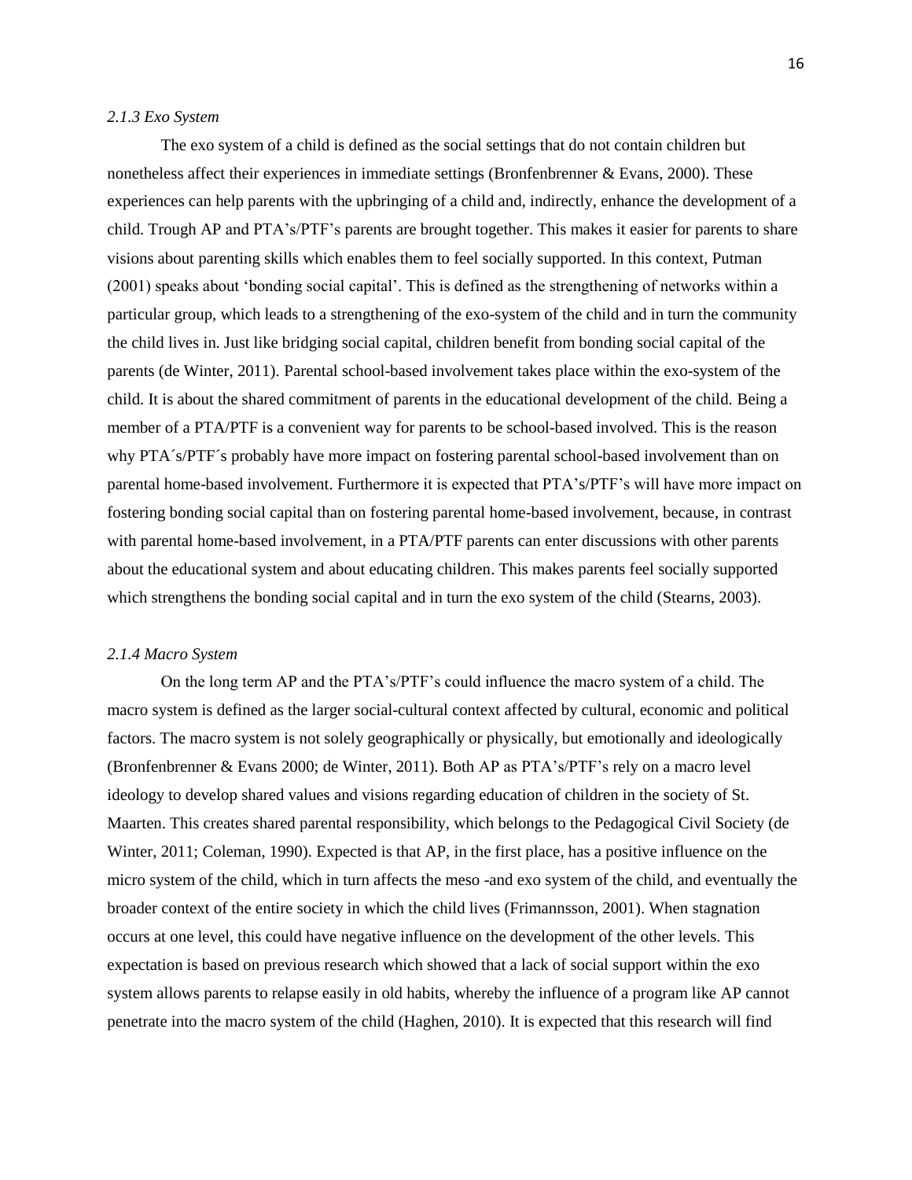*2.1.3 Exo System*

The exo system of a child is defined as the social settings that do not contain children but nonetheless affect their experiences in immediate settings (Bronfenbrenner & Evans, 2000). These experiences can help parents with the upbringing of a child and, indirectly, enhance the development of a child. Trough AP and PTA's/PTF's parents are brought together. This makes it easier for parents to share visions about parenting skills which enables them to feel socially supported. In this context, Putman (2001) speaks about 'bonding social capital'. This is defined as the strengthening of networks within a particular group, which leads to a strengthening of the exo-system of the child and in turn the community the child lives in. Just like bridging social capital, children benefit from bonding social capital of the parents (de Winter, 2011). Parental school-based involvement takes place within the exo-system of the child. It is about the shared commitment of parents in the educational development of the child. Being a member of a PTA/PTF is a convenient way for parents to be school-based involved. This is the reason why PTA´s/PTF´s probably have more impact on fostering parental school-based involvement than on parental home-based involvement. Furthermore it is expected that PTA's/PTF's will have more impact on fostering bonding social capital than on fostering parental home-based involvement, because, in contrast with parental home-based involvement, in a PTA/PTF parents can enter discussions with other parents about the educational system and about educating children. This makes parents feel socially supported which strengthens the bonding social capital and in turn the exo system of the child (Stearns, 2003).

*2.1.4 Macro System*

On the long term AP and the PTA's/PTF's could influence the macro system of a child. The macro system is defined as the larger social-cultural context affected by cultural, economic and political factors. The macro system is not solely geographically or physically, but emotionally and ideologically (Bronfenbrenner & Evans 2000; de Winter, 2011). Both AP as PTA's/PTF's rely on a macro level ideology to develop shared values and visions regarding education of children in the society of St. Maarten. This creates shared parental responsibility, which belongs to the Pedagogical Civil Society (de Winter, 2011; Coleman, 1990). Expected is that AP, in the first place, has a positive influence on the micro system of the child, which in turn affects the meso -and exo system of the child, and eventually the broader context of the entire society in which the child lives (Frimannsson, 2001). When stagnation occurs at one level, this could have negative influence on the development of the other levels. This expectation is based on previous research which showed that a lack of social support within the exo system allows parents to relapse easily in old habits, whereby the influence of a program like AP cannot penetrate into the macro system of the child (Haghen, 2010). It is expected that this research will find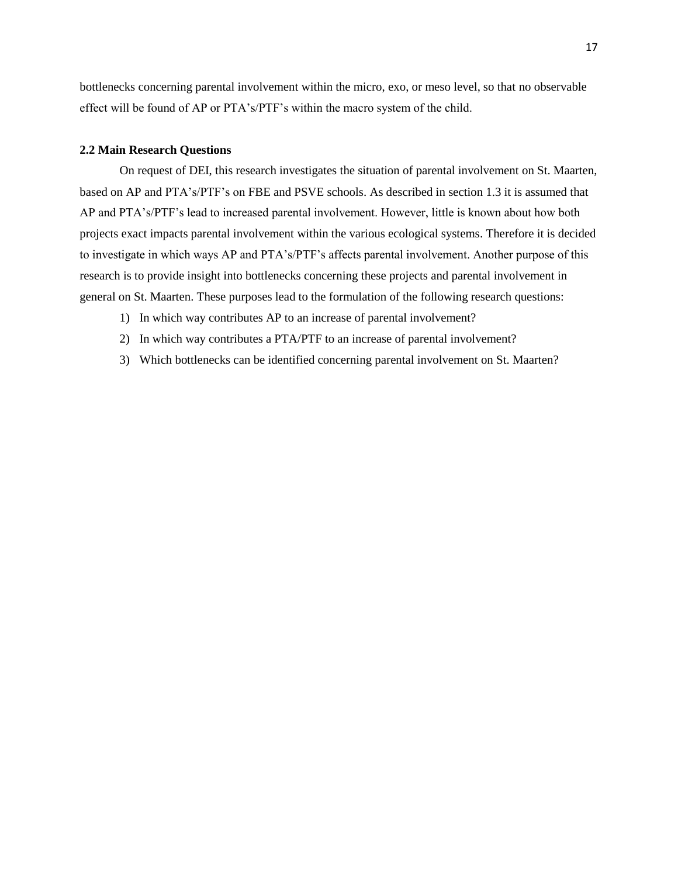bottlenecks concerning parental involvement within the micro, exo, or meso level, so that no observable effect will be found of AP or PTA's/PTF's within the macro system of the child.

### 2.2 Main Research Questions

On request of DEI, this research investigates the situation of parental involvement on St. Maarten, based on AP and PTA's/PTF's on FBE and PSVE schools. As described in section 1.3 it is assumed that AP and PTA's/PTF's lead to increased parental involvement. However, little is known about how both projects exact impacts parental involvement within the various ecological systems. Therefore it is decided to investigate in which ways AP and PTA's/PTF's affects parental involvement. Another purpose of this research is to provide insight into bottlenecks concerning these projects and parental involvement in general on St. Maarten. These purposes lead to the formulation of the following research questions:

1) In which way contributes AP to an increase of parental involvement?
2) In which way contributes a PTA/PTF to an increase of parental involvement?
3) Which bottlenecks can be identified concerning parental involvement on St. Maarten?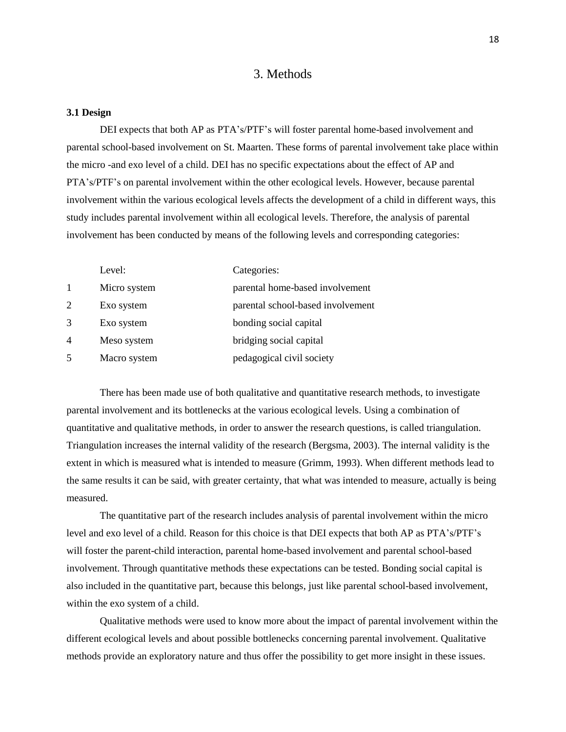# 3. Methods

**3.1 Design**

DEI expects that both AP as PTA's/PTF's will foster parental home-based involvement and parental school-based involvement on St. Maarten. These forms of parental involvement take place within the micro -and exo level of a child. DEI has no specific expectations about the effect of AP and PTA's/PTF's on parental involvement within the other ecological levels. However, because parental involvement within the various ecological levels affects the development of a child in different ways, this study includes parental involvement within all ecological levels. Therefore, the analysis of parental involvement has been conducted by means of the following levels and corresponding categories:

| | Level: | Categories: |
|---|---|---|
| 1 | Micro system | parental home-based involvement |
| 2 | Exo system | parental school-based involvement |
| 3 | Exo system | bonding social capital |
| 4 | Meso system | bridging social capital |
| 5 | Macro system | pedagogical civil society |

There has been made use of both qualitative and quantitative research methods, to investigate parental involvement and its bottlenecks at the various ecological levels. Using a combination of quantitative and qualitative methods, in order to answer the research questions, is called triangulation. Triangulation increases the internal validity of the research (Bergsma, 2003). The internal validity is the extent in which is measured what is intended to measure (Grimm, 1993). When different methods lead to the same results it can be said, with greater certainty, that what was intended to measure, actually is being measured.

The quantitative part of the research includes analysis of parental involvement within the micro level and exo level of a child. Reason for this choice is that DEI expects that both AP as PTA's/PTF's will foster the parent-child interaction, parental home-based involvement and parental school-based involvement. Through quantitative methods these expectations can be tested. Bonding social capital is also included in the quantitative part, because this belongs, just like parental school-based involvement, within the exo system of a child.

Qualitative methods were used to know more about the impact of parental involvement within the different ecological levels and about possible bottlenecks concerning parental involvement. Qualitative methods provide an exploratory nature and thus offer the possibility to get more insight in these issues.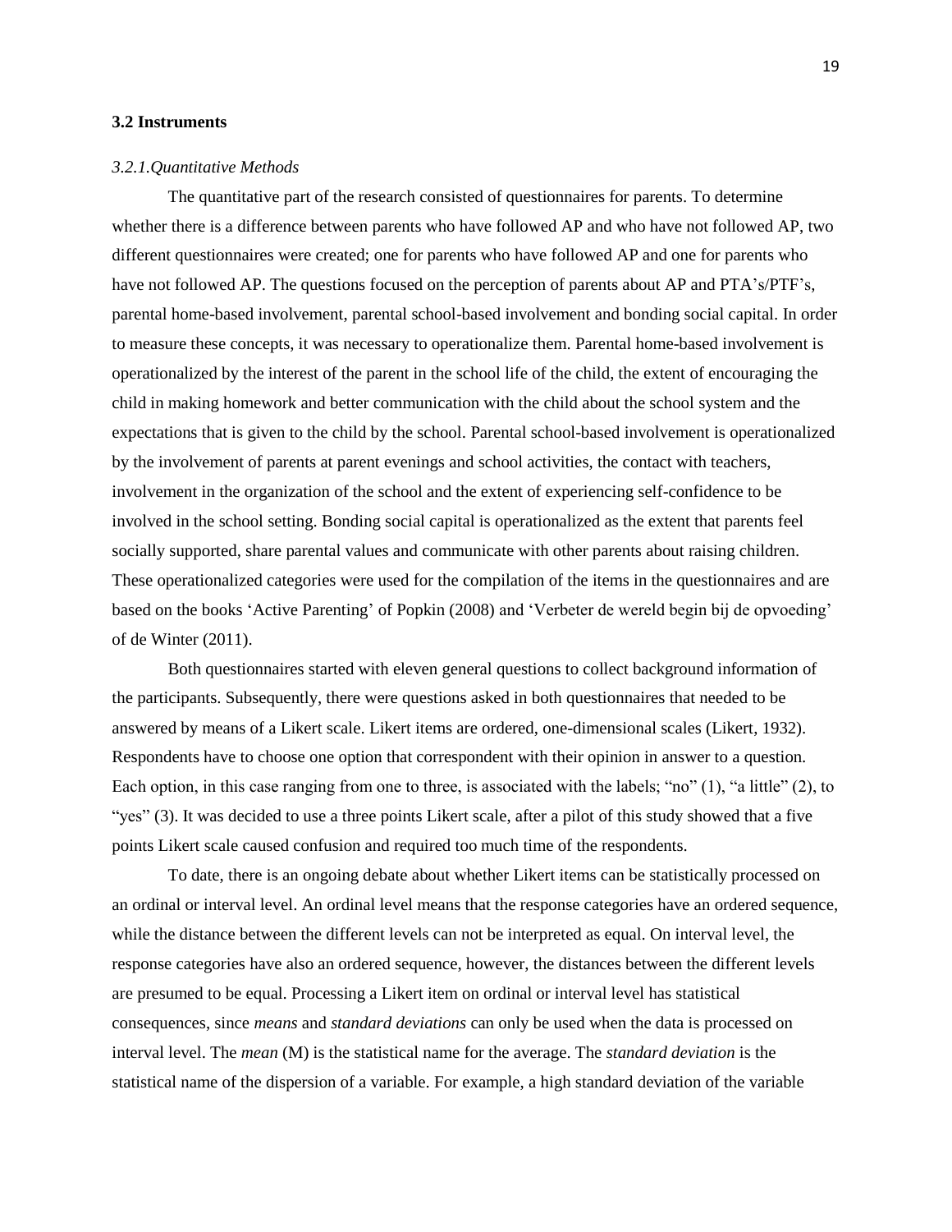### 3.2 Instruments

*3.2.1.Quantitative Methods*

The quantitative part of the research consisted of questionnaires for parents. To determine whether there is a difference between parents who have followed AP and who have not followed AP, two different questionnaires were created; one for parents who have followed AP and one for parents who have not followed AP. The questions focused on the perception of parents about AP and PTA's/PTF's, parental home-based involvement, parental school-based involvement and bonding social capital. In order to measure these concepts, it was necessary to operationalize them. Parental home-based involvement is operationalized by the interest of the parent in the school life of the child, the extent of encouraging the child in making homework and better communication with the child about the school system and the expectations that is given to the child by the school. Parental school-based involvement is operationalized by the involvement of parents at parent evenings and school activities, the contact with teachers, involvement in the organization of the school and the extent of experiencing self-confidence to be involved in the school setting. Bonding social capital is operationalized as the extent that parents feel socially supported, share parental values and communicate with other parents about raising children. These operationalized categories were used for the compilation of the items in the questionnaires and are based on the books 'Active Parenting' of Popkin (2008) and 'Verbeter de wereld begin bij de opvoeding' of de Winter (2011).

Both questionnaires started with eleven general questions to collect background information of the participants. Subsequently, there were questions asked in both questionnaires that needed to be answered by means of a Likert scale. Likert items are ordered, one-dimensional scales (Likert, 1932). Respondents have to choose one option that correspondent with their opinion in answer to a question. Each option, in this case ranging from one to three, is associated with the labels; "no" (1), "a little" (2), to "yes" (3). It was decided to use a three points Likert scale, after a pilot of this study showed that a five points Likert scale caused confusion and required too much time of the respondents.

To date, there is an ongoing debate about whether Likert items can be statistically processed on an ordinal or interval level. An ordinal level means that the response categories have an ordered sequence, while the distance between the different levels can not be interpreted as equal. On interval level, the response categories have also an ordered sequence, however, the distances between the different levels are presumed to be equal. Processing a Likert item on ordinal or interval level has statistical consequences, since *means* and *standard deviations* can only be used when the data is processed on interval level. The *mean* (M) is the statistical name for the average. The *standard deviation* is the statistical name of the dispersion of a variable. For example, a high standard deviation of the variable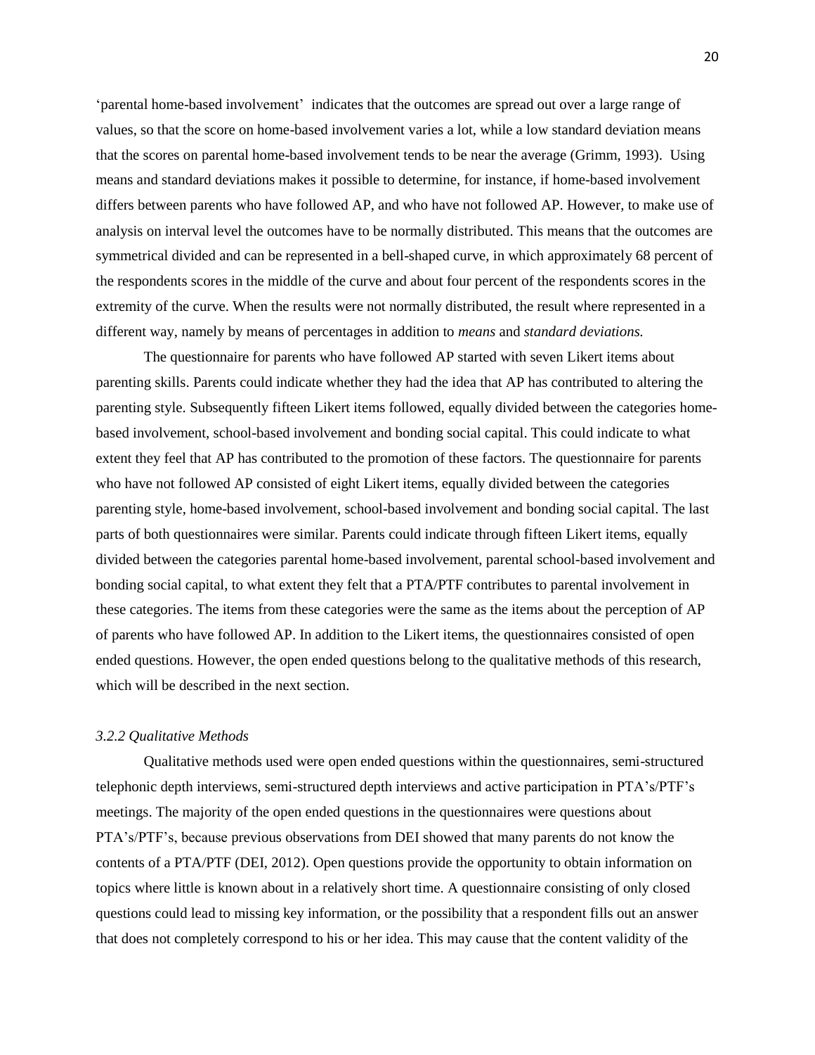'parental home-based involvement' indicates that the outcomes are spread out over a large range of values, so that the score on home-based involvement varies a lot, while a low standard deviation means that the scores on parental home-based involvement tends to be near the average (Grimm, 1993). Using means and standard deviations makes it possible to determine, for instance, if home-based involvement differs between parents who have followed AP, and who have not followed AP. However, to make use of analysis on interval level the outcomes have to be normally distributed. This means that the outcomes are symmetrical divided and can be represented in a bell-shaped curve, in which approximately 68 percent of the respondents scores in the middle of the curve and about four percent of the respondents scores in the extremity of the curve. When the results were not normally distributed, the result where represented in a different way, namely by means of percentages in addition to *means* and *standard deviations.*

The questionnaire for parents who have followed AP started with seven Likert items about parenting skills. Parents could indicate whether they had the idea that AP has contributed to altering the parenting style. Subsequently fifteen Likert items followed, equally divided between the categories home-based involvement, school-based involvement and bonding social capital. This could indicate to what extent they feel that AP has contributed to the promotion of these factors. The questionnaire for parents who have not followed AP consisted of eight Likert items, equally divided between the categories parenting style, home-based involvement, school-based involvement and bonding social capital. The last parts of both questionnaires were similar. Parents could indicate through fifteen Likert items, equally divided between the categories parental home-based involvement, parental school-based involvement and bonding social capital, to what extent they felt that a PTA/PTF contributes to parental involvement in these categories. The items from these categories were the same as the items about the perception of AP of parents who have followed AP. In addition to the Likert items, the questionnaires consisted of open ended questions. However, the open ended questions belong to the qualitative methods of this research, which will be described in the next section.

### *3.2.2 Qualitative Methods*

Qualitative methods used were open ended questions within the questionnaires, semi-structured telephonic depth interviews, semi-structured depth interviews and active participation in PTA's/PTF's meetings. The majority of the open ended questions in the questionnaires were questions about PTA's/PTF's, because previous observations from DEI showed that many parents do not know the contents of a PTA/PTF (DEI, 2012). Open questions provide the opportunity to obtain information on topics where little is known about in a relatively short time. A questionnaire consisting of only closed questions could lead to missing key information, or the possibility that a respondent fills out an answer that does not completely correspond to his or her idea. This may cause that the content validity of the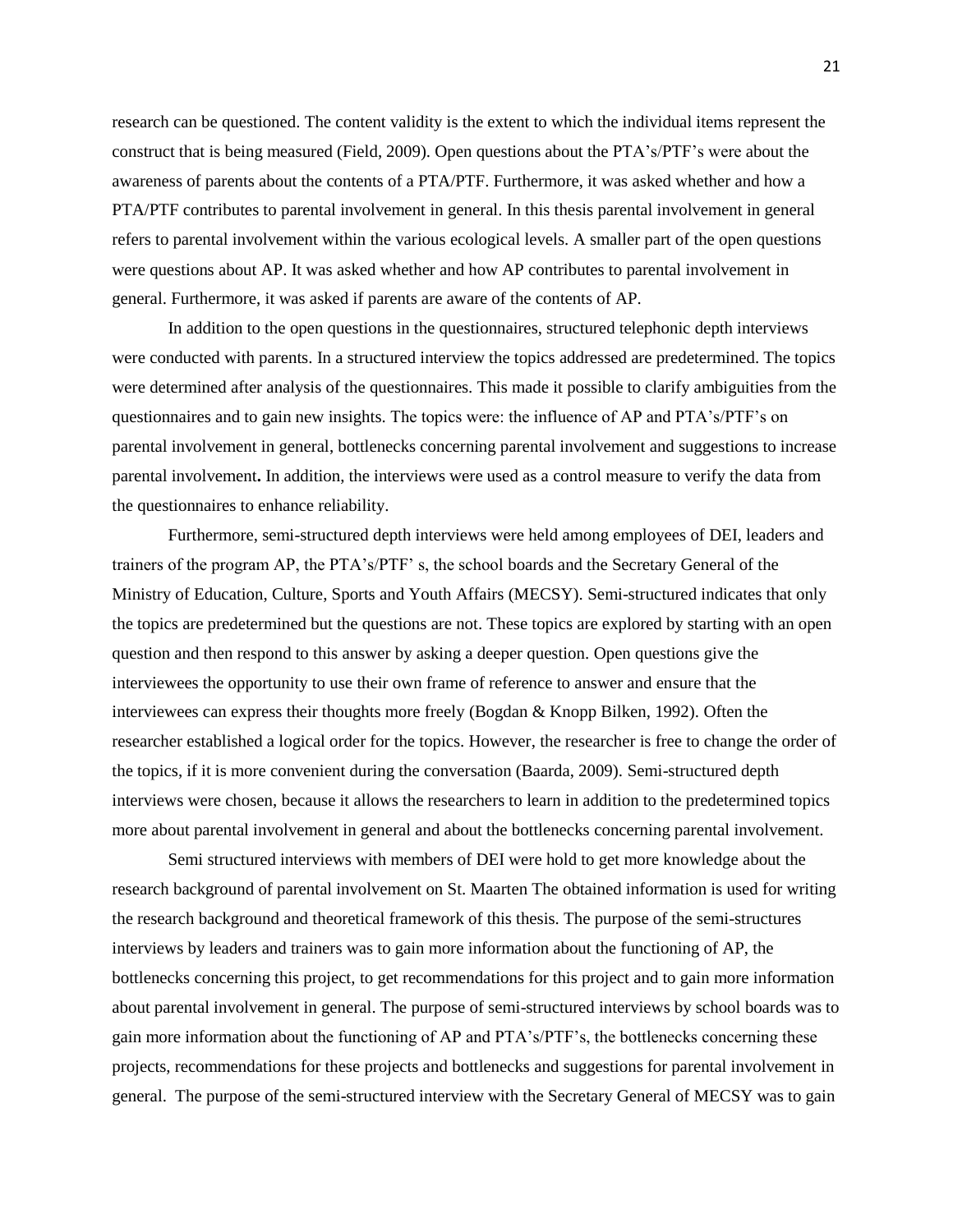research can be questioned. The content validity is the extent to which the individual items represent the construct that is being measured (Field, 2009). Open questions about the PTA's/PTF's were about the awareness of parents about the contents of a PTA/PTF. Furthermore, it was asked whether and how a PTA/PTF contributes to parental involvement in general. In this thesis parental involvement in general refers to parental involvement within the various ecological levels. A smaller part of the open questions were questions about AP. It was asked whether and how AP contributes to parental involvement in general. Furthermore, it was asked if parents are aware of the contents of AP.

In addition to the open questions in the questionnaires, structured telephonic depth interviews were conducted with parents. In a structured interview the topics addressed are predetermined. The topics were determined after analysis of the questionnaires. This made it possible to clarify ambiguities from the questionnaires and to gain new insights. The topics were: the influence of AP and PTA's/PTF's on parental involvement in general, bottlenecks concerning parental involvement and suggestions to increase parental involvement**.** In addition, the interviews were used as a control measure to verify the data from the questionnaires to enhance reliability.

Furthermore, semi-structured depth interviews were held among employees of DEI, leaders and trainers of the program AP, the PTA's/PTF' s, the school boards and the Secretary General of the Ministry of Education, Culture, Sports and Youth Affairs (MECSY). Semi-structured indicates that only the topics are predetermined but the questions are not. These topics are explored by starting with an open question and then respond to this answer by asking a deeper question. Open questions give the interviewees the opportunity to use their own frame of reference to answer and ensure that the interviewees can express their thoughts more freely (Bogdan & Knopp Bilken, 1992). Often the researcher established a logical order for the topics. However, the researcher is free to change the order of the topics, if it is more convenient during the conversation (Baarda, 2009). Semi-structured depth interviews were chosen, because it allows the researchers to learn in addition to the predetermined topics more about parental involvement in general and about the bottlenecks concerning parental involvement.

Semi structured interviews with members of DEI were hold to get more knowledge about the research background of parental involvement on St. Maarten The obtained information is used for writing the research background and theoretical framework of this thesis. The purpose of the semi-structures interviews by leaders and trainers was to gain more information about the functioning of AP, the bottlenecks concerning this project, to get recommendations for this project and to gain more information about parental involvement in general. The purpose of semi-structured interviews by school boards was to gain more information about the functioning of AP and PTA's/PTF's, the bottlenecks concerning these projects, recommendations for these projects and bottlenecks and suggestions for parental involvement in general. The purpose of the semi-structured interview with the Secretary General of MECSY was to gain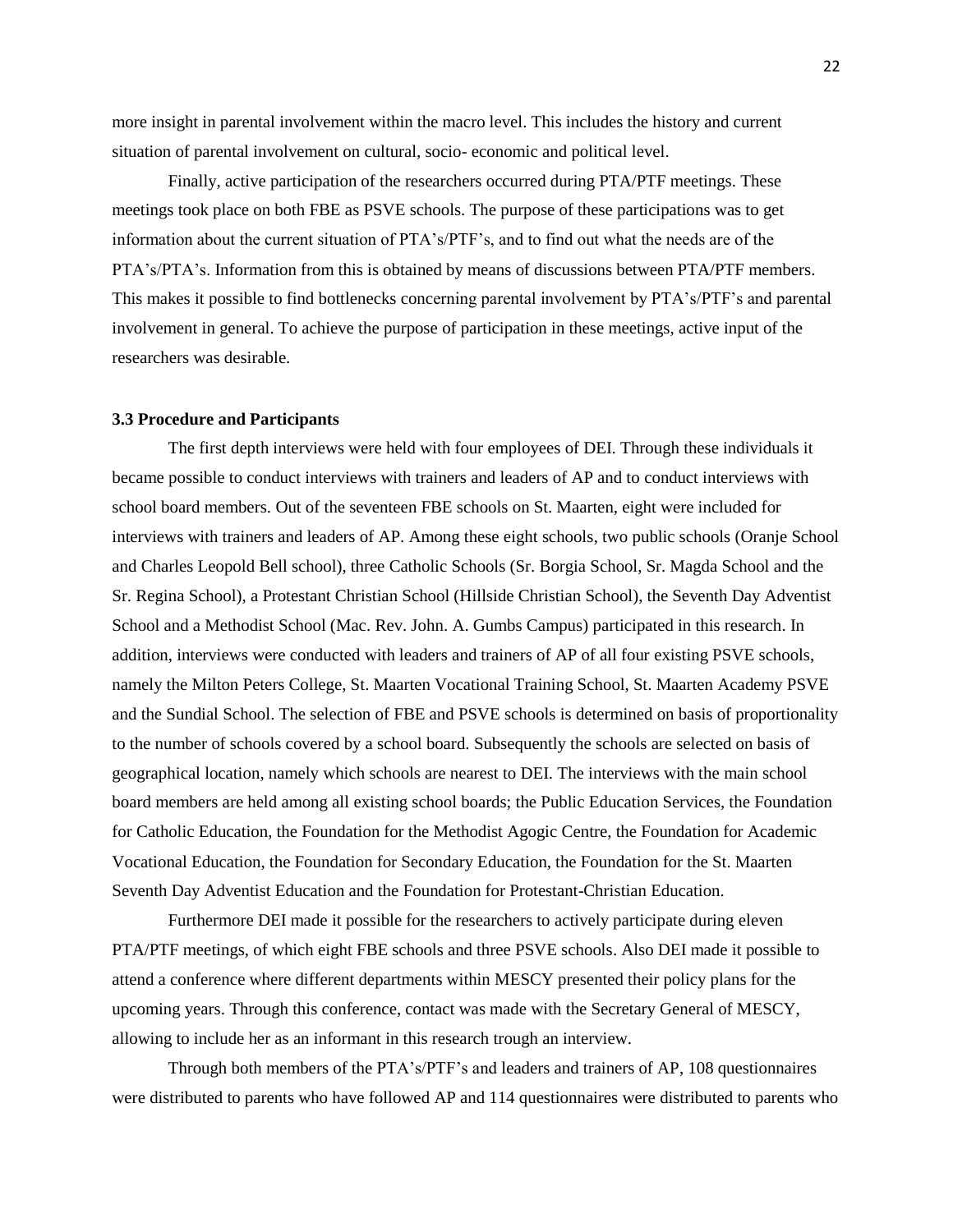more insight in parental involvement within the macro level. This includes the history and current situation of parental involvement on cultural, socio- economic and political level.

Finally, active participation of the researchers occurred during PTA/PTF meetings. These meetings took place on both FBE as PSVE schools. The purpose of these participations was to get information about the current situation of PTA's/PTF's, and to find out what the needs are of the PTA's/PTA's. Information from this is obtained by means of discussions between PTA/PTF members. This makes it possible to find bottlenecks concerning parental involvement by PTA's/PTF's and parental involvement in general. To achieve the purpose of participation in these meetings, active input of the researchers was desirable.

### 3.3 Procedure and Participants

The first depth interviews were held with four employees of DEI. Through these individuals it became possible to conduct interviews with trainers and leaders of AP and to conduct interviews with school board members. Out of the seventeen FBE schools on St. Maarten, eight were included for interviews with trainers and leaders of AP. Among these eight schools, two public schools (Oranje School and Charles Leopold Bell school), three Catholic Schools (Sr. Borgia School, Sr. Magda School and the Sr. Regina School), a Protestant Christian School (Hillside Christian School), the Seventh Day Adventist School and a Methodist School (Mac. Rev. John. A. Gumbs Campus) participated in this research. In addition, interviews were conducted with leaders and trainers of AP of all four existing PSVE schools, namely the Milton Peters College, St. Maarten Vocational Training School, St. Maarten Academy PSVE and the Sundial School. The selection of FBE and PSVE schools is determined on basis of proportionality to the number of schools covered by a school board. Subsequently the schools are selected on basis of geographical location, namely which schools are nearest to DEI. The interviews with the main school board members are held among all existing school boards; the Public Education Services, the Foundation for Catholic Education, the Foundation for the Methodist Agogic Centre, the Foundation for Academic Vocational Education, the Foundation for Secondary Education, the Foundation for the St. Maarten Seventh Day Adventist Education and the Foundation for Protestant-Christian Education.

Furthermore DEI made it possible for the researchers to actively participate during eleven PTA/PTF meetings, of which eight FBE schools and three PSVE schools. Also DEI made it possible to attend a conference where different departments within MESCY presented their policy plans for the upcoming years. Through this conference, contact was made with the Secretary General of MESCY, allowing to include her as an informant in this research trough an interview.

Through both members of the PTA's/PTF's and leaders and trainers of AP, 108 questionnaires were distributed to parents who have followed AP and 114 questionnaires were distributed to parents who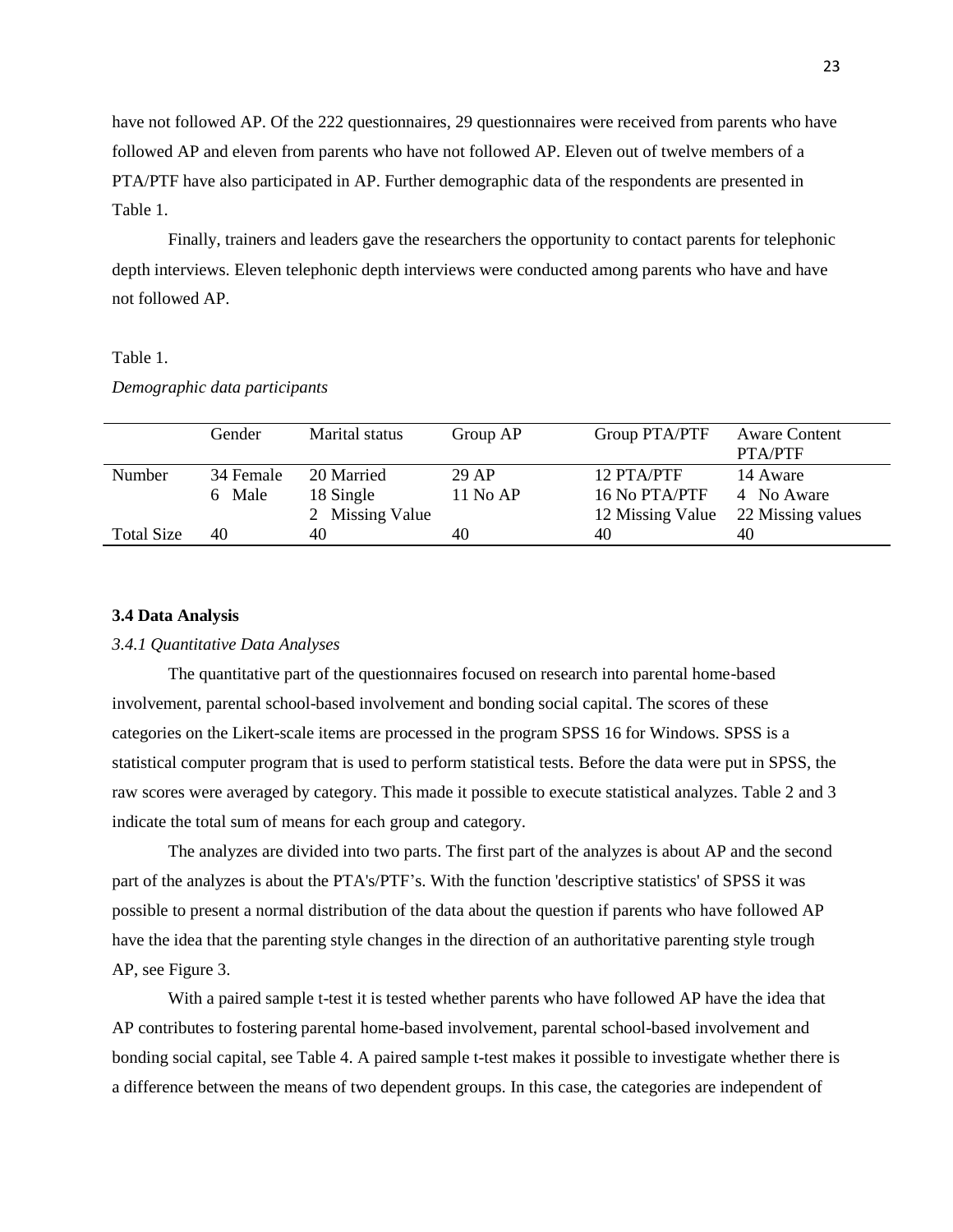have not followed AP. Of the 222 questionnaires, 29 questionnaires were received from parents who have followed AP and eleven from parents who have not followed AP. Eleven out of twelve members of a PTA/PTF have also participated in AP. Further demographic data of the respondents are presented in Table 1.

Finally, trainers and leaders gave the researchers the opportunity to contact parents for telephonic depth interviews. Eleven telephonic depth interviews were conducted among parents who have and have not followed AP.

Table 1.

*Demographic data participants*

| | Gender | Marital status | Group AP | Group PTA/PTF | Aware Content PTA/PTF |
|---|---|---|---|---|---|
| Number | 34 Female<br>6 Male | 20 Married<br>18 Single<br>2 Missing Value | 29 AP<br>11 No AP | 12 PTA/PTF<br>16 No PTA/PTF<br>12 Missing Value | 14 Aware<br>4 No Aware<br>22 Missing values |
| Total Size | 40 | 40 | 40 | 40 | 40 |

**3.4 Data Analysis**

*3.4.1 Quantitative Data Analyses*

The quantitative part of the questionnaires focused on research into parental home-based involvement, parental school-based involvement and bonding social capital. The scores of these categories on the Likert-scale items are processed in the program SPSS 16 for Windows. SPSS is a statistical computer program that is used to perform statistical tests. Before the data were put in SPSS, the raw scores were averaged by category. This made it possible to execute statistical analyzes. Table 2 and 3 indicate the total sum of means for each group and category.

The analyzes are divided into two parts. The first part of the analyzes is about AP and the second part of the analyzes is about the PTA's/PTF's. With the function 'descriptive statistics' of SPSS it was possible to present a normal distribution of the data about the question if parents who have followed AP have the idea that the parenting style changes in the direction of an authoritative parenting style trough AP, see Figure 3.

With a paired sample t-test it is tested whether parents who have followed AP have the idea that AP contributes to fostering parental home-based involvement, parental school-based involvement and bonding social capital, see Table 4. A paired sample t-test makes it possible to investigate whether there is a difference between the means of two dependent groups. In this case, the categories are independent of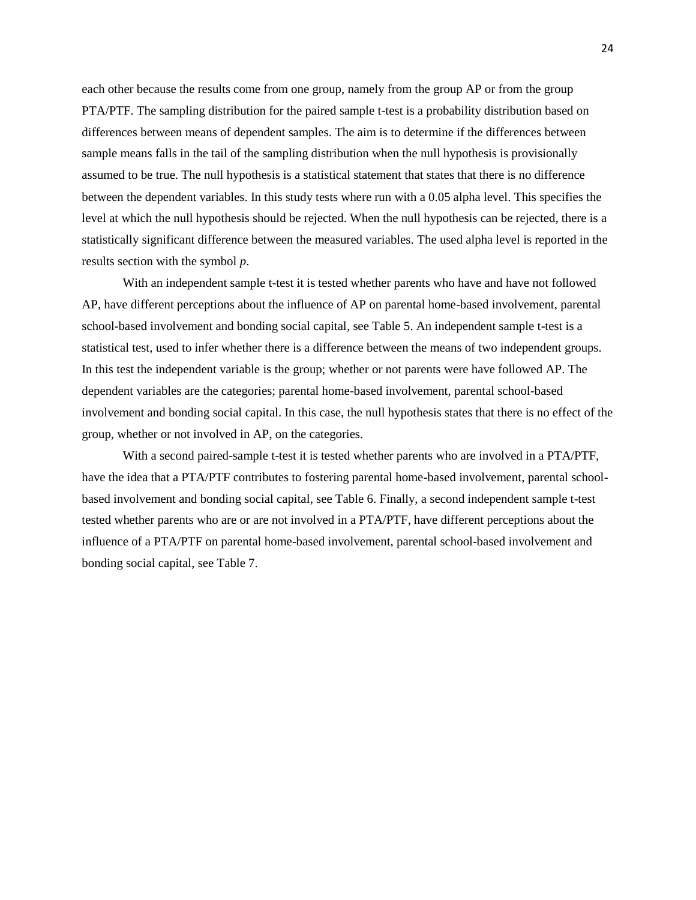each other because the results come from one group, namely from the group AP or from the group PTA/PTF. The sampling distribution for the paired sample t-test is a probability distribution based on differences between means of dependent samples. The aim is to determine if the differences between sample means falls in the tail of the sampling distribution when the null hypothesis is provisionally assumed to be true. The null hypothesis is a statistical statement that states that there is no difference between the dependent variables. In this study tests where run with a 0.05 alpha level. This specifies the level at which the null hypothesis should be rejected. When the null hypothesis can be rejected, there is a statistically significant difference between the measured variables. The used alpha level is reported in the results section with the symbol *p*.

With an independent sample t-test it is tested whether parents who have and have not followed AP, have different perceptions about the influence of AP on parental home-based involvement, parental school-based involvement and bonding social capital, see Table 5. An independent sample t-test is a statistical test, used to infer whether there is a difference between the means of two independent groups. In this test the independent variable is the group; whether or not parents were have followed AP. The dependent variables are the categories; parental home-based involvement, parental school-based involvement and bonding social capital. In this case, the null hypothesis states that there is no effect of the group, whether or not involved in AP, on the categories.

With a second paired-sample t-test it is tested whether parents who are involved in a PTA/PTF, have the idea that a PTA/PTF contributes to fostering parental home-based involvement, parental school-based involvement and bonding social capital, see Table 6. Finally, a second independent sample t-test tested whether parents who are or are not involved in a PTA/PTF, have different perceptions about the influence of a PTA/PTF on parental home-based involvement, parental school-based involvement and bonding social capital, see Table 7.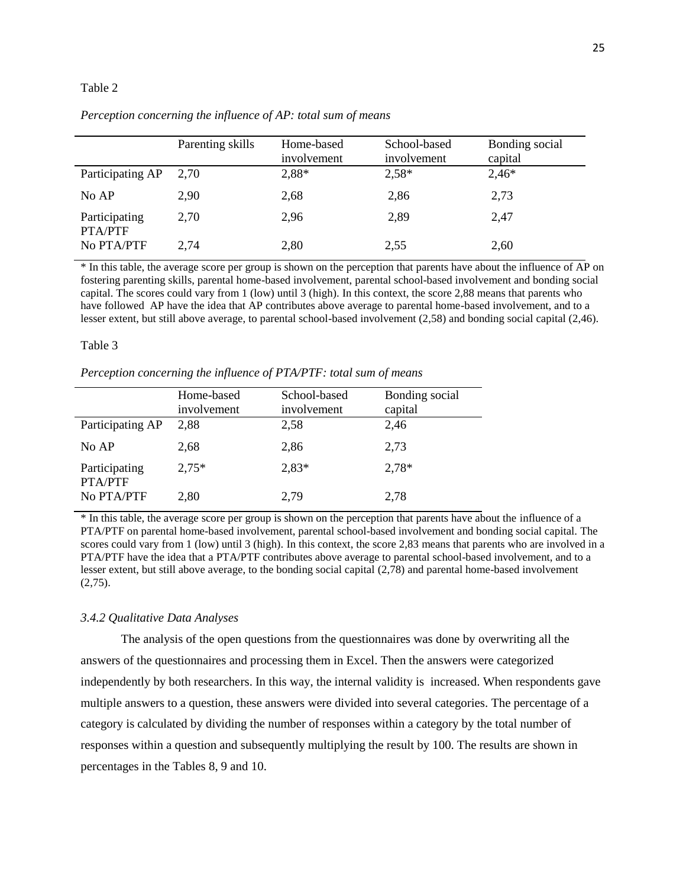Table 2

*Perception concerning the influence of AP: total sum of means*

| | Parenting skills | Home-based involvement | School-based involvement | Bonding social capital |
|---|---|---|---|---|
| Participating AP | 2,70 | 2,88* | 2,58* | 2,46* |
| No AP | 2,90 | 2,68 | 2,86 | 2,73 |
| Participating PTA/PTF | 2,70 | 2,96 | 2,89 | 2,47 |
| No PTA/PTF | 2,74 | 2,80 | 2,55 | 2,60 |

* In this table, the average score per group is shown on the perception that parents have about the influence of AP on fostering parenting skills, parental home-based involvement, parental school-based involvement and bonding social capital. The scores could vary from 1 (low) until 3 (high). In this context, the score 2,88 means that parents who have followed AP have the idea that AP contributes above average to parental home-based involvement, and to a lesser extent, but still above average, to parental school-based involvement (2,58) and bonding social capital (2,46).

Table 3

*Perception concerning the influence of PTA/PTF: total sum of means*

| | Home-based involvement | School-based involvement | Bonding social capital |
|---|---|---|---|
| Participating AP | 2,88 | 2,58 | 2,46 |
| No AP | 2,68 | 2,86 | 2,73 |
| Participating PTA/PTF | 2,75* | 2,83* | 2,78* |
| No PTA/PTF | 2,80 | 2,79 | 2,78 |

* In this table, the average score per group is shown on the perception that parents have about the influence of a PTA/PTF on parental home-based involvement, parental school-based involvement and bonding social capital. The scores could vary from 1 (low) until 3 (high). In this context, the score 2,83 means that parents who are involved in a PTA/PTF have the idea that a PTA/PTF contributes above average to parental school-based involvement, and to a lesser extent, but still above average, to the bonding social capital (2,78) and parental home-based involvement (2,75).

### *3.4.2 Qualitative Data Analyses*

The analysis of the open questions from the questionnaires was done by overwriting all the answers of the questionnaires and processing them in Excel. Then the answers were categorized independently by both researchers. In this way, the internal validity is increased. When respondents gave multiple answers to a question, these answers were divided into several categories. The percentage of a category is calculated by dividing the number of responses within a category by the total number of responses within a question and subsequently multiplying the result by 100. The results are shown in percentages in the Tables 8, 9 and 10.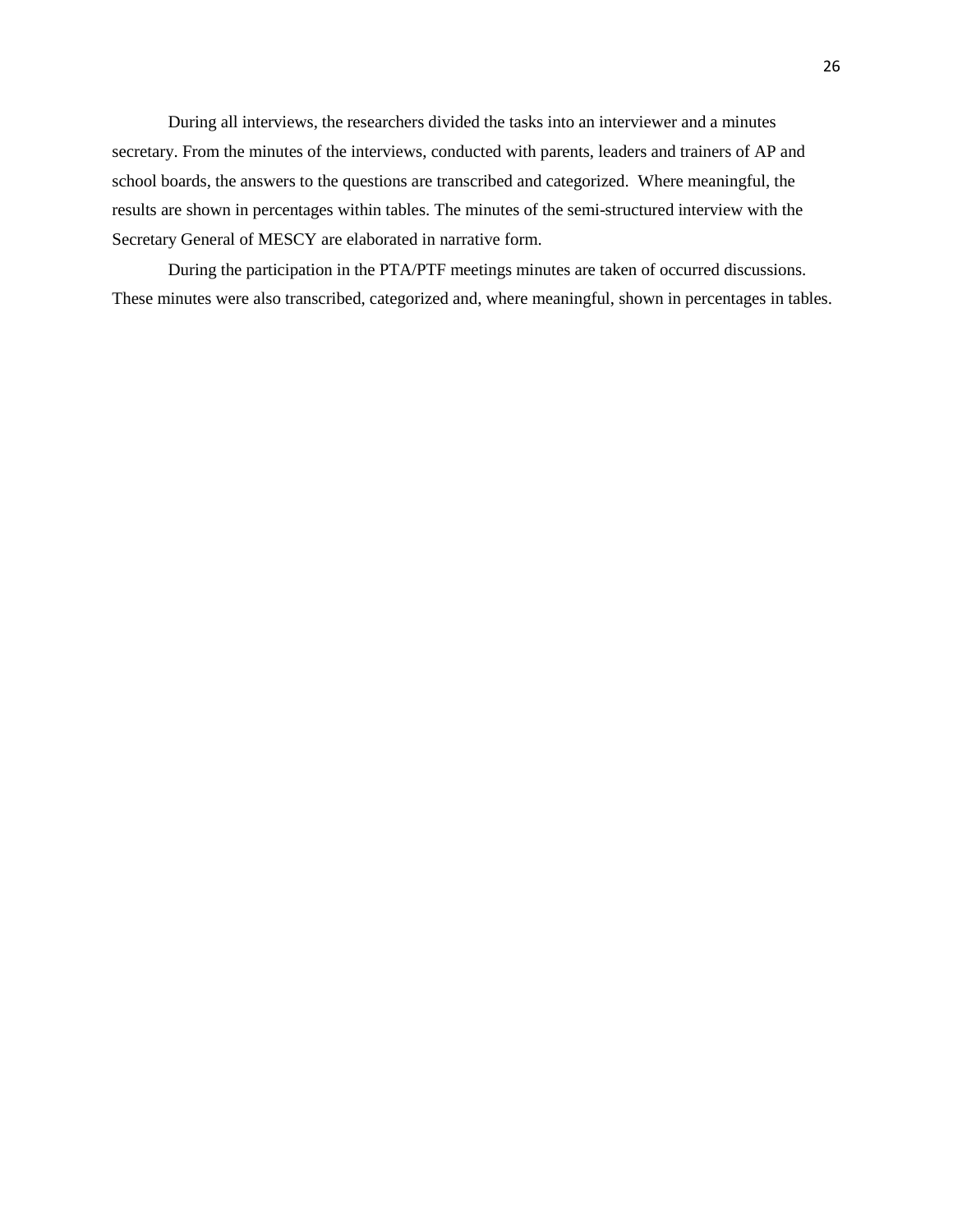During all interviews, the researchers divided the tasks into an interviewer and a minutes secretary. From the minutes of the interviews, conducted with parents, leaders and trainers of AP and school boards, the answers to the questions are transcribed and categorized.  Where meaningful, the results are shown in percentages within tables. The minutes of the semi-structured interview with the Secretary General of MESCY are elaborated in narrative form.

During the participation in the PTA/PTF meetings minutes are taken of occurred discussions. These minutes were also transcribed, categorized and, where meaningful, shown in percentages in tables.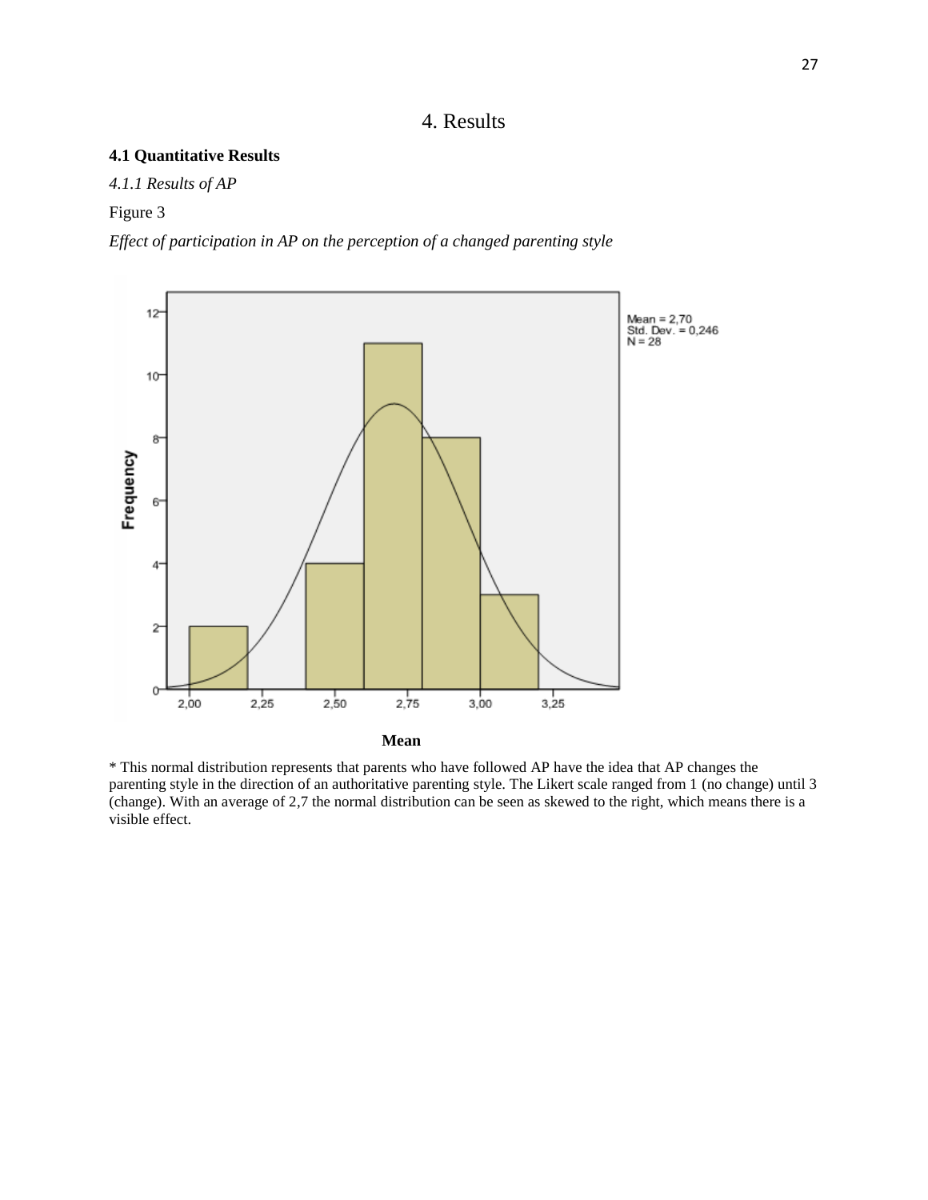# 4. Results

## 4.1 Quantitative Results

### *4.1.1 Results of AP*

Figure 3

*Effect of participation in AP on the perception of a changed parenting style*

\* This normal distribution represents that parents who have followed AP have the idea that AP changes the parenting style in the direction of an authoritative parenting style. The Likert scale ranged from 1 (no change) until 3 (change). With an average of 2,7 the normal distribution can be seen as skewed to the right, which means there is a visible effect.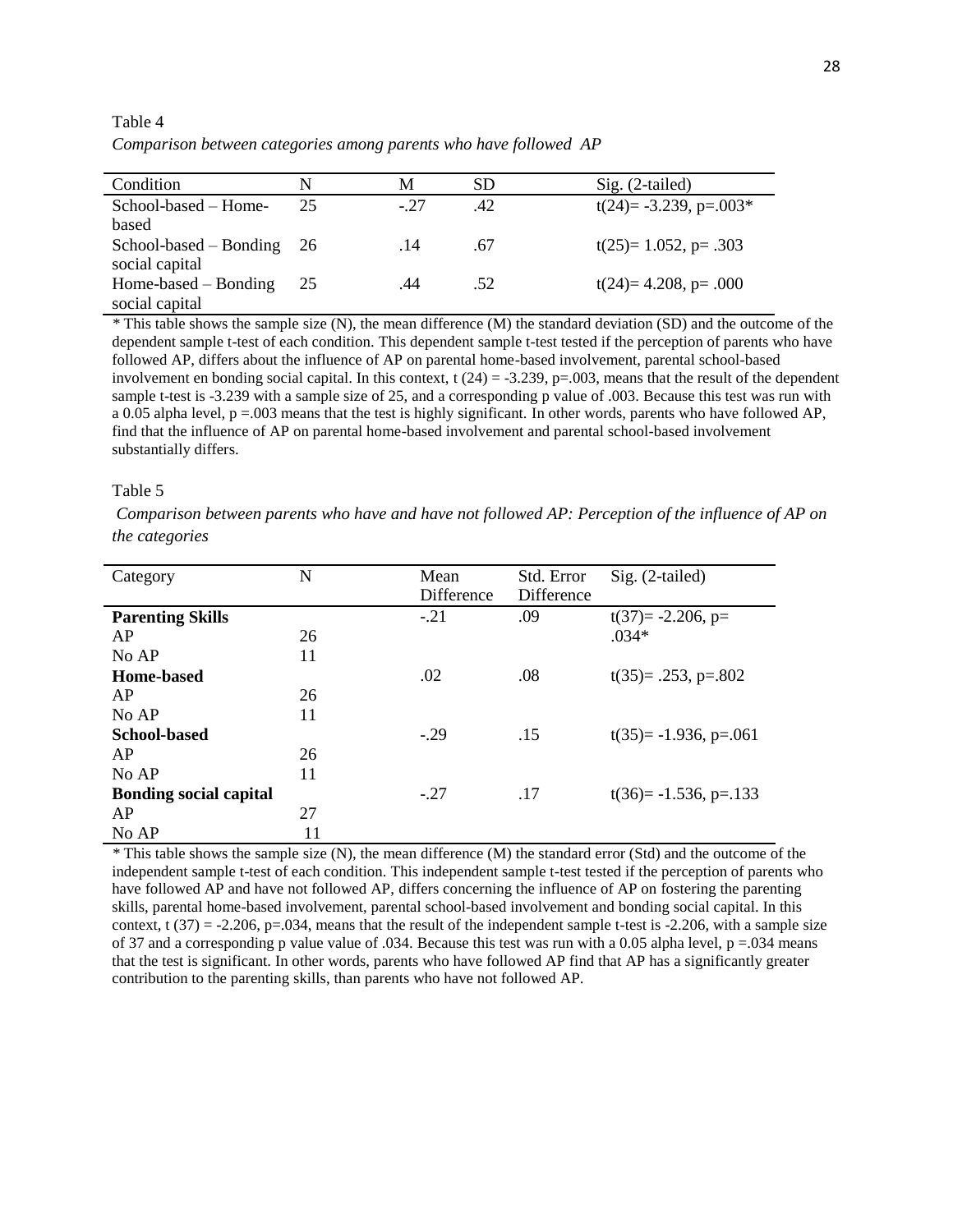Table 4

*Comparison between categories among parents who have followed AP*

| Condition | N | M | SD | Sig. (2-tailed) |
|---|---|---|---|---|
| School-based – Home-based | 25 | -.27 | .42 | $t(24) = -3.239$, $p = .003$* |
| School-based – Bonding social capital | 26 | .14 | .67 | $t(25) = 1.052$, $p = .303$ |
| Home-based – Bonding social capital | 25 | .44 | .52 | $t(24) = 4.208$, $p = .000$ |

* This table shows the sample size (N), the mean difference (M) the standard deviation (SD) and the outcome of the dependent sample t-test of each condition. This dependent sample t-test tested if the perception of parents who have followed AP, differs about the influence of AP on parental home-based involvement, parental school-based involvement en bonding social capital. In this context, $t(24) = -3.239$, $p=.003$, means that the result of the dependent sample t-test is -3.239 with a sample size of 25, and a corresponding p value of .003. Because this test was run with a 0.05 alpha level, $p = .003$ means that the test is highly significant. In other words, parents who have followed AP, find that the influence of AP on parental home-based involvement and parental school-based involvement substantially differs.

Table 5

*Comparison between parents who have and have not followed AP: Perception of the influence of AP on the categories*

| Category | N | Mean Difference | Std. Error Difference | Sig. (2-tailed) |
|---|---|---|---|---|
| **Parenting Skills** | | -.21 | .09 | $t(37) = -2.206$, $p = .034$* |
| AP | 26 | | | |
| No AP | 11 | | | |
| **Home-based** | | .02 | .08 | $t(35) = .253$, $p = .802$ |
| AP | 26 | | | |
| No AP | 11 | | | |
| **School-based** | | -.29 | .15 | $t(35) = -1.936$, $p = .061$ |
| AP | 26 | | | |
| No AP | 11 | | | |
| **Bonding social capital** | | -.27 | .17 | $t(36) = -1.536$, $p = .133$ |
| AP | 27 | | | |
| No AP | 11 | | | |

* This table shows the sample size (N), the mean difference (M) the standard error (Std) and the outcome of the independent sample t-test of each condition. This independent sample t-test tested if the perception of parents who have followed AP and have not followed AP, differs concerning the influence of AP on fostering the parenting skills, parental home-based involvement, parental school-based involvement and bonding social capital. In this context, $t(37) = -2.206$, $p=.034$, means that the result of the independent sample t-test is -2.206, with a sample size of 37 and a corresponding p value value of .034. Because this test was run with a 0.05 alpha level, $p = .034$ means that the test is significant. In other words, parents who have followed AP find that AP has a significantly greater contribution to the parenting skills, than parents who have not followed AP.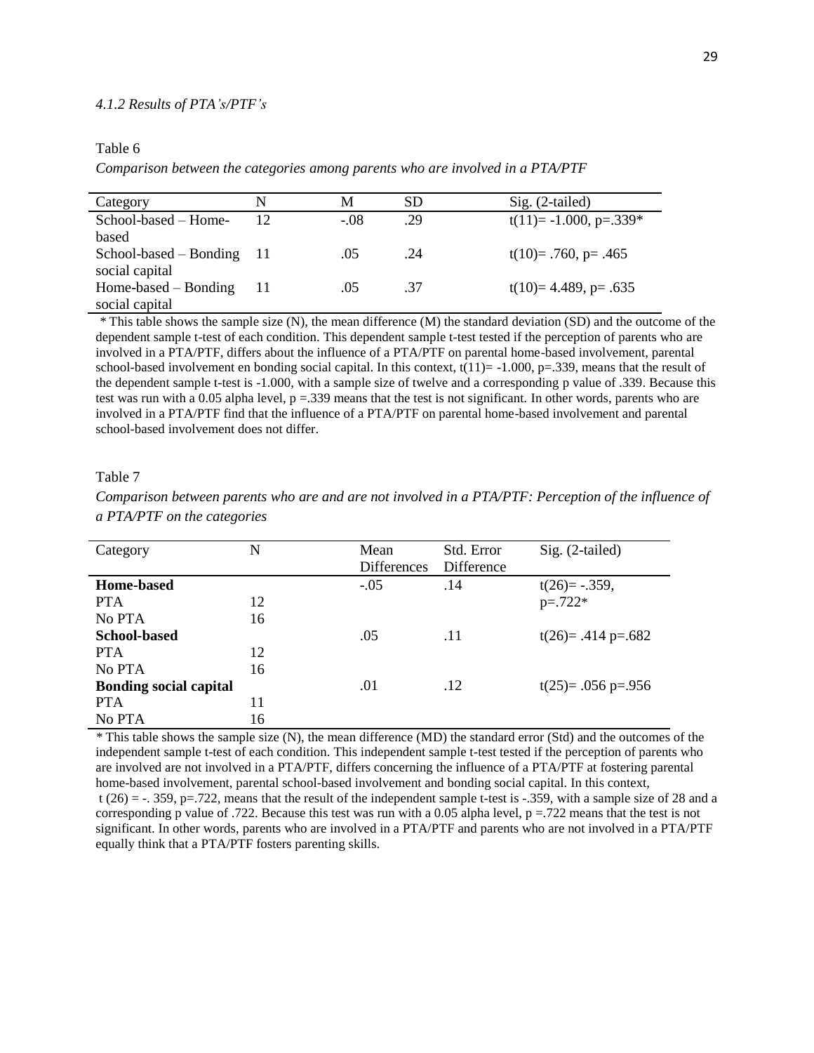#### *4.1.2 Results of PTA's/PTF's*

Table 6

*Comparison between the categories among parents who are involved in a PTA/PTF*

| Category | N | M | SD | Sig. (2-tailed) |
|---|---|---|---|---|
| School-based – Home-based | 12 | -.08 | .29 | $t(11)= -1.000$, $p=.339$* |
| School-based – Bonding social capital | 11 | .05 | .24 | $t(10)= .760$, $p= .465$ |
| Home-based – Bonding social capital | 11 | .05 | .37 | $t(10)= 4.489$, $p= .635$ |

\* This table shows the sample size (N), the mean difference (M) the standard deviation (SD) and the outcome of the dependent sample t-test of each condition. This dependent sample t-test tested if the perception of parents who are involved in a PTA/PTF, differs about the influence of a PTA/PTF on parental home-based involvement, parental school-based involvement en bonding social capital. In this context, $t(11)= -1.000$, $p=.339$, means that the result of the dependent sample t-test is -1.000, with a sample size of twelve and a corresponding p value of .339. Because this test was run with a 0.05 alpha level, $p =.339$ means that the test is not significant. In other words, parents who are involved in a PTA/PTF find that the influence of a PTA/PTF on parental home-based involvement and parental school-based involvement does not differ.

Table 7

*Comparison between parents who are and are not involved in a PTA/PTF: Perception of the influence of a PTA/PTF on the categories*

| Category | N | Mean Differences | Std. Error Difference | Sig. (2-tailed) |
|---|---|---|---|---|
| **Home-based** | | -.05 | .14 | $t(26)= -.359$, $p=.722$* |
| PTA | 12 | | | |
| No PTA | 16 | | | |
| **School-based** | | .05 | .11 | $t(26)= .414$ $p=.682$ |
| PTA | 12 | | | |
| No PTA | 16 | | | |
| **Bonding social capital** | | .01 | .12 | $t(25)= .056$ $p=.956$ |
| PTA | 11 | | | |
| No PTA | 16 | | | |

\* This table shows the sample size (N), the mean difference (MD) the standard error (Std) and the outcomes of the independent sample t-test of each condition. This independent sample t-test tested if the perception of parents who are involved are not involved in a PTA/PTF, differs concerning the influence of a PTA/PTF at fostering parental home-based involvement, parental school-based involvement and bonding social capital. In this context, $t(26) = -.359$, $p=.722$, means that the result of the independent sample t-test is -.359, with a sample size of 28 and a corresponding p value of .722. Because this test was run with a 0.05 alpha level, $p =.722$ means that the test is not significant. In other words, parents who are involved in a PTA/PTF and parents who are not involved in a PTA/PTF equally think that a PTA/PTF fosters parenting skills.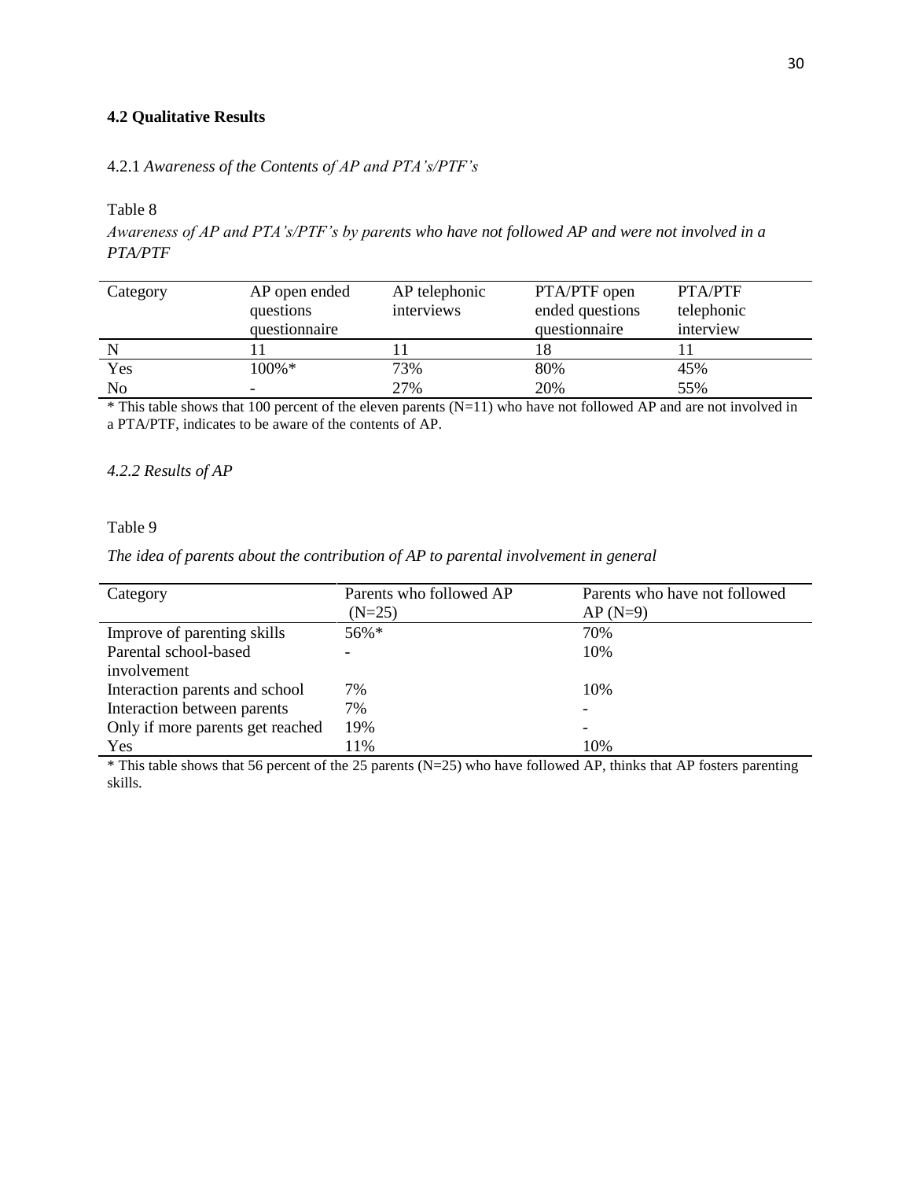### 4.2 Qualitative Results

#### 4.2.1 *Awareness of the Contents of AP and PTA's/PTF's*

Table 8

*Awareness of AP and PTA's/PTF's by parents who have not followed AP and were not involved in a PTA/PTF*

| Category | AP open ended questions questionnaire | AP telephonic interviews | PTA/PTF open ended questions questionnaire | PTA/PTF telephonic interview |
|---|---|---|---|---|
| N | 11 | 11 | 18 | 11 |
| Yes | 100%* | 73% | 80% | 45% |
| No | - | 27% | 20% | 55% |

* This table shows that 100 percent of the eleven parents (N=11) who have not followed AP and are not involved in a PTA/PTF, indicates to be aware of the contents of AP.

#### *4.2.2 Results of AP*

Table 9

*The idea of parents about the contribution of AP to parental involvement in general*

| Category | Parents who followed AP (N=25) | Parents who have not followed AP (N=9) |
|---|---|---|
| Improve of parenting skills | 56%* | 70% |
| Parental school-based involvement | - | 10% |
| Interaction parents and school | 7% | 10% |
| Interaction between parents | 7% | - |
| Only if more parents get reached | 19% | - |
| Yes | 11% | 10% |

* This table shows that 56 percent of the 25 parents (N=25) who have followed AP, thinks that AP fosters parenting skills.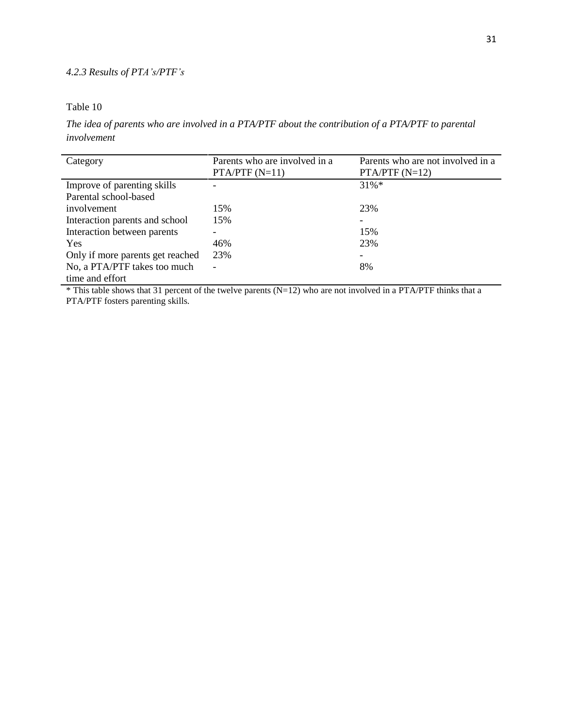#### *4.2.3 Results of PTA's/PTF's*

Table 10

*The idea of parents who are involved in a PTA/PTF about the contribution of a PTA/PTF to parental involvement*

| Category | Parents who are involved in a PTA/PTF (N=11) | Parents who are not involved in a PTA/PTF (N=12) |
|---|---|---|
| Improve of parenting skills | - | 31%* |
| Parental school-based involvement | 15% | 23% |
| Interaction parents and school | 15% | - |
| Interaction between parents | - | 15% |
| Yes | 46% | 23% |
| Only if more parents get reached | 23% | - |
| No, a PTA/PTF takes too much time and effort | - | 8% |

\* This table shows that 31 percent of the twelve parents (N=12) who are not involved in a PTA/PTF thinks that a PTA/PTF fosters parenting skills.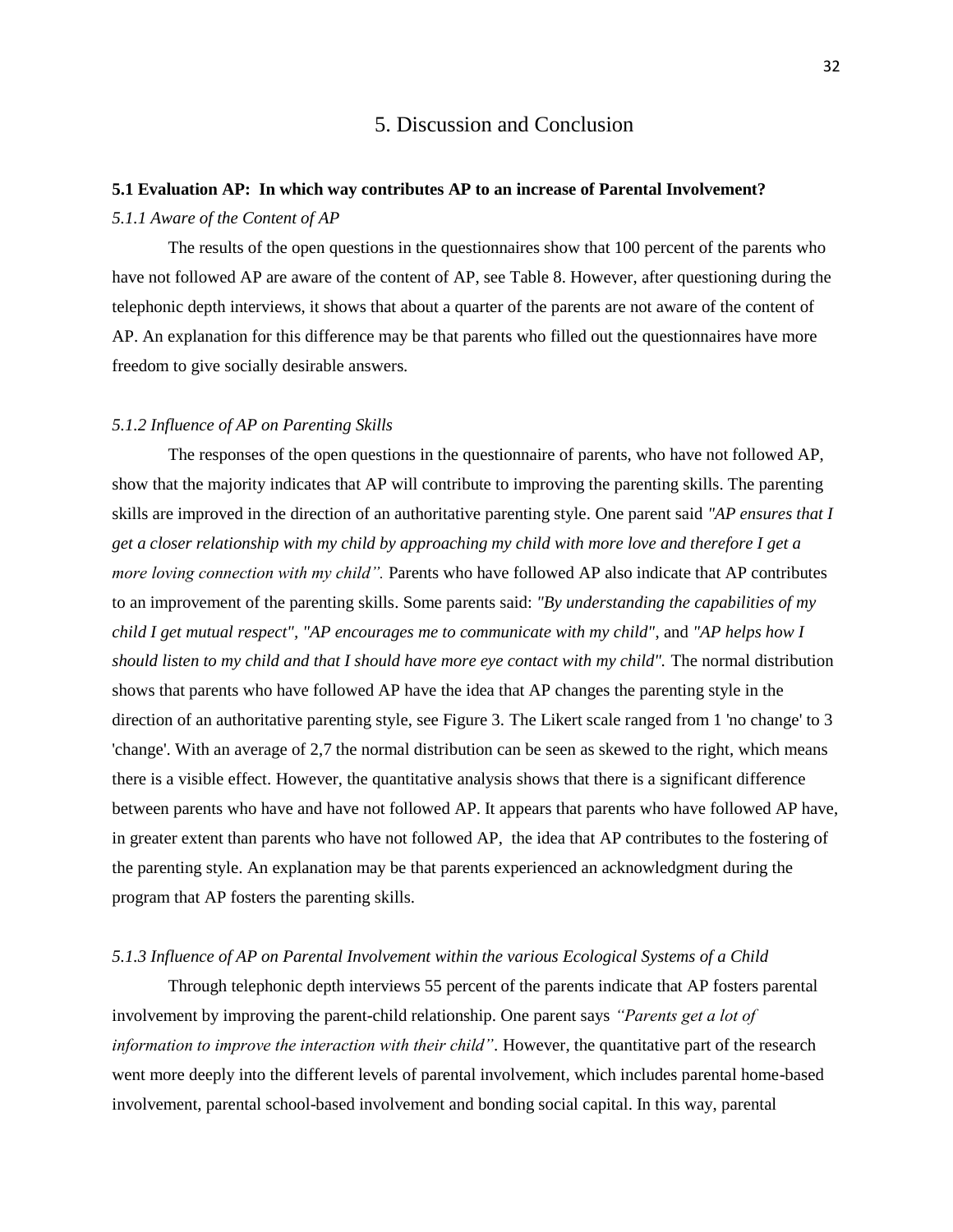# 5. Discussion and Conclusion

## 5.1 Evaluation AP: In which way contributes AP to an increase of Parental Involvement?

### *5.1.1 Aware of the Content of AP*

The results of the open questions in the questionnaires show that 100 percent of the parents who have not followed AP are aware of the content of AP, see Table 8. However, after questioning during the telephonic depth interviews, it shows that about a quarter of the parents are not aware of the content of AP. An explanation for this difference may be that parents who filled out the questionnaires have more freedom to give socially desirable answers.

### *5.1.2 Influence of AP on Parenting Skills*

The responses of the open questions in the questionnaire of parents, who have not followed AP, show that the majority indicates that AP will contribute to improving the parenting skills. The parenting skills are improved in the direction of an authoritative parenting style. One parent said *"AP ensures that I get a closer relationship with my child by approaching my child with more love and therefore I get a more loving connection with my child".* Parents who have followed AP also indicate that AP contributes to an improvement of the parenting skills. Some parents said: *"By understanding the capabilities of my child I get mutual respect"*, *"AP encourages me to communicate with my child"*, and *"AP helps how I should listen to my child and that I should have more eye contact with my child".* The normal distribution shows that parents who have followed AP have the idea that AP changes the parenting style in the direction of an authoritative parenting style, see Figure 3. The Likert scale ranged from 1 'no change' to 3 'change'. With an average of 2,7 the normal distribution can be seen as skewed to the right, which means there is a visible effect. However, the quantitative analysis shows that there is a significant difference between parents who have and have not followed AP. It appears that parents who have followed AP have, in greater extent than parents who have not followed AP, the idea that AP contributes to the fostering of the parenting style. An explanation may be that parents experienced an acknowledgment during the program that AP fosters the parenting skills.

### *5.1.3 Influence of AP on Parental Involvement within the various Ecological Systems of a Child*

Through telephonic depth interviews 55 percent of the parents indicate that AP fosters parental involvement by improving the parent-child relationship. One parent says *"Parents get a lot of information to improve the interaction with their child"*. However, the quantitative part of the research went more deeply into the different levels of parental involvement, which includes parental home-based involvement, parental school-based involvement and bonding social capital. In this way, parental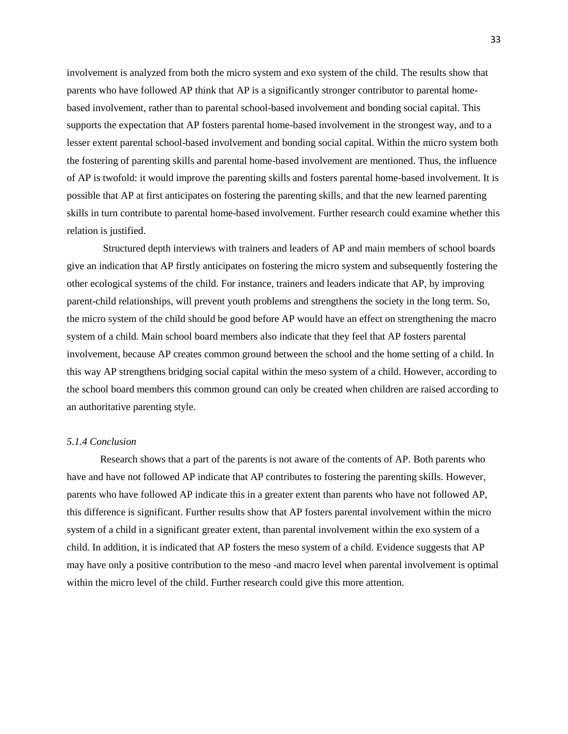involvement is analyzed from both the micro system and exo system of the child. The results show that parents who have followed AP think that AP is a significantly stronger contributor to parental home-based involvement, rather than to parental school-based involvement and bonding social capital. This supports the expectation that AP fosters parental home-based involvement in the strongest way, and to a lesser extent parental school-based involvement and bonding social capital. Within the micro system both the fostering of parenting skills and parental home-based involvement are mentioned. Thus, the influence of AP is twofold: it would improve the parenting skills and fosters parental home-based involvement. It is possible that AP at first anticipates on fostering the parenting skills, and that the new learned parenting skills in turn contribute to parental home-based involvement. Further research could examine whether this relation is justified.

Structured depth interviews with trainers and leaders of AP and main members of school boards give an indication that AP firstly anticipates on fostering the micro system and subsequently fostering the other ecological systems of the child. For instance, trainers and leaders indicate that AP, by improving parent-child relationships, will prevent youth problems and strengthens the society in the long term. So, the micro system of the child should be good before AP would have an effect on strengthening the macro system of a child. Main school board members also indicate that they feel that AP fosters parental involvement, because AP creates common ground between the school and the home setting of a child. In this way AP strengthens bridging social capital within the meso system of a child. However, according to the school board members this common ground can only be created when children are raised according to an authoritative parenting style.

### *5.1.4 Conclusion*

Research shows that a part of the parents is not aware of the contents of AP. Both parents who have and have not followed AP indicate that AP contributes to fostering the parenting skills. However, parents who have followed AP indicate this in a greater extent than parents who have not followed AP, this difference is significant. Further results show that AP fosters parental involvement within the micro system of a child in a significant greater extent, than parental involvement within the exo system of a child. In addition, it is indicated that AP fosters the meso system of a child. Evidence suggests that AP may have only a positive contribution to the meso -and macro level when parental involvement is optimal within the micro level of the child. Further research could give this more attention.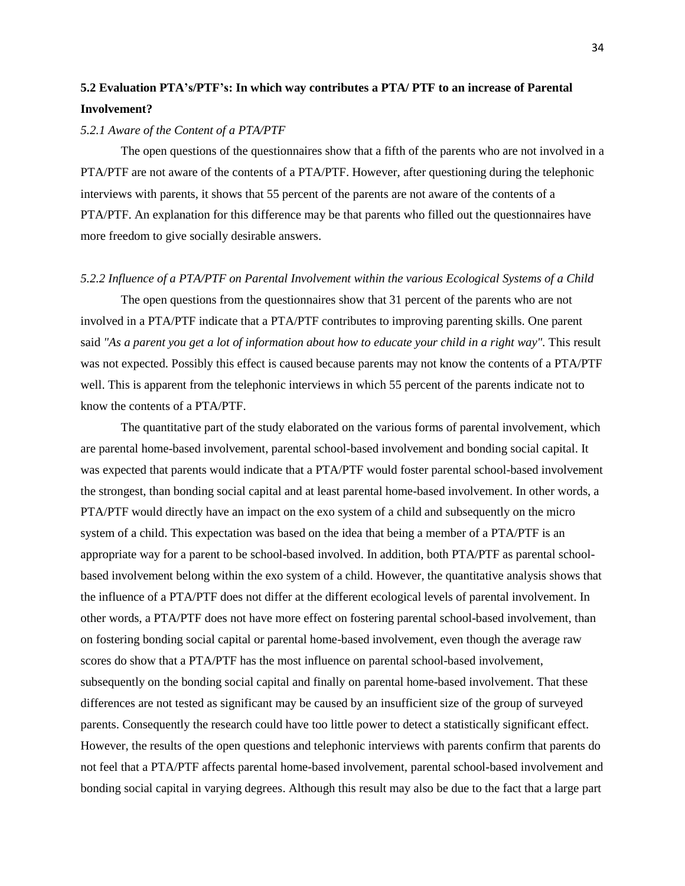## 5.2 Evaluation PTA's/PTF's: In which way contributes a PTA/ PTF to an increase of Parental Involvement?

### *5.2.1 Aware of the Content of a PTA/PTF*

The open questions of the questionnaires show that a fifth of the parents who are not involved in a PTA/PTF are not aware of the contents of a PTA/PTF. However, after questioning during the telephonic interviews with parents, it shows that 55 percent of the parents are not aware of the contents of a PTA/PTF. An explanation for this difference may be that parents who filled out the questionnaires have more freedom to give socially desirable answers.

### *5.2.2 Influence of a PTA/PTF on Parental Involvement within the various Ecological Systems of a Child*

The open questions from the questionnaires show that 31 percent of the parents who are not involved in a PTA/PTF indicate that a PTA/PTF contributes to improving parenting skills. One parent said *"As a parent you get a lot of information about how to educate your child in a right way"*. This result was not expected. Possibly this effect is caused because parents may not know the contents of a PTA/PTF well. This is apparent from the telephonic interviews in which 55 percent of the parents indicate not to know the contents of a PTA/PTF.

The quantitative part of the study elaborated on the various forms of parental involvement, which are parental home-based involvement, parental school-based involvement and bonding social capital. It was expected that parents would indicate that a PTA/PTF would foster parental school-based involvement the strongest, than bonding social capital and at least parental home-based involvement. In other words, a PTA/PTF would directly have an impact on the exo system of a child and subsequently on the micro system of a child. This expectation was based on the idea that being a member of a PTA/PTF is an appropriate way for a parent to be school-based involved. In addition, both PTA/PTF as parental school-based involvement belong within the exo system of a child. However, the quantitative analysis shows that the influence of a PTA/PTF does not differ at the different ecological levels of parental involvement. In other words, a PTA/PTF does not have more effect on fostering parental school-based involvement, than on fostering bonding social capital or parental home-based involvement, even though the average raw scores do show that a PTA/PTF has the most influence on parental school-based involvement, subsequently on the bonding social capital and finally on parental home-based involvement. That these differences are not tested as significant may be caused by an insufficient size of the group of surveyed parents. Consequently the research could have too little power to detect a statistically significant effect. However, the results of the open questions and telephonic interviews with parents confirm that parents do not feel that a PTA/PTF affects parental home-based involvement, parental school-based involvement and bonding social capital in varying degrees. Although this result may also be due to the fact that a large part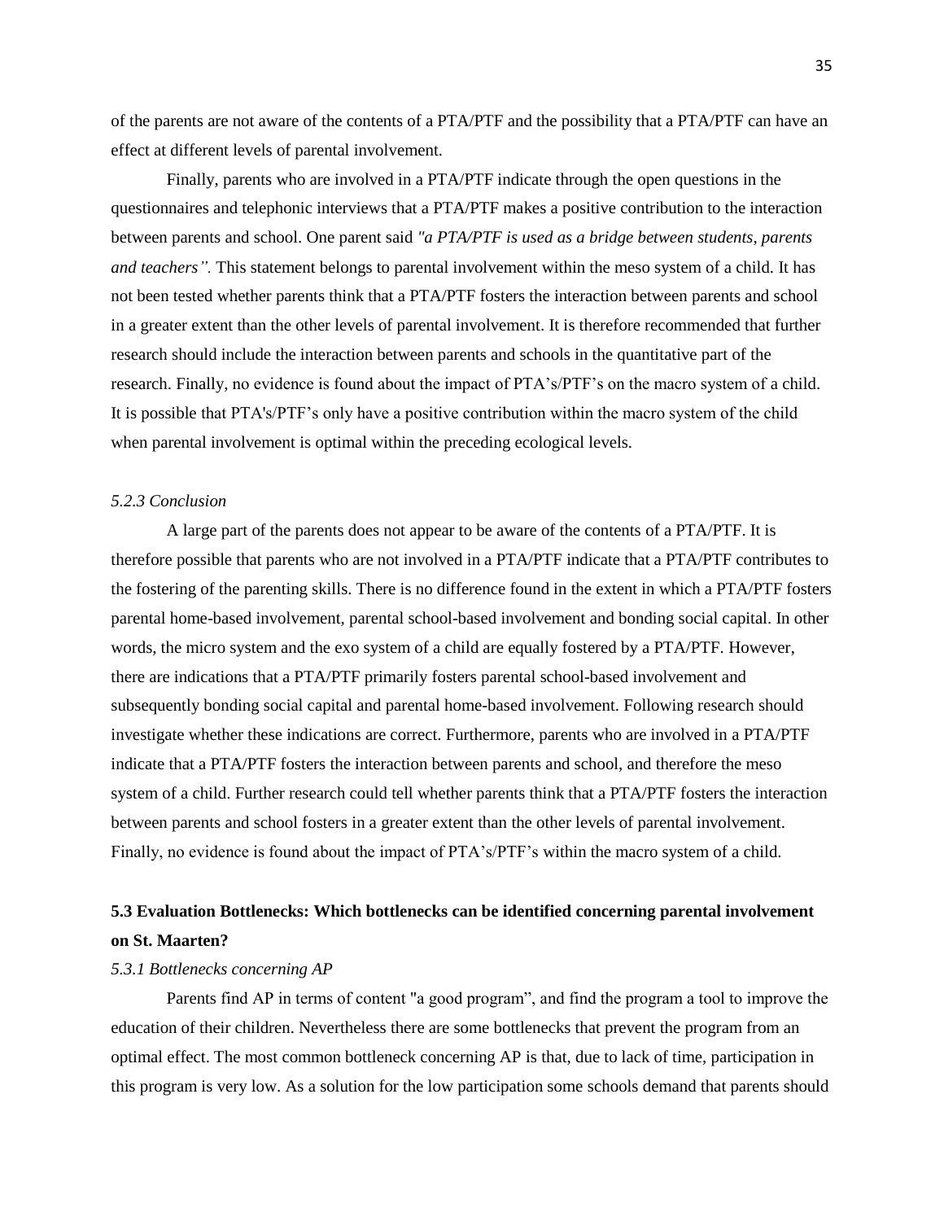of the parents are not aware of the contents of a PTA/PTF and the possibility that a PTA/PTF can have an effect at different levels of parental involvement.

Finally, parents who are involved in a PTA/PTF indicate through the open questions in the questionnaires and telephonic interviews that a PTA/PTF makes a positive contribution to the interaction between parents and school. One parent said *"a PTA/PTF is used as a bridge between students, parents and teachers".* This statement belongs to parental involvement within the meso system of a child. It has not been tested whether parents think that a PTA/PTF fosters the interaction between parents and school in a greater extent than the other levels of parental involvement. It is therefore recommended that further research should include the interaction between parents and schools in the quantitative part of the research. Finally, no evidence is found about the impact of PTA's/PTF's on the macro system of a child. It is possible that PTA's/PTF's only have a positive contribution within the macro system of the child when parental involvement is optimal within the preceding ecological levels.

### *5.2.3 Conclusion*

A large part of the parents does not appear to be aware of the contents of a PTA/PTF. It is therefore possible that parents who are not involved in a PTA/PTF indicate that a PTA/PTF contributes to the fostering of the parenting skills. There is no difference found in the extent in which a PTA/PTF fosters parental home-based involvement, parental school-based involvement and bonding social capital. In other words, the micro system and the exo system of a child are equally fostered by a PTA/PTF. However, there are indications that a PTA/PTF primarily fosters parental school-based involvement and subsequently bonding social capital and parental home-based involvement. Following research should investigate whether these indications are correct. Furthermore, parents who are involved in a PTA/PTF indicate that a PTA/PTF fosters the interaction between parents and school, and therefore the meso system of a child. Further research could tell whether parents think that a PTA/PTF fosters the interaction between parents and school fosters in a greater extent than the other levels of parental involvement. Finally, no evidence is found about the impact of PTA's/PTF's within the macro system of a child.

## 5.3 Evaluation Bottlenecks: Which bottlenecks can be identified concerning parental involvement on St. Maarten?

### *5.3.1 Bottlenecks concerning AP*

Parents find AP in terms of content "a good program", and find the program a tool to improve the education of their children. Nevertheless there are some bottlenecks that prevent the program from an optimal effect. The most common bottleneck concerning AP is that, due to lack of time, participation in this program is very low. As a solution for the low participation some schools demand that parents should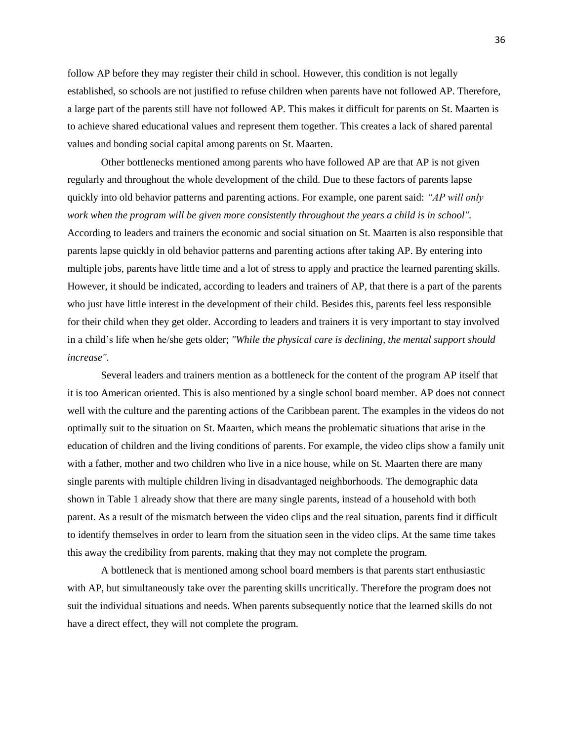follow AP before they may register their child in school. However, this condition is not legally established, so schools are not justified to refuse children when parents have not followed AP. Therefore, a large part of the parents still have not followed AP. This makes it difficult for parents on St. Maarten is to achieve shared educational values and represent them together. This creates a lack of shared parental values and bonding social capital among parents on St. Maarten.

Other bottlenecks mentioned among parents who have followed AP are that AP is not given regularly and throughout the whole development of the child. Due to these factors of parents lapse quickly into old behavior patterns and parenting actions. For example, one parent said: *"AP will only work when the program will be given more consistently throughout the years a child is in school"*. According to leaders and trainers the economic and social situation on St. Maarten is also responsible that parents lapse quickly in old behavior patterns and parenting actions after taking AP. By entering into multiple jobs, parents have little time and a lot of stress to apply and practice the learned parenting skills. However, it should be indicated, according to leaders and trainers of AP, that there is a part of the parents who just have little interest in the development of their child. Besides this, parents feel less responsible for their child when they get older. According to leaders and trainers it is very important to stay involved in a child's life when he/she gets older; *"While the physical care is declining, the mental support should increase"*.

Several leaders and trainers mention as a bottleneck for the content of the program AP itself that it is too American oriented. This is also mentioned by a single school board member. AP does not connect well with the culture and the parenting actions of the Caribbean parent. The examples in the videos do not optimally suit to the situation on St. Maarten, which means the problematic situations that arise in the education of children and the living conditions of parents. For example, the video clips show a family unit with a father, mother and two children who live in a nice house, while on St. Maarten there are many single parents with multiple children living in disadvantaged neighborhoods. The demographic data shown in Table 1 already show that there are many single parents, instead of a household with both parent. As a result of the mismatch between the video clips and the real situation, parents find it difficult to identify themselves in order to learn from the situation seen in the video clips. At the same time takes this away the credibility from parents, making that they may not complete the program.

A bottleneck that is mentioned among school board members is that parents start enthusiastic with AP, but simultaneously take over the parenting skills uncritically. Therefore the program does not suit the individual situations and needs. When parents subsequently notice that the learned skills do not have a direct effect, they will not complete the program.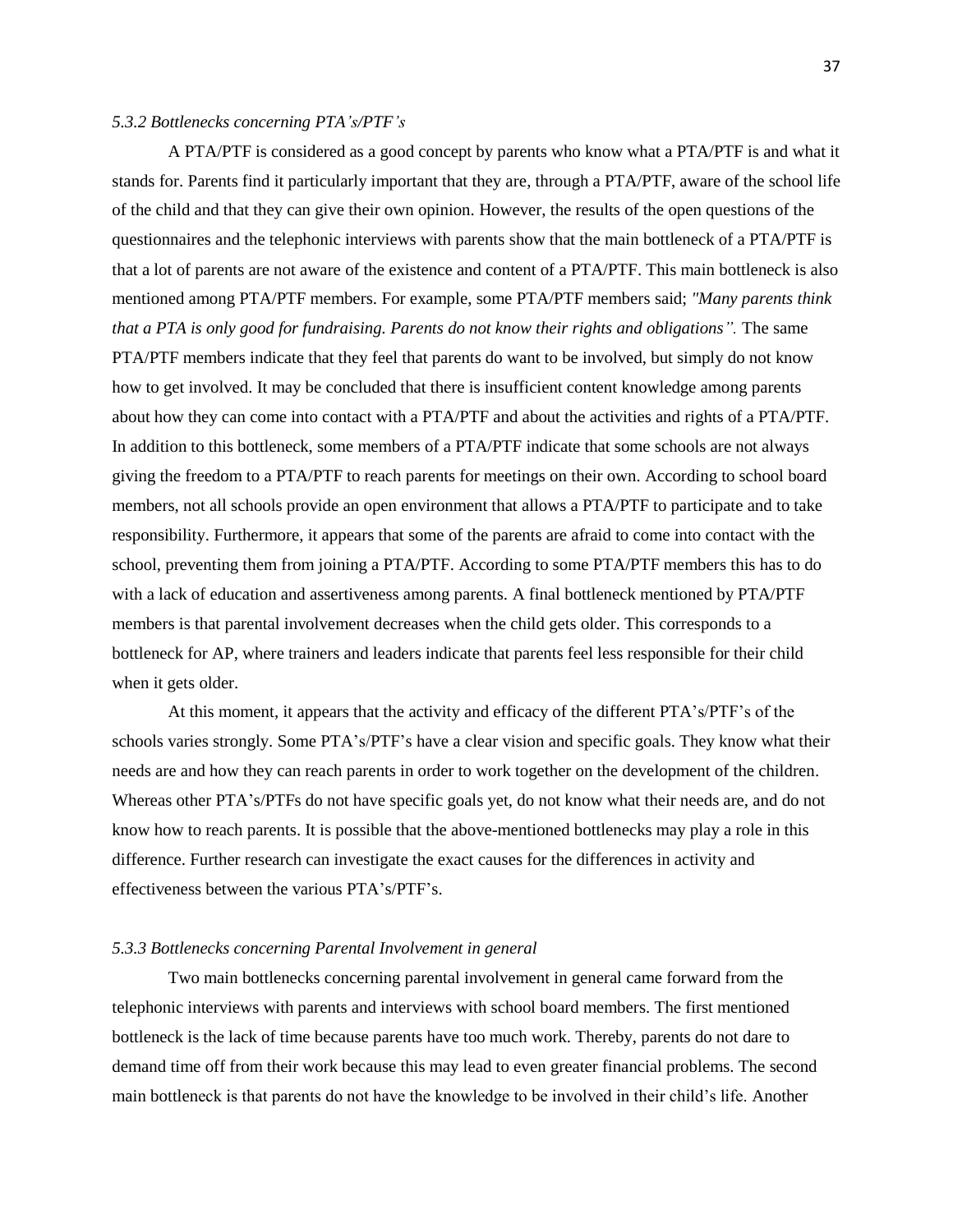*5.3.2 Bottlenecks concerning PTA's/PTF's*

A PTA/PTF is considered as a good concept by parents who know what a PTA/PTF is and what it stands for. Parents find it particularly important that they are, through a PTA/PTF, aware of the school life of the child and that they can give their own opinion. However, the results of the open questions of the questionnaires and the telephonic interviews with parents show that the main bottleneck of a PTA/PTF is that a lot of parents are not aware of the existence and content of a PTA/PTF. This main bottleneck is also mentioned among PTA/PTF members. For example, some PTA/PTF members said; *"Many parents think that a PTA is only good for fundraising. Parents do not know their rights and obligations".* The same PTA/PTF members indicate that they feel that parents do want to be involved, but simply do not know how to get involved. It may be concluded that there is insufficient content knowledge among parents about how they can come into contact with a PTA/PTF and about the activities and rights of a PTA/PTF. In addition to this bottleneck, some members of a PTA/PTF indicate that some schools are not always giving the freedom to a PTA/PTF to reach parents for meetings on their own. According to school board members, not all schools provide an open environment that allows a PTA/PTF to participate and to take responsibility. Furthermore, it appears that some of the parents are afraid to come into contact with the school, preventing them from joining a PTA/PTF. According to some PTA/PTF members this has to do with a lack of education and assertiveness among parents. A final bottleneck mentioned by PTA/PTF members is that parental involvement decreases when the child gets older. This corresponds to a bottleneck for AP, where trainers and leaders indicate that parents feel less responsible for their child when it gets older.

At this moment, it appears that the activity and efficacy of the different PTA's/PTF's of the schools varies strongly. Some PTA's/PTF's have a clear vision and specific goals. They know what their needs are and how they can reach parents in order to work together on the development of the children. Whereas other PTA's/PTFs do not have specific goals yet, do not know what their needs are, and do not know how to reach parents. It is possible that the above-mentioned bottlenecks may play a role in this difference. Further research can investigate the exact causes for the differences in activity and effectiveness between the various PTA's/PTF's.

*5.3.3 Bottlenecks concerning Parental Involvement in general*

Two main bottlenecks concerning parental involvement in general came forward from the telephonic interviews with parents and interviews with school board members. The first mentioned bottleneck is the lack of time because parents have too much work. Thereby, parents do not dare to demand time off from their work because this may lead to even greater financial problems. The second main bottleneck is that parents do not have the knowledge to be involved in their child's life. Another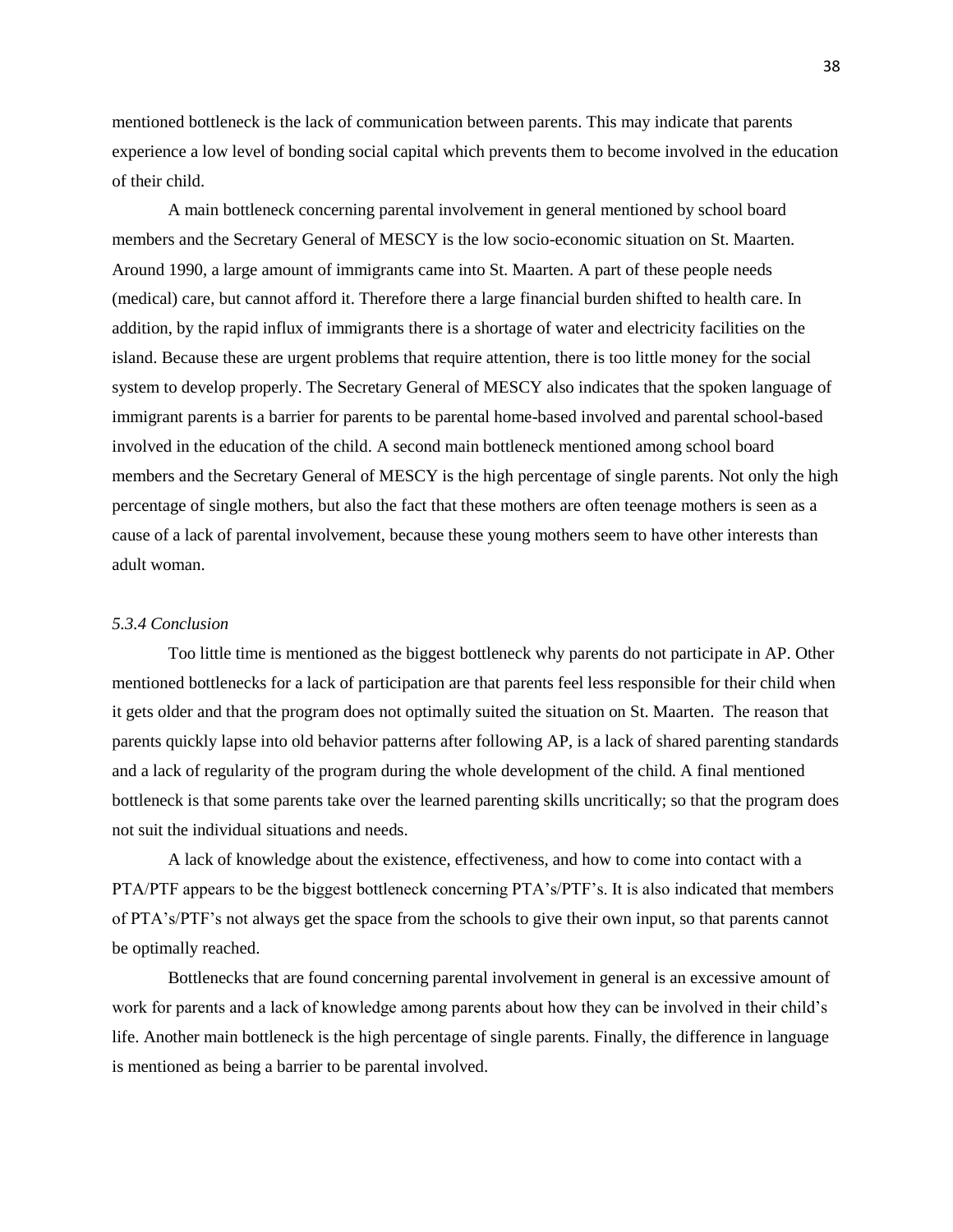mentioned bottleneck is the lack of communication between parents. This may indicate that parents experience a low level of bonding social capital which prevents them to become involved in the education of their child.

A main bottleneck concerning parental involvement in general mentioned by school board members and the Secretary General of MESCY is the low socio-economic situation on St. Maarten. Around 1990, a large amount of immigrants came into St. Maarten. A part of these people needs (medical) care, but cannot afford it. Therefore there a large financial burden shifted to health care. In addition, by the rapid influx of immigrants there is a shortage of water and electricity facilities on the island. Because these are urgent problems that require attention, there is too little money for the social system to develop properly. The Secretary General of MESCY also indicates that the spoken language of immigrant parents is a barrier for parents to be parental home-based involved and parental school-based involved in the education of the child. A second main bottleneck mentioned among school board members and the Secretary General of MESCY is the high percentage of single parents. Not only the high percentage of single mothers, but also the fact that these mothers are often teenage mothers is seen as a cause of a lack of parental involvement, because these young mothers seem to have other interests than adult woman.

### *5.3.4 Conclusion*

Too little time is mentioned as the biggest bottleneck why parents do not participate in AP. Other mentioned bottlenecks for a lack of participation are that parents feel less responsible for their child when it gets older and that the program does not optimally suited the situation on St. Maarten. The reason that parents quickly lapse into old behavior patterns after following AP, is a lack of shared parenting standards and a lack of regularity of the program during the whole development of the child. A final mentioned bottleneck is that some parents take over the learned parenting skills uncritically; so that the program does not suit the individual situations and needs.

A lack of knowledge about the existence, effectiveness, and how to come into contact with a PTA/PTF appears to be the biggest bottleneck concerning PTA's/PTF's. It is also indicated that members of PTA's/PTF's not always get the space from the schools to give their own input, so that parents cannot be optimally reached.

Bottlenecks that are found concerning parental involvement in general is an excessive amount of work for parents and a lack of knowledge among parents about how they can be involved in their child's life. Another main bottleneck is the high percentage of single parents. Finally, the difference in language is mentioned as being a barrier to be parental involved.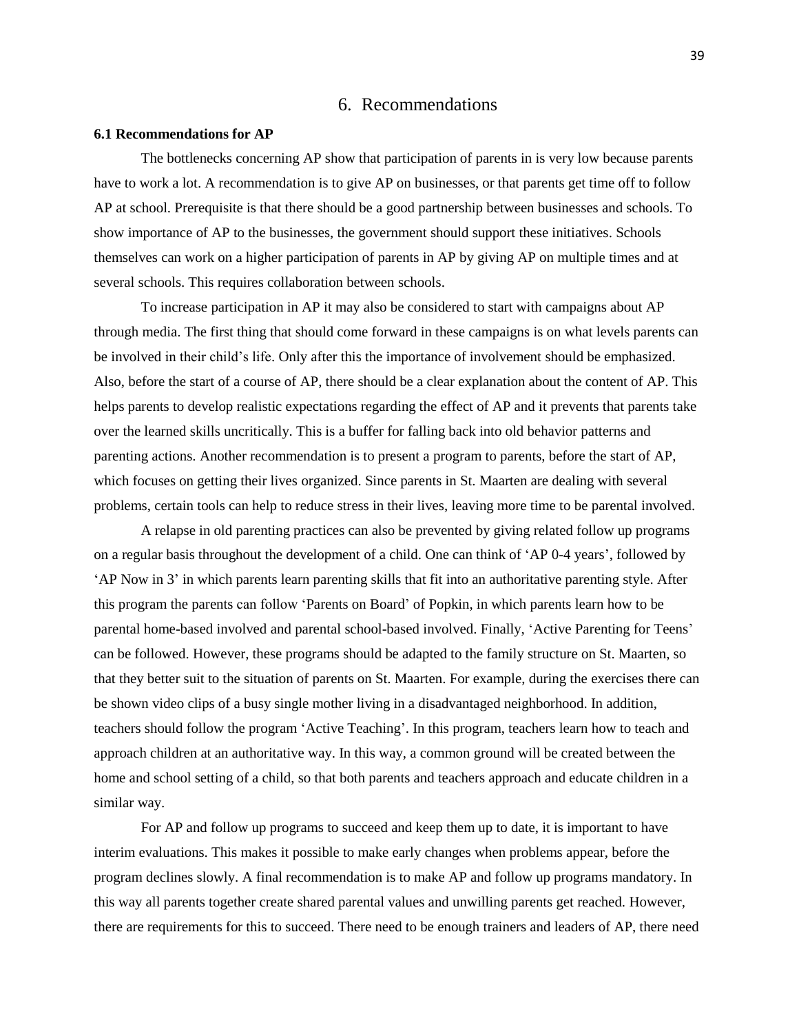# 6. Recommendations

**6.1 Recommendations for AP**

The bottlenecks concerning AP show that participation of parents in is very low because parents have to work a lot. A recommendation is to give AP on businesses, or that parents get time off to follow AP at school. Prerequisite is that there should be a good partnership between businesses and schools. To show importance of AP to the businesses, the government should support these initiatives. Schools themselves can work on a higher participation of parents in AP by giving AP on multiple times and at several schools. This requires collaboration between schools.

To increase participation in AP it may also be considered to start with campaigns about AP through media. The first thing that should come forward in these campaigns is on what levels parents can be involved in their child's life. Only after this the importance of involvement should be emphasized. Also, before the start of a course of AP, there should be a clear explanation about the content of AP. This helps parents to develop realistic expectations regarding the effect of AP and it prevents that parents take over the learned skills uncritically. This is a buffer for falling back into old behavior patterns and parenting actions. Another recommendation is to present a program to parents, before the start of AP, which focuses on getting their lives organized. Since parents in St. Maarten are dealing with several problems, certain tools can help to reduce stress in their lives, leaving more time to be parental involved.

A relapse in old parenting practices can also be prevented by giving related follow up programs on a regular basis throughout the development of a child. One can think of 'AP 0-4 years', followed by 'AP Now in 3' in which parents learn parenting skills that fit into an authoritative parenting style. After this program the parents can follow 'Parents on Board' of Popkin, in which parents learn how to be parental home-based involved and parental school-based involved. Finally, 'Active Parenting for Teens' can be followed. However, these programs should be adapted to the family structure on St. Maarten, so that they better suit to the situation of parents on St. Maarten. For example, during the exercises there can be shown video clips of a busy single mother living in a disadvantaged neighborhood. In addition, teachers should follow the program 'Active Teaching'. In this program, teachers learn how to teach and approach children at an authoritative way. In this way, a common ground will be created between the home and school setting of a child, so that both parents and teachers approach and educate children in a similar way.

For AP and follow up programs to succeed and keep them up to date, it is important to have interim evaluations. This makes it possible to make early changes when problems appear, before the program declines slowly. A final recommendation is to make AP and follow up programs mandatory. In this way all parents together create shared parental values and unwilling parents get reached. However, there are requirements for this to succeed. There need to be enough trainers and leaders of AP, there need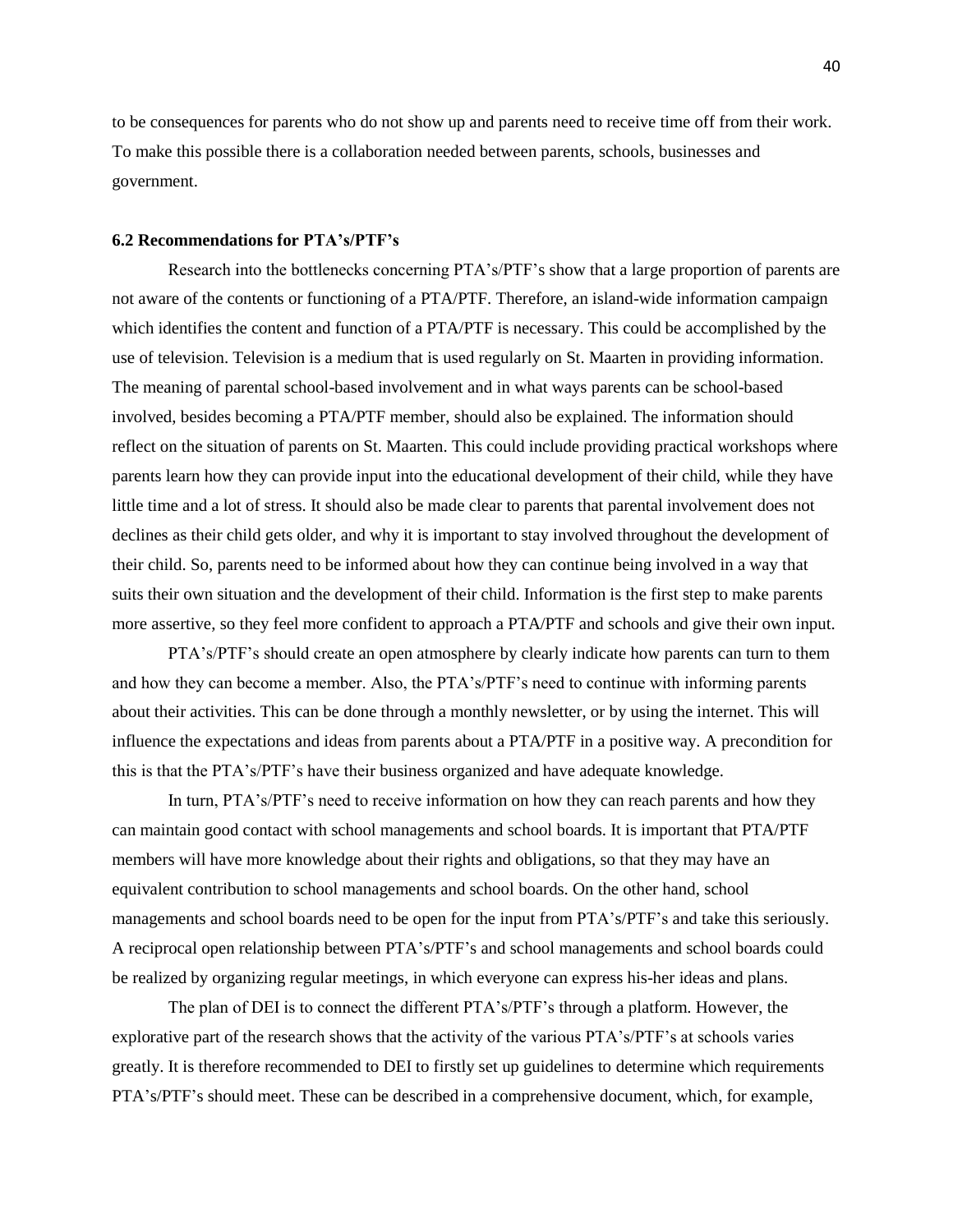to be consequences for parents who do not show up and parents need to receive time off from their work. To make this possible there is a collaboration needed between parents, schools, businesses and government.

### 6.2 Recommendations for PTA's/PTF's

Research into the bottlenecks concerning PTA's/PTF's show that a large proportion of parents are not aware of the contents or functioning of a PTA/PTF. Therefore, an island-wide information campaign which identifies the content and function of a PTA/PTF is necessary. This could be accomplished by the use of television. Television is a medium that is used regularly on St. Maarten in providing information. The meaning of parental school-based involvement and in what ways parents can be school-based involved, besides becoming a PTA/PTF member, should also be explained. The information should reflect on the situation of parents on St. Maarten. This could include providing practical workshops where parents learn how they can provide input into the educational development of their child, while they have little time and a lot of stress. It should also be made clear to parents that parental involvement does not declines as their child gets older, and why it is important to stay involved throughout the development of their child. So, parents need to be informed about how they can continue being involved in a way that suits their own situation and the development of their child. Information is the first step to make parents more assertive, so they feel more confident to approach a PTA/PTF and schools and give their own input.

PTA's/PTF's should create an open atmosphere by clearly indicate how parents can turn to them and how they can become a member. Also, the PTA's/PTF's need to continue with informing parents about their activities. This can be done through a monthly newsletter, or by using the internet. This will influence the expectations and ideas from parents about a PTA/PTF in a positive way. A precondition for this is that the PTA's/PTF's have their business organized and have adequate knowledge.

In turn, PTA's/PTF's need to receive information on how they can reach parents and how they can maintain good contact with school managements and school boards. It is important that PTA/PTF members will have more knowledge about their rights and obligations, so that they may have an equivalent contribution to school managements and school boards. On the other hand, school managements and school boards need to be open for the input from PTA's/PTF's and take this seriously. A reciprocal open relationship between PTA's/PTF's and school managements and school boards could be realized by organizing regular meetings, in which everyone can express his-her ideas and plans.

The plan of DEI is to connect the different PTA's/PTF's through a platform. However, the explorative part of the research shows that the activity of the various PTA's/PTF's at schools varies greatly. It is therefore recommended to DEI to firstly set up guidelines to determine which requirements PTA's/PTF's should meet. These can be described in a comprehensive document, which, for example,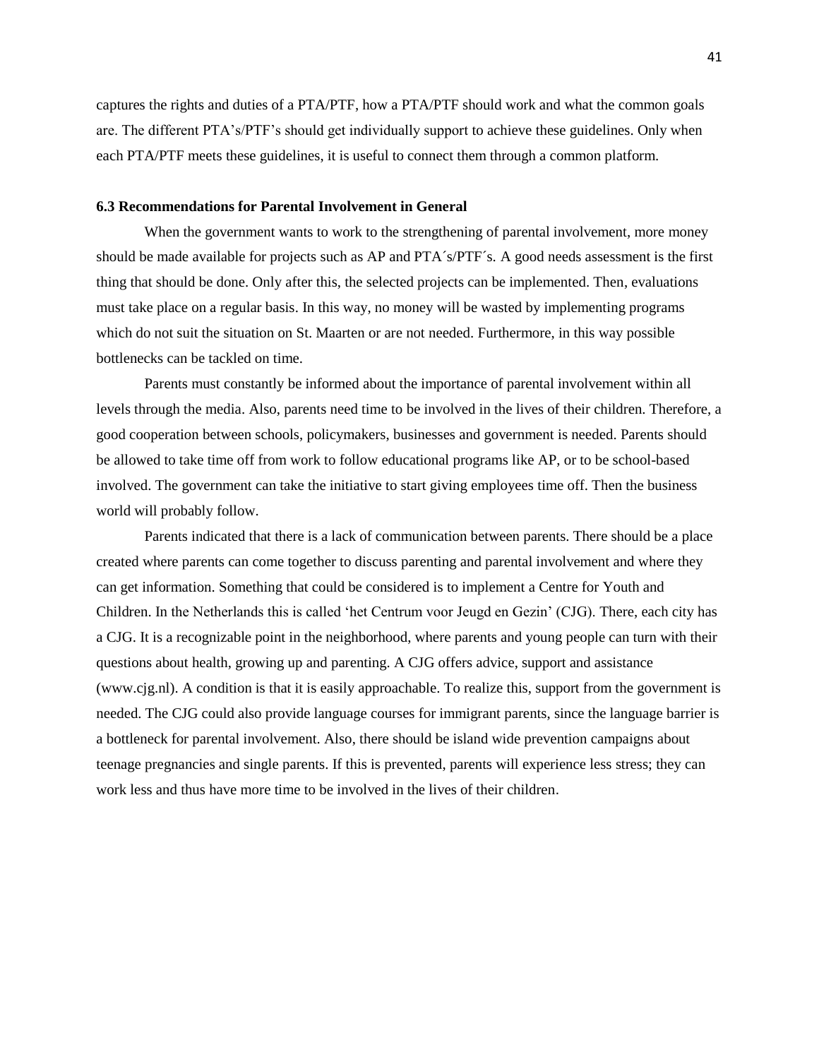captures the rights and duties of a PTA/PTF, how a PTA/PTF should work and what the common goals are. The different PTA's/PTF's should get individually support to achieve these guidelines. Only when each PTA/PTF meets these guidelines, it is useful to connect them through a common platform.

### 6.3 Recommendations for Parental Involvement in General

When the government wants to work to the strengthening of parental involvement, more money should be made available for projects such as AP and PTA´s/PTF´s. A good needs assessment is the first thing that should be done. Only after this, the selected projects can be implemented. Then, evaluations must take place on a regular basis. In this way, no money will be wasted by implementing programs which do not suit the situation on St. Maarten or are not needed. Furthermore, in this way possible bottlenecks can be tackled on time.

Parents must constantly be informed about the importance of parental involvement within all levels through the media. Also, parents need time to be involved in the lives of their children. Therefore, a good cooperation between schools, policymakers, businesses and government is needed. Parents should be allowed to take time off from work to follow educational programs like AP, or to be school-based involved. The government can take the initiative to start giving employees time off. Then the business world will probably follow.

Parents indicated that there is a lack of communication between parents. There should be a place created where parents can come together to discuss parenting and parental involvement and where they can get information. Something that could be considered is to implement a Centre for Youth and Children. In the Netherlands this is called 'het Centrum voor Jeugd en Gezin' (CJG). There, each city has a CJG. It is a recognizable point in the neighborhood, where parents and young people can turn with their questions about health, growing up and parenting. A CJG offers advice, support and assistance (www.cjg.nl). A condition is that it is easily approachable. To realize this, support from the government is needed. The CJG could also provide language courses for immigrant parents, since the language barrier is a bottleneck for parental involvement. Also, there should be island wide prevention campaigns about teenage pregnancies and single parents. If this is prevented, parents will experience less stress; they can work less and thus have more time to be involved in the lives of their children.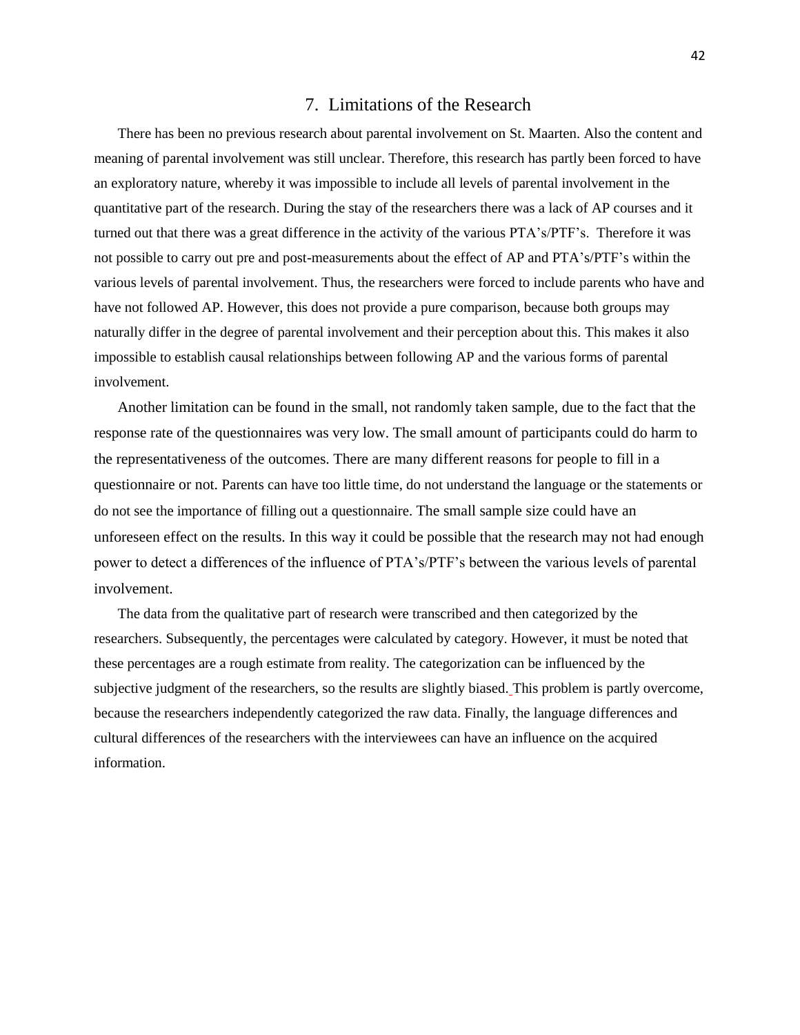# 7. Limitations of the Research

There has been no previous research about parental involvement on St. Maarten. Also the content and meaning of parental involvement was still unclear. Therefore, this research has partly been forced to have an exploratory nature, whereby it was impossible to include all levels of parental involvement in the quantitative part of the research. During the stay of the researchers there was a lack of AP courses and it turned out that there was a great difference in the activity of the various PTA's/PTF's. Therefore it was not possible to carry out pre and post-measurements about the effect of AP and PTA's/PTF's within the various levels of parental involvement. Thus, the researchers were forced to include parents who have and have not followed AP. However, this does not provide a pure comparison, because both groups may naturally differ in the degree of parental involvement and their perception about this. This makes it also impossible to establish causal relationships between following AP and the various forms of parental involvement.

Another limitation can be found in the small, not randomly taken sample, due to the fact that the response rate of the questionnaires was very low. The small amount of participants could do harm to the representativeness of the outcomes. There are many different reasons for people to fill in a questionnaire or not. Parents can have too little time, do not understand the language or the statements or do not see the importance of filling out a questionnaire. The small sample size could have an unforeseen effect on the results. In this way it could be possible that the research may not had enough power to detect a differences of the influence of PTA's/PTF's between the various levels of parental involvement.

The data from the qualitative part of research were transcribed and then categorized by the researchers. Subsequently, the percentages were calculated by category. However, it must be noted that these percentages are a rough estimate from reality. The categorization can be influenced by the subjective judgment of the researchers, so the results are slightly biased. This problem is partly overcome, because the researchers independently categorized the raw data. Finally, the language differences and cultural differences of the researchers with the interviewees can have an influence on the acquired information.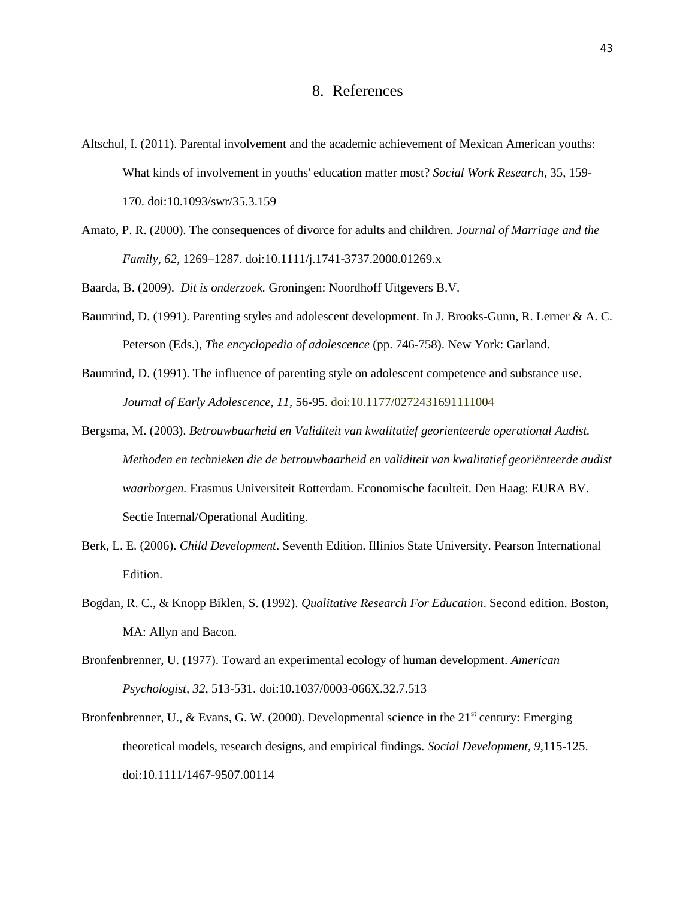# 8. References

Altschul, I. (2011). Parental involvement and the academic achievement of Mexican American youths: What kinds of involvement in youths' education matter most? *Social Work Research,* 35, 159-170. doi:10.1093/swr/35.3.159

Amato, P. R. (2000). The consequences of divorce for adults and children. *Journal of Marriage and the Family*, *62*, 1269–1287. doi:10.1111/j.1741-3737.2000.01269.x

Baarda, B. (2009). *Dit is onderzoek.* Groningen: Noordhoff Uitgevers B.V.

Baumrind, D. (1991). Parenting styles and adolescent development. In J. Brooks-Gunn, R. Lerner & A. C. Peterson (Eds.), *The encyclopedia of adolescence* (pp. 746-758). New York: Garland.

Baumrind, D. (1991). The influence of parenting style on adolescent competence and substance use. *Journal of Early Adolescence, 11,* 56-95. doi:10.1177/0272431691111004

Bergsma, M. (2003). *Betrouwbaarheid en Validiteit van kwalitatief georienteerde operational Audist. Methoden en technieken die de betrouwbaarheid en validiteit van kwalitatief georiënteerde audist waarborgen.* Erasmus Universiteit Rotterdam. Economische faculteit. Den Haag: EURA BV. Sectie Internal/Operational Auditing.

Berk, L. E. (2006). *Child Development*. Seventh Edition. Illinios State University. Pearson International Edition.

Bogdan, R. C., & Knopp Biklen, S. (1992). *Qualitative Research For Education*. Second edition. Boston, MA: Allyn and Bacon.

Bronfenbrenner, U. (1977). Toward an experimental ecology of human development. *American Psychologist, 32*, 513-531. doi:10.1037/0003-066X.32.7.513

Bronfenbrenner, U., & Evans, G. W. (2000). Developmental science in the 21st century: Emerging theoretical models, research designs, and empirical findings. *Social Development, 9*,115-125. doi:10.1111/1467-9507.00114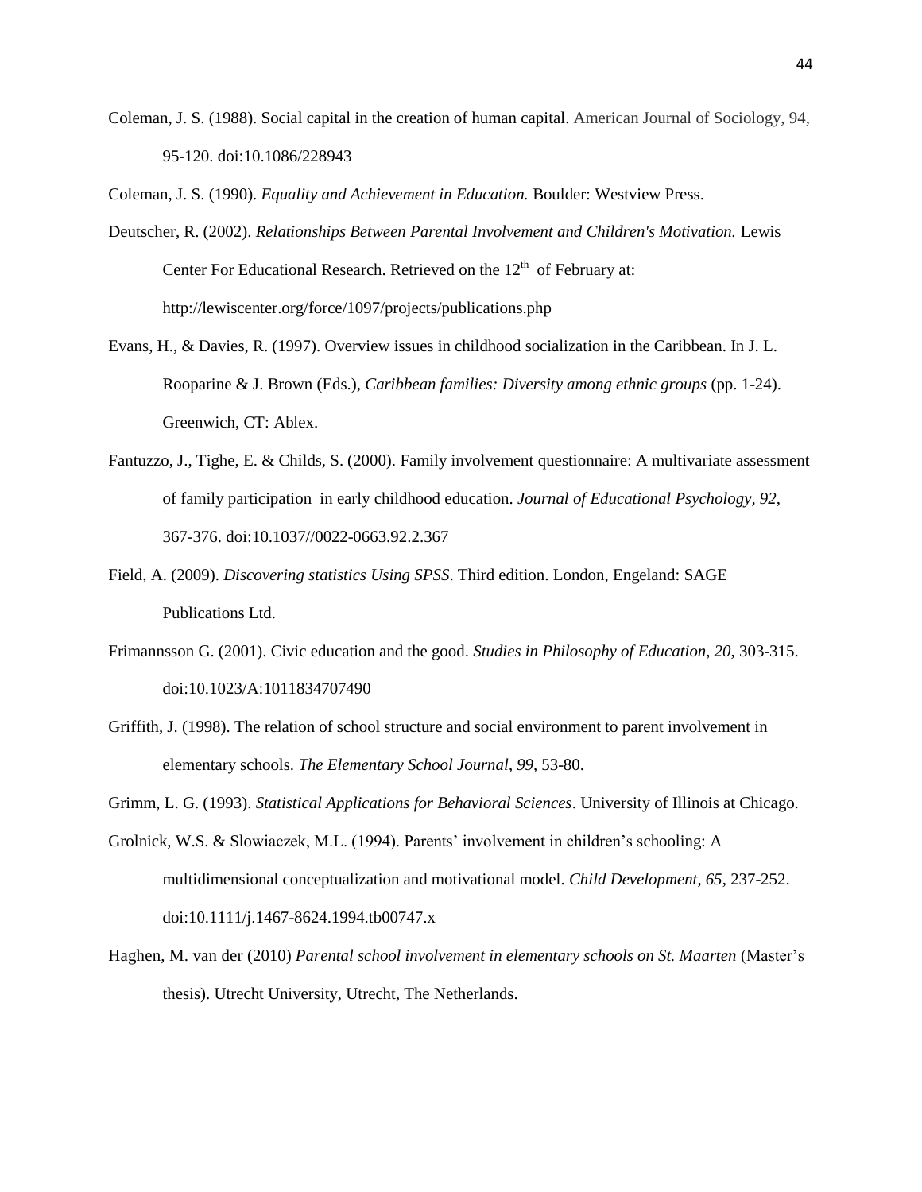Coleman, J. S. (1988). Social capital in the creation of human capital. American Journal of Sociology, 94, 95-120. doi:10.1086/228943

Coleman, J. S. (1990). *Equality and Achievement in Education.* Boulder: Westview Press.

Deutscher, R. (2002). *Relationships Between Parental Involvement and Children's Motivation.* Lewis Center For Educational Research. Retrieved on the 12th of February at: http://lewiscenter.org/force/1097/projects/publications.php

Evans, H., & Davies, R. (1997). Overview issues in childhood socialization in the Caribbean. In J. L. Rooparine & J. Brown (Eds.), *Caribbean families: Diversity among ethnic groups* (pp. 1-24). Greenwich, CT: Ablex.

Fantuzzo, J., Tighe, E. & Childs, S. (2000). Family involvement questionnaire: A multivariate assessment of family participation in early childhood education. *Journal of Educational Psychology, 92*, 367-376. doi:10.1037//0022-0663.92.2.367

Field, A. (2009). *Discovering statistics Using SPSS*. Third edition. London, Engeland: SAGE Publications Ltd.

Frimannsson G. (2001). Civic education and the good. *Studies in Philosophy of Education, 20*, 303-315. doi:10.1023/A:1011834707490

Griffith, J. (1998). The relation of school structure and social environment to parent involvement in elementary schools. *The Elementary School Journal*, *99*, 53-80.

Grimm, L. G. (1993). *Statistical Applications for Behavioral Sciences*. University of Illinois at Chicago.

Grolnick, W.S. & Slowiaczek, M.L. (1994). Parents' involvement in children's schooling: A multidimensional conceptualization and motivational model. *Child Development, 65*, 237-252. doi:10.1111/j.1467-8624.1994.tb00747.x

Haghen, M. van der (2010) *Parental school involvement in elementary schools on St. Maarten* (Master's thesis). Utrecht University, Utrecht, The Netherlands.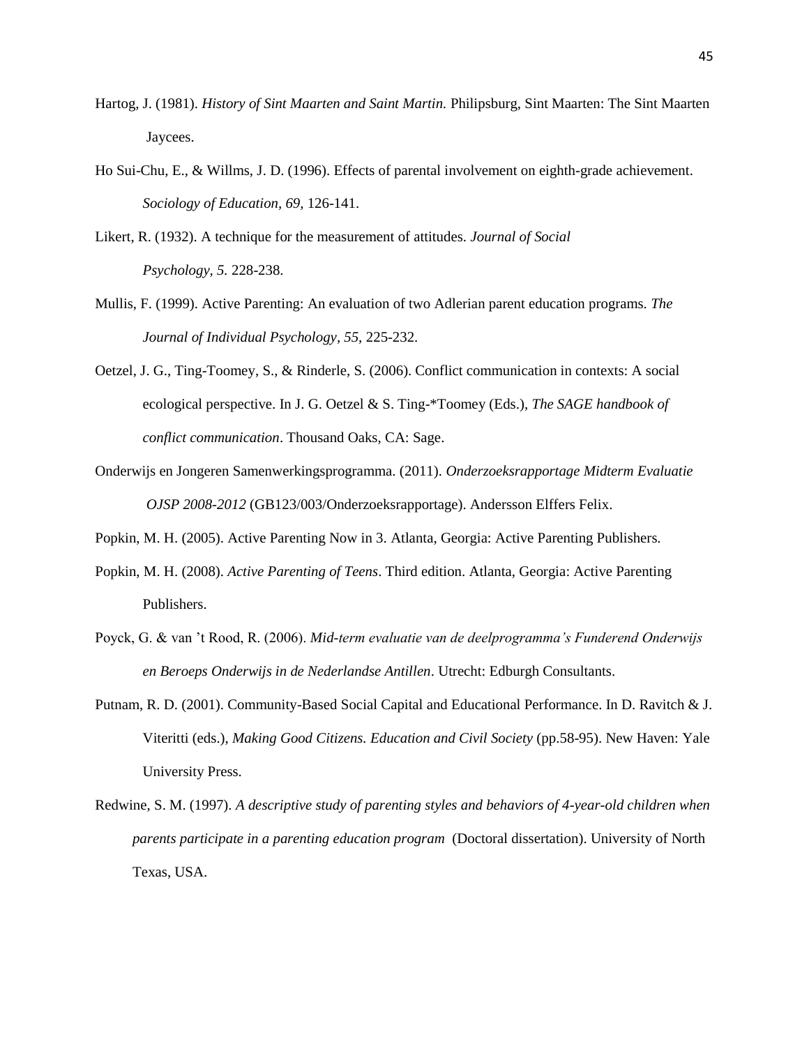Hartog, J. (1981). *History of Sint Maarten and Saint Martin.* Philipsburg, Sint Maarten: The Sint Maarten Jaycees.

Ho Sui-Chu, E., & Willms, J. D. (1996). Effects of parental involvement on eighth-grade achievement. *Sociology of Education, 69,* 126-141.

Likert, R. (1932). A technique for the measurement of attitudes. *Journal of Social Psychology, 5.* 228-238.

Mullis, F. (1999). Active Parenting: An evaluation of two Adlerian parent education programs. *The Journal of Individual Psychology, 55,* 225-232.

Oetzel, J. G., Ting-Toomey, S., & Rinderle, S. (2006). Conflict communication in contexts: A social ecological perspective. In J. G. Oetzel & S. Ting-*Toomey (Eds.), *The SAGE handbook of conflict communication*. Thousand Oaks, CA: Sage.

Onderwijs en Jongeren Samenwerkingsprogramma. (2011). *Onderzoeksrapportage Midterm Evaluatie OJSP 2008-2012* (GB123/003/Onderzoeksrapportage). Andersson Elffers Felix.

Popkin, M. H. (2005). Active Parenting Now in 3. Atlanta, Georgia: Active Parenting Publishers.

Popkin, M. H. (2008). *Active Parenting of Teens*. Third edition. Atlanta, Georgia: Active Parenting Publishers.

Poyck, G. & van 't Rood, R. (2006). *Mid-term evaluatie van de deelprogramma's Funderend Onderwijs en Beroeps Onderwijs in de Nederlandse Antillen*. Utrecht: Edburgh Consultants.

Putnam, R. D. (2001). Community-Based Social Capital and Educational Performance. In D. Ravitch & J. Viteritti (eds.), *Making Good Citizens. Education and Civil Society* (pp.58-95). New Haven: Yale University Press.

Redwine, S. M. (1997). *A descriptive study of parenting styles and behaviors of 4-year-old children when parents participate in a parenting education program* (Doctoral dissertation). University of North Texas, USA.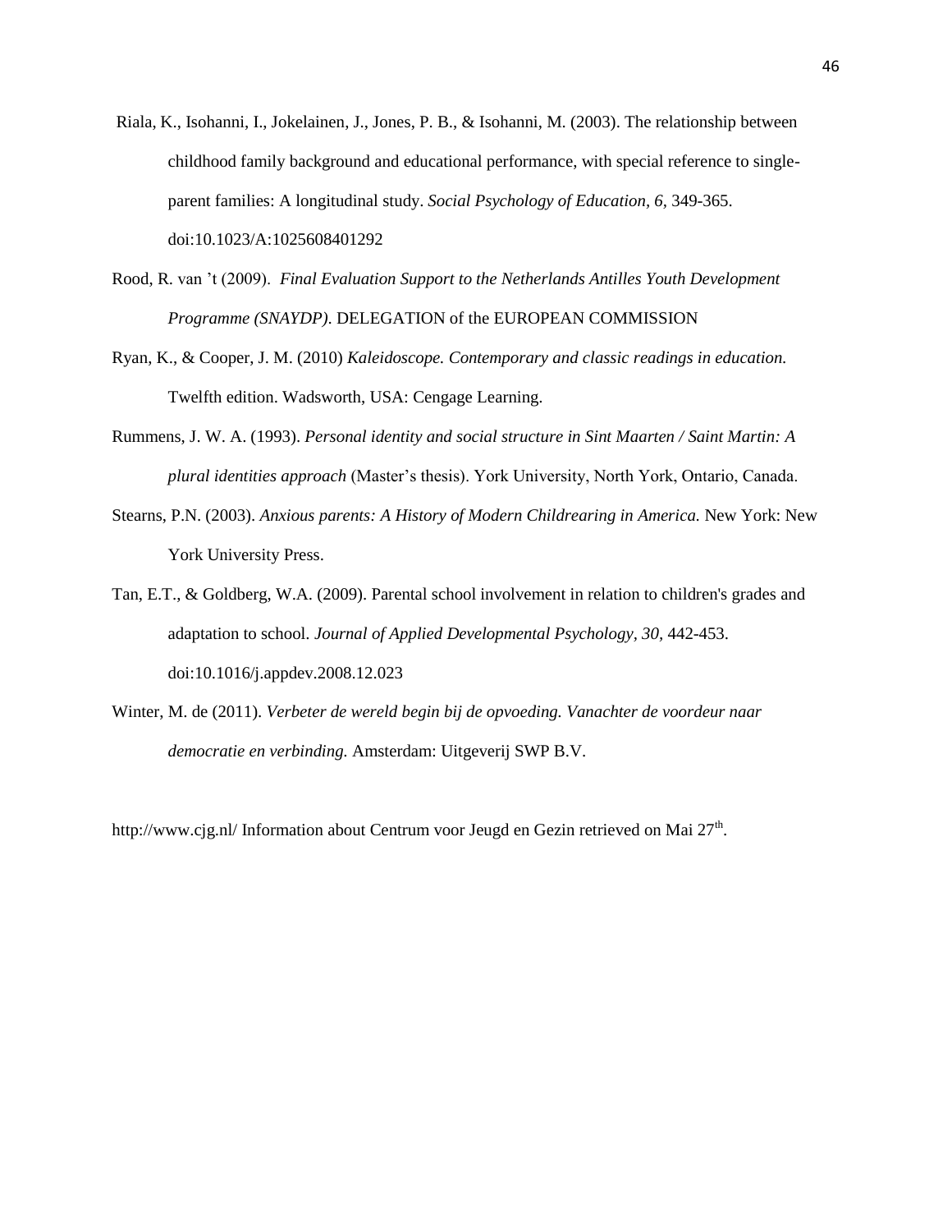Riala, K., Isohanni, I., Jokelainen, J., Jones, P. B., & Isohanni, M. (2003). The relationship between childhood family background and educational performance, with special reference to single-parent families: A longitudinal study. *Social Psychology of Education, 6,* 349-365. doi:10.1023/A:1025608401292

Rood, R. van 't (2009). *Final Evaluation Support to the Netherlands Antilles Youth Development Programme (SNAYDP).* DELEGATION of the EUROPEAN COMMISSION

Ryan, K., & Cooper, J. M. (2010) *Kaleidoscope. Contemporary and classic readings in education.* Twelfth edition. Wadsworth, USA: Cengage Learning.

Rummens, J. W. A. (1993). *Personal identity and social structure in Sint Maarten / Saint Martin: A plural identities approach* (Master's thesis). York University, North York, Ontario, Canada.

Stearns, P.N. (2003). *Anxious parents: A History of Modern Childrearing in America.* New York: New York University Press.

Tan, E.T., & Goldberg, W.A. (2009). Parental school involvement in relation to children's grades and adaptation to school. *Journal of Applied Developmental Psychology, 30,* 442-453. doi:10.1016/j.appdev.2008.12.023

Winter, M. de (2011). *Verbeter de wereld begin bij de opvoeding. Vanachter de voordeur naar democratie en verbinding.* Amsterdam: Uitgeverij SWP B.V.

http://www.cjg.nl/ Information about Centrum voor Jeugd en Gezin retrieved on Mai 27th.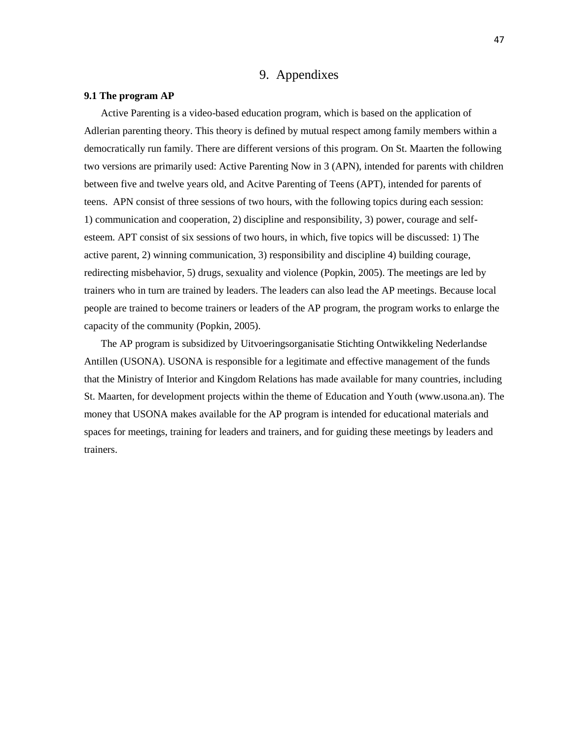# 9. Appendixes

### 9.1 The program AP

Active Parenting is a video-based education program, which is based on the application of Adlerian parenting theory. This theory is defined by mutual respect among family members within a democratically run family. There are different versions of this program. On St. Maarten the following two versions are primarily used: Active Parenting Now in 3 (APN), intended for parents with children between five and twelve years old, and Acitve Parenting of Teens (APT), intended for parents of teens. APN consist of three sessions of two hours, with the following topics during each session: 1) communication and cooperation, 2) discipline and responsibility, 3) power, courage and self-esteem. APT consist of six sessions of two hours, in which, five topics will be discussed: 1) The active parent, 2) winning communication, 3) responsibility and discipline 4) building courage, redirecting misbehavior, 5) drugs, sexuality and violence (Popkin, 2005). The meetings are led by trainers who in turn are trained by leaders. The leaders can also lead the AP meetings. Because local people are trained to become trainers or leaders of the AP program, the program works to enlarge the capacity of the community (Popkin, 2005).

The AP program is subsidized by Uitvoeringsorganisatie Stichting Ontwikkeling Nederlandse Antillen (USONA). USONA is responsible for a legitimate and effective management of the funds that the Ministry of Interior and Kingdom Relations has made available for many countries, including St. Maarten, for development projects within the theme of Education and Youth (www.usona.an). The money that USONA makes available for the AP program is intended for educational materials and spaces for meetings, training for leaders and trainers, and for guiding these meetings by leaders and trainers.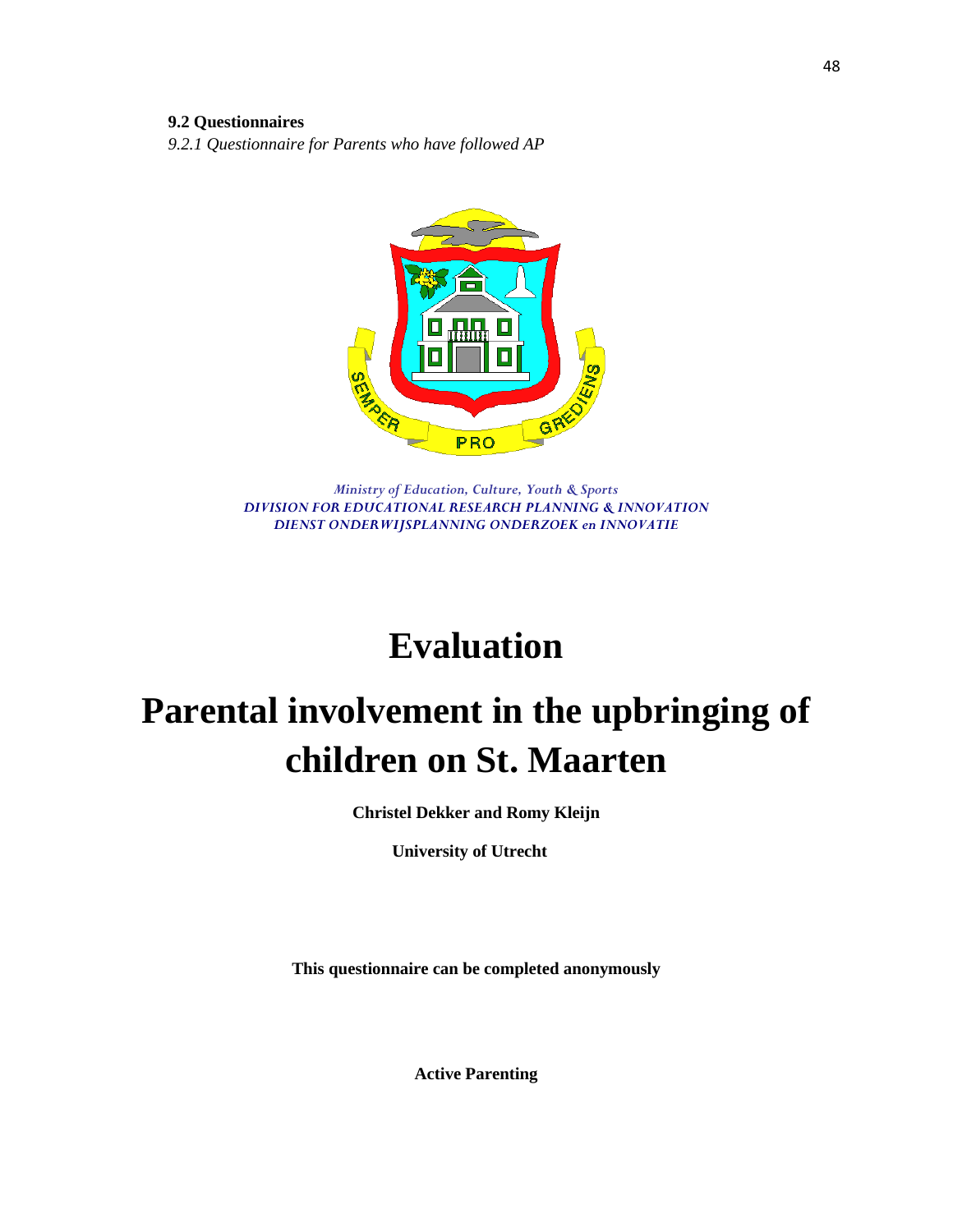**9.2 Questionnaires**

*9.2.1 Questionnaire for Parents who have followed AP*

*Ministry of Education, Culture, Youth & Sports*
*DIVISION FOR EDUCATIONAL RESEARCH PLANNING & INNOVATION*
*DIENST ONDERWIJSPLANNING ONDERZOEK en INNOVATIE*

# Evaluation

# Parental involvement in the upbringing of children on St. Maarten

**Christel Dekker and Romy Kleijn**

**University of Utrecht**

**This questionnaire can be completed anonymously**

**Active Parenting**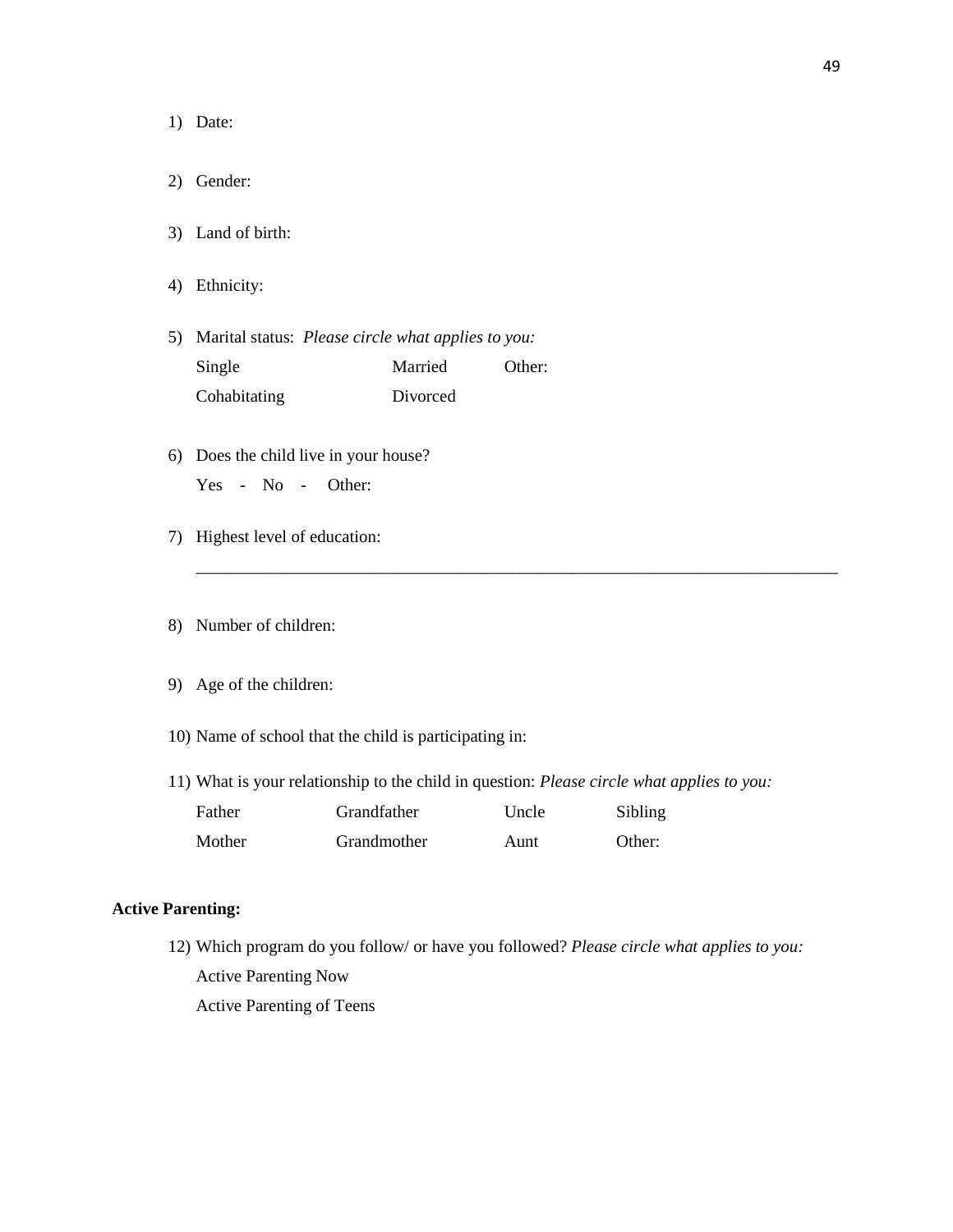1) Date:

2) Gender:

3) Land of birth:

4) Ethnicity:

5) Marital status: *Please circle what applies to you:*

   | | | |
   |---|---|---|
   | Single | Married | Other: |
   | Cohabitating | Divorced | |

6) Does the child live in your house?

   Yes - No - Other:

7) Highest level of education:

   ______________________________________________________________________________

8) Number of children:

9) Age of the children:

10) Name of school that the child is participating in:

11) What is your relationship to the child in question: *Please circle what applies to you:*

   | | | | |
   |---|---|---|---|
   | Father | Grandfather | Uncle | Sibling |
   | Mother | Grandmother | Aunt | Other: |

**Active Parenting:**

12) Which program do you follow/ or have you followed? *Please circle what applies to you:*

   Active Parenting Now

   Active Parenting of Teens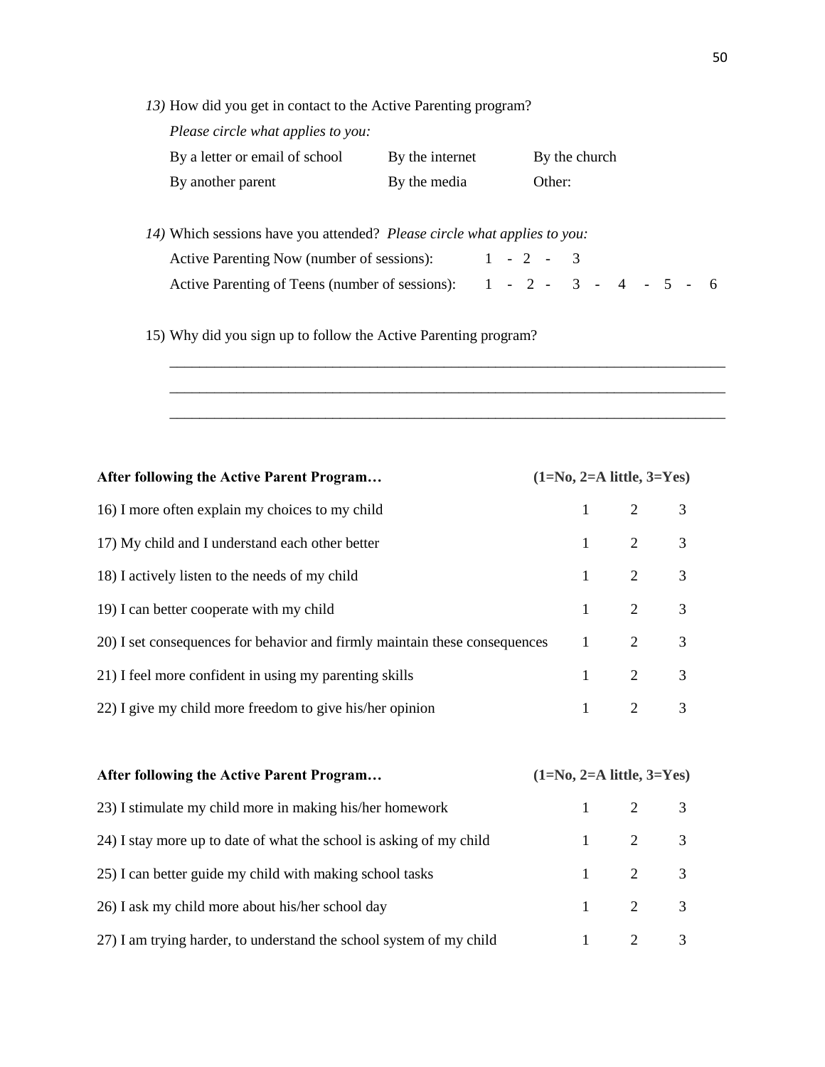*13)* How did you get in contact to the Active Parenting program?

*Please circle what applies to you:*

| | | |
|---|---|---|
| By a letter or email of school | By the internet | By the church |
| By another parent | By the media | Other: |

*14)* Which sessions have you attended? *Please circle what applies to you:*

Active Parenting Now (number of sessions): 1 - 2 - 3

Active Parenting of Teens (number of sessions): 1 - 2 - 3 - 4 - 5 - 6

15) Why did you sign up to follow the Active Parenting program?

\_\_\_\_\_\_\_\_\_\_\_\_\_\_\_\_\_\_\_\_\_\_\_\_\_\_\_\_\_\_\_\_\_\_\_\_\_\_\_\_\_\_\_\_\_\_\_\_\_\_\_\_\_\_\_\_\_\_\_\_\_\_\_\_\_\_\_\_\_\_\_\_

\_\_\_\_\_\_\_\_\_\_\_\_\_\_\_\_\_\_\_\_\_\_\_\_\_\_\_\_\_\_\_\_\_\_\_\_\_\_\_\_\_\_\_\_\_\_\_\_\_\_\_\_\_\_\_\_\_\_\_\_\_\_\_\_\_\_\_\_\_\_\_\_

\_\_\_\_\_\_\_\_\_\_\_\_\_\_\_\_\_\_\_\_\_\_\_\_\_\_\_\_\_\_\_\_\_\_\_\_\_\_\_\_\_\_\_\_\_\_\_\_\_\_\_\_\_\_\_\_\_\_\_\_\_\_\_\_\_\_\_\_\_\_\_\_

| **After following the Active Parent Program…** | **(1=No, 2=A little, 3=Yes)** | | |
|---|---|---|---|
| 16) I more often explain my choices to my child | 1 | 2 | 3 |
| 17) My child and I understand each other better | 1 | 2 | 3 |
| 18) I actively listen to the needs of my child | 1 | 2 | 3 |
| 19) I can better cooperate with my child | 1 | 2 | 3 |
| 20) I set consequences for behavior and firmly maintain these consequences | 1 | 2 | 3 |
| 21) I feel more confident in using my parenting skills | 1 | 2 | 3 |
| 22) I give my child more freedom to give his/her opinion | 1 | 2 | 3 |

| **After following the Active Parent Program…** | **(1=No, 2=A little, 3=Yes)** | | |
|---|---|---|---|
| 23) I stimulate my child more in making his/her homework | 1 | 2 | 3 |
| 24) I stay more up to date of what the school is asking of my child | 1 | 2 | 3 |
| 25) I can better guide my child with making school tasks | 1 | 2 | 3 |
| 26) I ask my child more about his/her school day | 1 | 2 | 3 |
| 27) I am trying harder, to understand the school system of my child | 1 | 2 | 3 |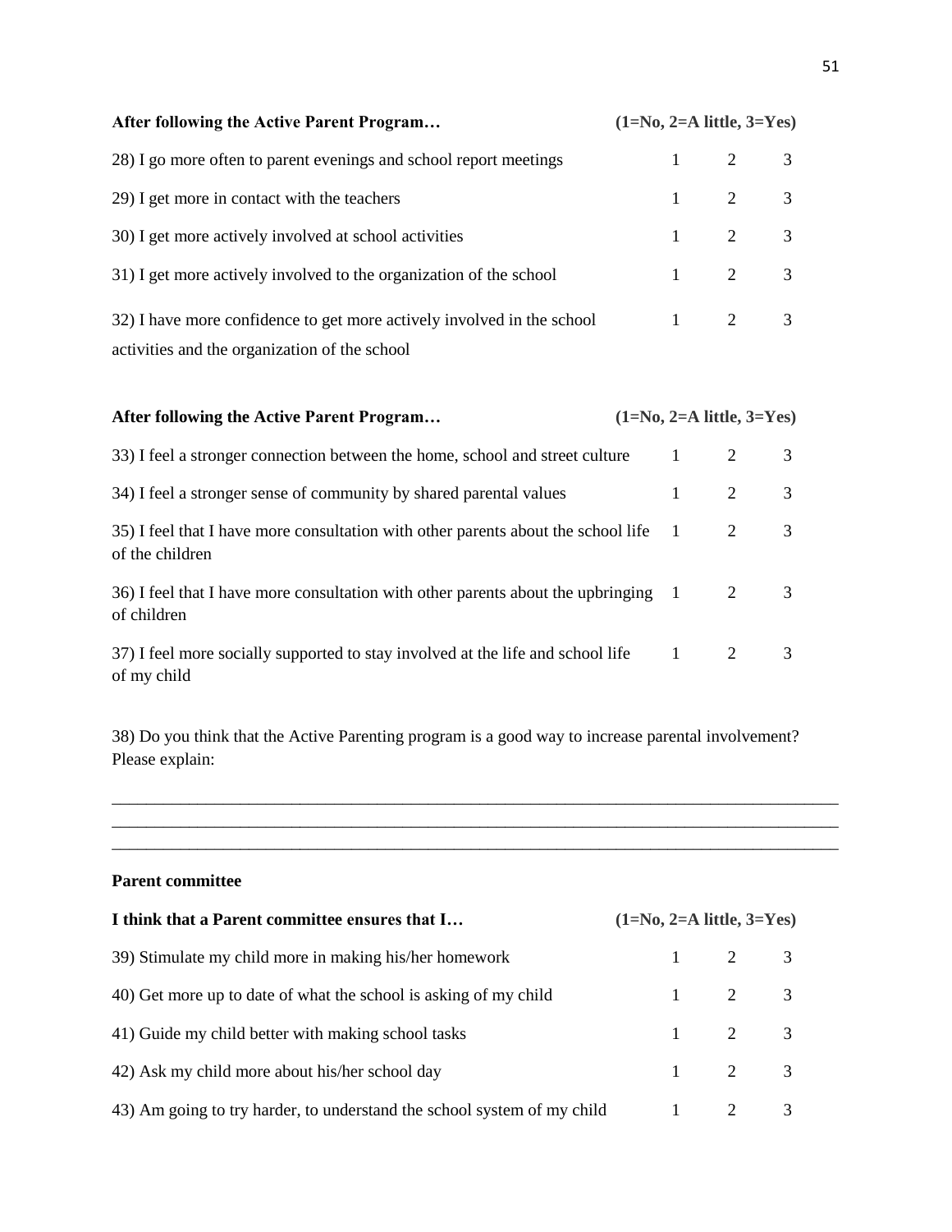| After following the Active Parent Program… | (1=No, 2=A little, 3=Yes) | | |
|---|---|---|---|
| 28) I go more often to parent evenings and school report meetings | 1 | 2 | 3 |
| 29) I get more in contact with the teachers | 1 | 2 | 3 |
| 30) I get more actively involved at school activities | 1 | 2 | 3 |
| 31) I get more actively involved to the organization of the school | 1 | 2 | 3 |
| 32) I have more confidence to get more actively involved in the school activities and the organization of the school | 1 | 2 | 3 |

| After following the Active Parent Program… | (1=No, 2=A little, 3=Yes) | | |
|---|---|---|---|
| 33) I feel a stronger connection between the home, school and street culture | 1 | 2 | 3 |
| 34) I feel a stronger sense of community by shared parental values | 1 | 2 | 3 |
| 35) I feel that I have more consultation with other parents about the school life of the children | 1 | 2 | 3 |
| 36) I feel that I have more consultation with other parents about the upbringing of children | 1 | 2 | 3 |
| 37) I feel more socially supported to stay involved at the life and school life of my child | 1 | 2 | 3 |

38) Do you think that the Active Parenting program is a good way to increase parental involvement? Please explain:

___________________________________________________________________________
___________________________________________________________________________
___________________________________________________________________________

**Parent committee**

| I think that a Parent committee ensures that I… | (1=No, 2=A little, 3=Yes) | | |
|---|---|---|---|
| 39) Stimulate my child more in making his/her homework | 1 | 2 | 3 |
| 40) Get more up to date of what the school is asking of my child | 1 | 2 | 3 |
| 41) Guide my child better with making school tasks | 1 | 2 | 3 |
| 42) Ask my child more about his/her school day | 1 | 2 | 3 |
| 43) Am going to try harder, to understand the school system of my child | 1 | 2 | 3 |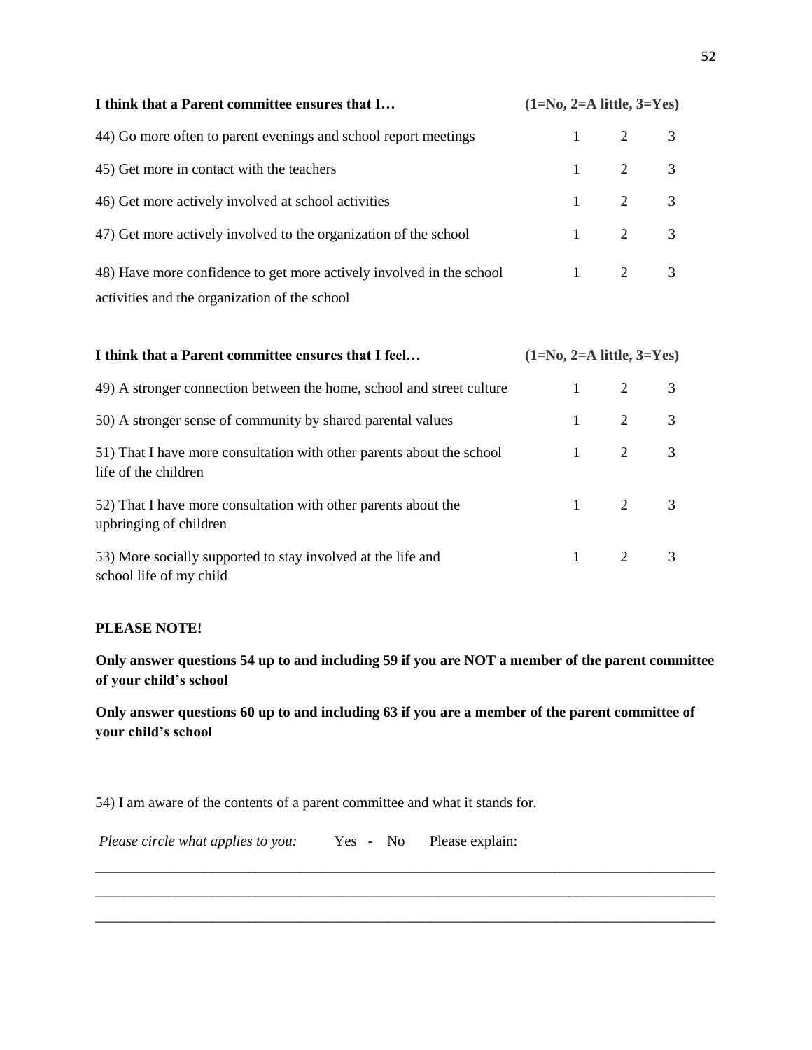| I think that a Parent committee ensures that I… | (1=No, 2=A little, 3=Yes) | | |
|---|---|---|---|
| 44) Go more often to parent evenings and school report meetings | 1 | 2 | 3 |
| 45) Get more in contact with the teachers | 1 | 2 | 3 |
| 46) Get more actively involved at school activities | 1 | 2 | 3 |
| 47) Get more actively involved to the organization of the school | 1 | 2 | 3 |
| 48) Have more confidence to get more actively involved in the school activities and the organization of the school | 1 | 2 | 3 |

| I think that a Parent committee ensures that I feel… | (1=No, 2=A little, 3=Yes) | | |
|---|---|---|---|
| 49) A stronger connection between the home, school and street culture | 1 | 2 | 3 |
| 50) A stronger sense of community by shared parental values | 1 | 2 | 3 |
| 51) That I have more consultation with other parents about the school life of the children | 1 | 2 | 3 |
| 52) That I have more consultation with other parents about the upbringing of children | 1 | 2 | 3 |
| 53) More socially supported to stay involved at the life and school life of my child | 1 | 2 | 3 |

**PLEASE NOTE!**

**Only answer questions 54 up to and including 59 if you are NOT a member of the parent committee of your child's school**

**Only answer questions 60 up to and including 63 if you are a member of the parent committee of your child's school**

54) I am aware of the contents of a parent committee and what it stands for.

*Please circle what applies to you:* Yes - No Please explain:

_____________________________________________________________________________________

_____________________________________________________________________________________

_____________________________________________________________________________________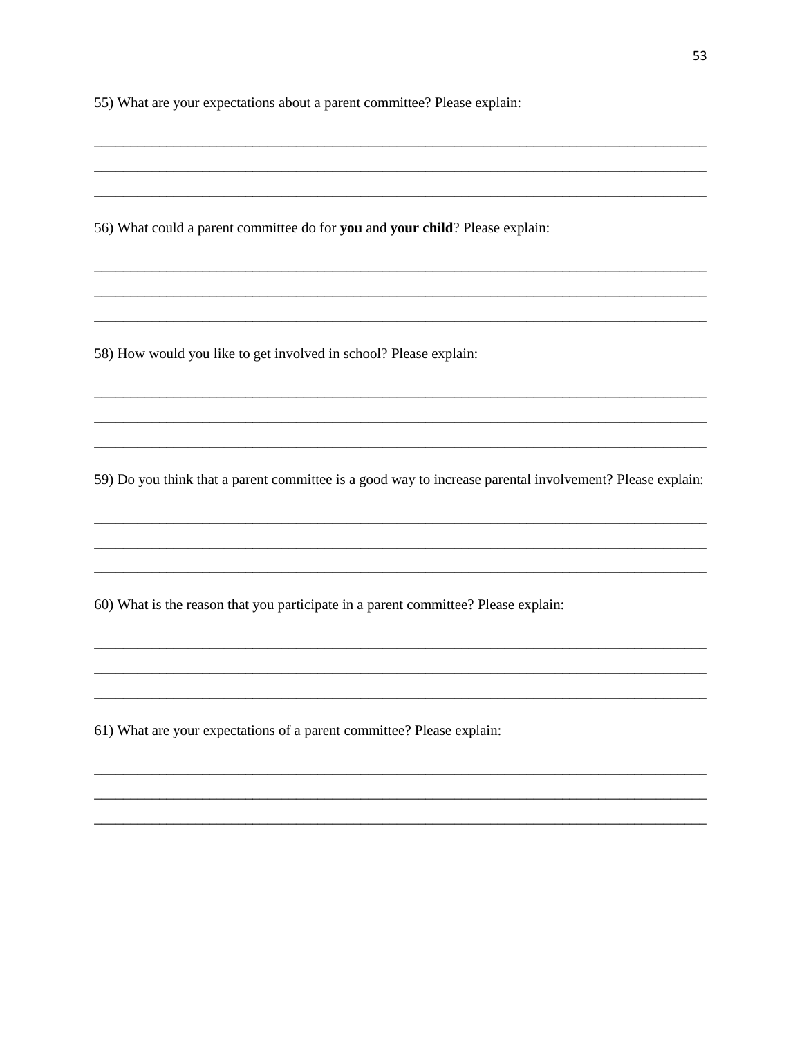55) What are your expectations about a parent committee? Please explain:

_____________________________________________________________________________

_____________________________________________________________________________

_____________________________________________________________________________

56) What could a parent committee do for **you** and **your child**? Please explain:

_____________________________________________________________________________

_____________________________________________________________________________

_____________________________________________________________________________

58) How would you like to get involved in school? Please explain:

_____________________________________________________________________________

_____________________________________________________________________________

_____________________________________________________________________________

59) Do you think that a parent committee is a good way to increase parental involvement? Please explain:

_____________________________________________________________________________

_____________________________________________________________________________

_____________________________________________________________________________

60) What is the reason that you participate in a parent committee? Please explain:

_____________________________________________________________________________

_____________________________________________________________________________

_____________________________________________________________________________

61) What are your expectations of a parent committee? Please explain:

_____________________________________________________________________________

_____________________________________________________________________________

_____________________________________________________________________________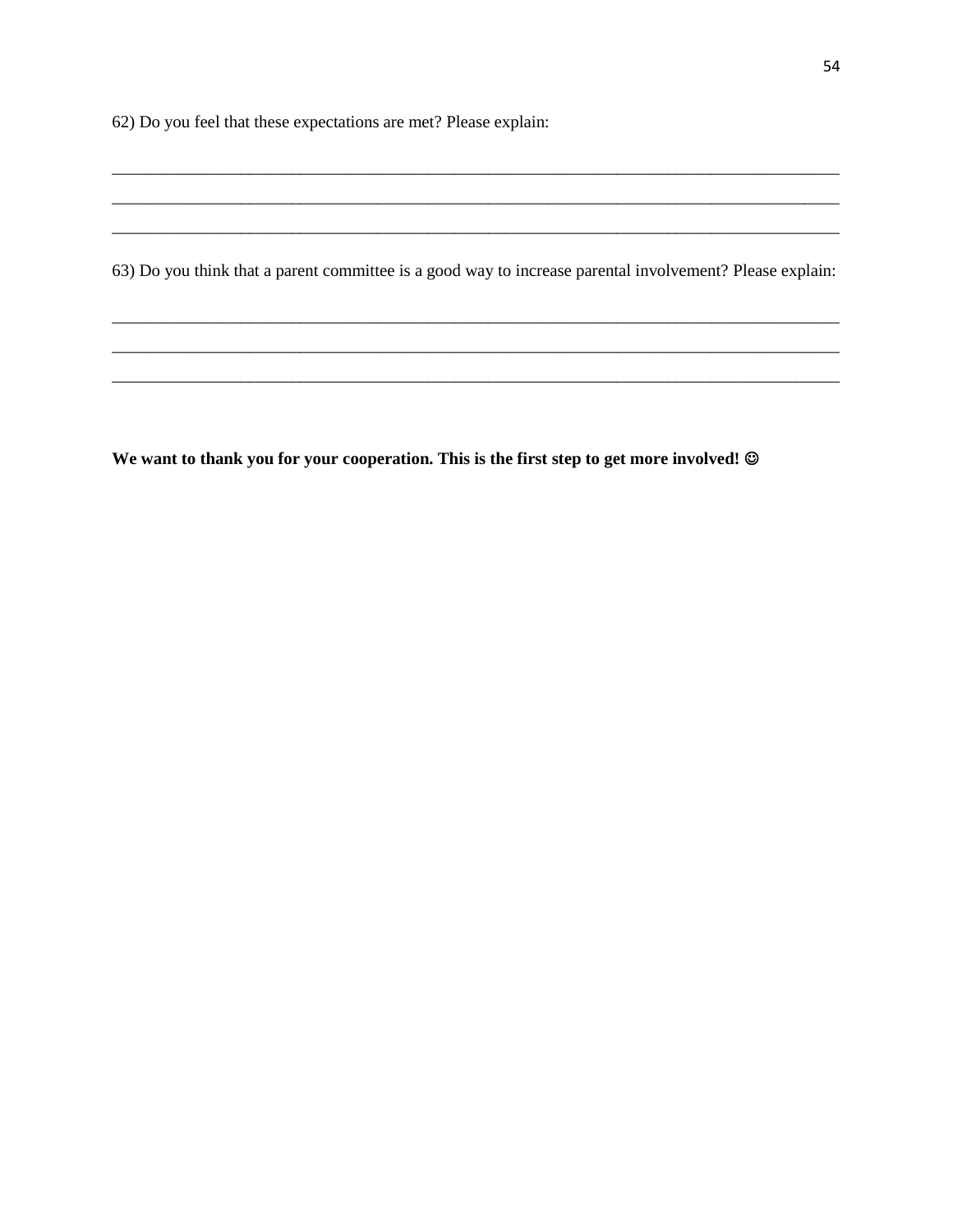62) Do you feel that these expectations are met? Please explain:

___________________________________________________________________________
___________________________________________________________________________
___________________________________________________________________________

63) Do you think that a parent committee is a good way to increase parental involvement? Please explain:

___________________________________________________________________________
___________________________________________________________________________
___________________________________________________________________________

**We want to thank you for your cooperation. This is the first step to get more involved! ☺**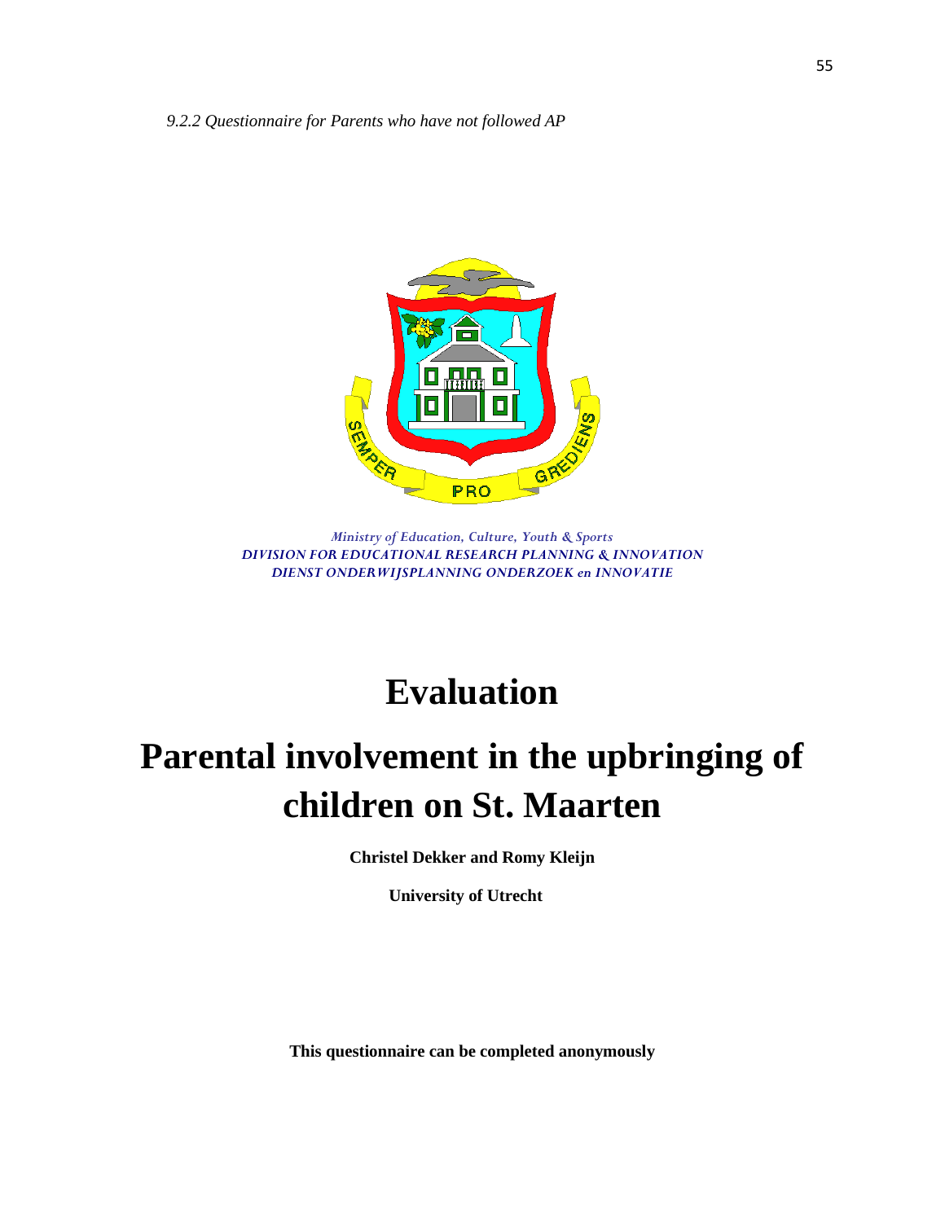*9.2.2 Questionnaire for Parents who have not followed AP*

*Ministry of Education, Culture, Youth & Sports*
*DIVISION FOR EDUCATIONAL RESEARCH PLANNING & INNOVATION*
*DIENST ONDERWIJSPLANNING ONDERZOEK en INNOVATIE*

# Evaluation

# Parental involvement in the upbringing of children on St. Maarten

**Christel Dekker and Romy Kleijn**

**University of Utrecht**

**This questionnaire can be completed anonymously**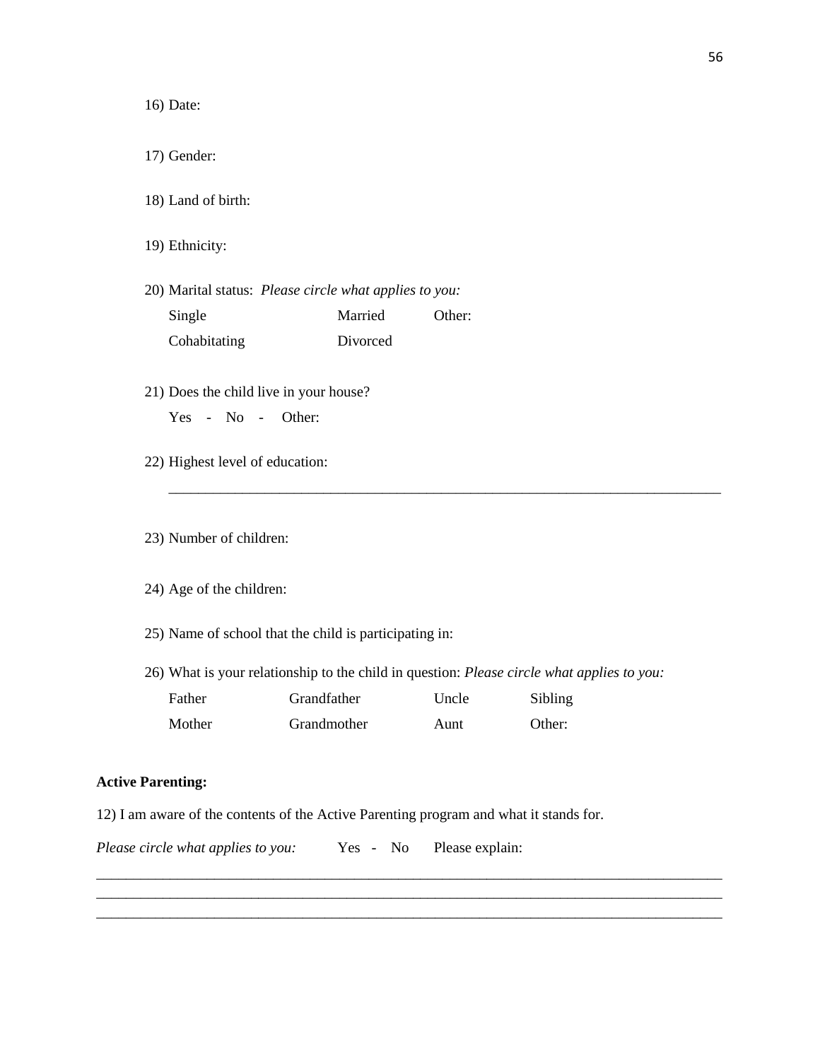16) Date:

17) Gender:

18) Land of birth:

19) Ethnicity:

20) Marital status: *Please circle what applies to you:*

| | | |
|---|---|---|
| Single | Married | Other: |
| Cohabitating | Divorced | |

21) Does the child live in your house?

Yes - No - Other:

22) Highest level of education:

_______________________________________________________________________________

23) Number of children:

24) Age of the children:

25) Name of school that the child is participating in:

26) What is your relationship to the child in question: *Please circle what applies to you:*

| | | | |
|---|---|---|---|
| Father | Grandfather | Uncle | Sibling |
| Mother | Grandmother | Aunt | Other: |

**Active Parenting:**

12) I am aware of the contents of the Active Parenting program and what it stands for.

*Please circle what applies to you:* Yes - No Please explain:

_______________________________________________________________________________
_______________________________________________________________________________
_______________________________________________________________________________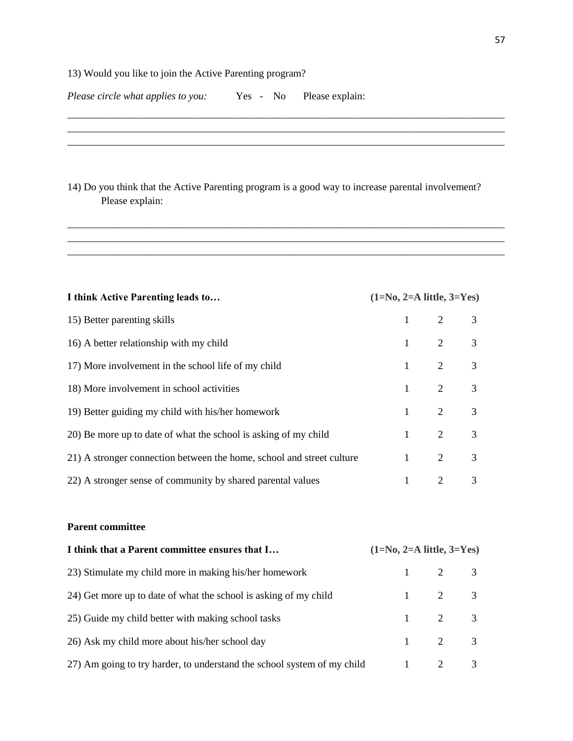13) Would you like to join the Active Parenting program?

*Please circle what applies to you:* Yes - No Please explain:

______________________________________________________________________________
______________________________________________________________________________
______________________________________________________________________________

14) Do you think that the Active Parenting program is a good way to increase parental involvement? Please explain:

______________________________________________________________________________
______________________________________________________________________________
______________________________________________________________________________

| **I think Active Parenting leads to…** | **(1=No, 2=A little, 3=Yes)** | | |
|---|---|---|---|
| 15) Better parenting skills | 1 | 2 | 3 |
| 16) A better relationship with my child | 1 | 2 | 3 |
| 17) More involvement in the school life of my child | 1 | 2 | 3 |
| 18) More involvement in school activities | 1 | 2 | 3 |
| 19) Better guiding my child with his/her homework | 1 | 2 | 3 |
| 20) Be more up to date of what the school is asking of my child | 1 | 2 | 3 |
| 21) A stronger connection between the home, school and street culture | 1 | 2 | 3 |
| 22) A stronger sense of community by shared parental values | 1 | 2 | 3 |

**Parent committee**

| **I think that a Parent committee ensures that I…** | **(1=No, 2=A little, 3=Yes)** | | |
|---|---|---|---|
| 23) Stimulate my child more in making his/her homework | 1 | 2 | 3 |
| 24) Get more up to date of what the school is asking of my child | 1 | 2 | 3 |
| 25) Guide my child better with making school tasks | 1 | 2 | 3 |
| 26) Ask my child more about his/her school day | 1 | 2 | 3 |
| 27) Am going to try harder, to understand the school system of my child | 1 | 2 | 3 |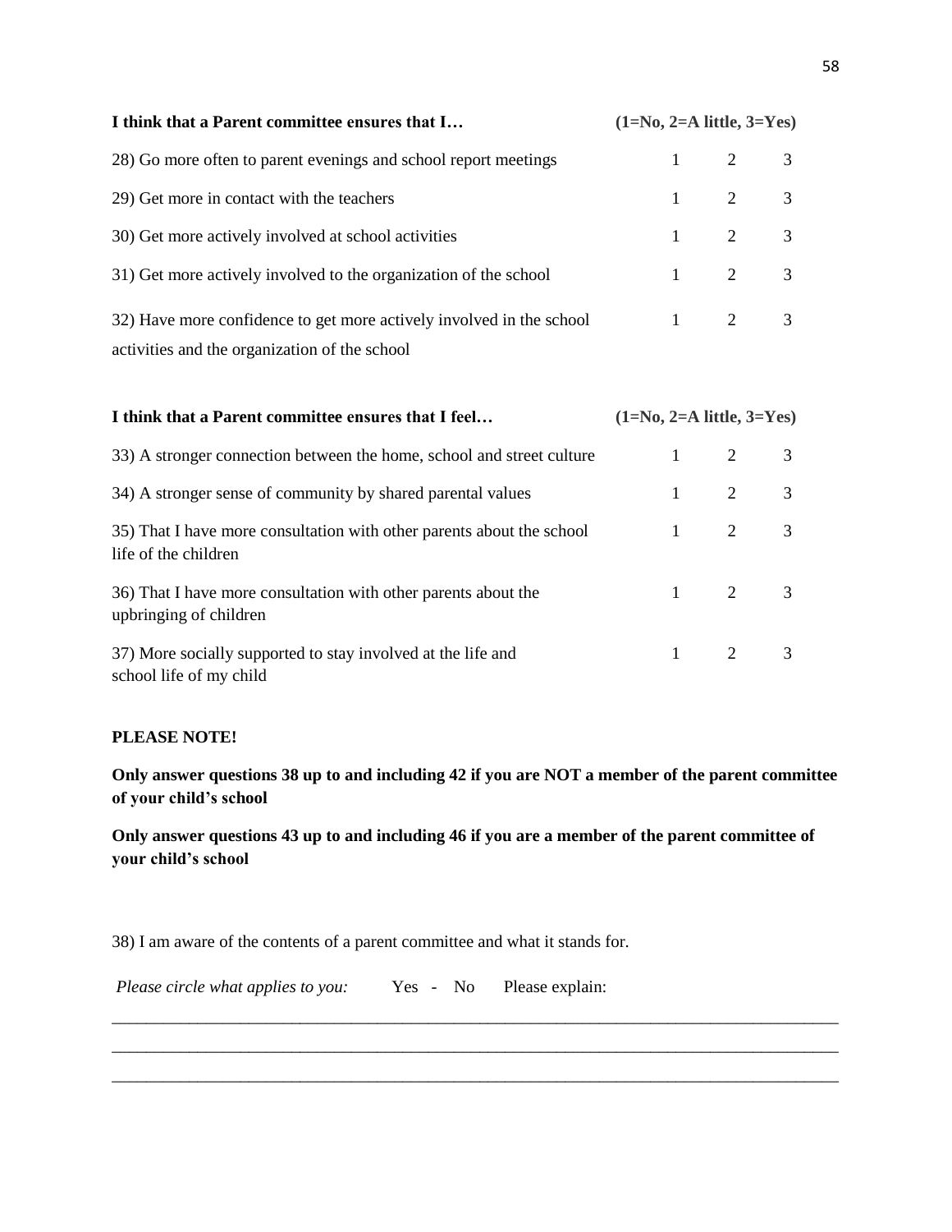| I think that a Parent committee ensures that I… | (1=No, 2=A little, 3=Yes) | | |
|---|---|---|---|
| 28) Go more often to parent evenings and school report meetings | 1 | 2 | 3 |
| 29) Get more in contact with the teachers | 1 | 2 | 3 |
| 30) Get more actively involved at school activities | 1 | 2 | 3 |
| 31) Get more actively involved to the organization of the school | 1 | 2 | 3 |
| 32) Have more confidence to get more actively involved in the school activities and the organization of the school | 1 | 2 | 3 |

| I think that a Parent committee ensures that I feel… | (1=No, 2=A little, 3=Yes) | | |
|---|---|---|---|
| 33) A stronger connection between the home, school and street culture | 1 | 2 | 3 |
| 34) A stronger sense of community by shared parental values | 1 | 2 | 3 |
| 35) That I have more consultation with other parents about the school life of the children | 1 | 2 | 3 |
| 36) That I have more consultation with other parents about the upbringing of children | 1 | 2 | 3 |
| 37) More socially supported to stay involved at the life and school life of my child | 1 | 2 | 3 |

**PLEASE NOTE!**

**Only answer questions 38 up to and including 42 if you are NOT a member of the parent committee of your child's school**

**Only answer questions 43 up to and including 46 if you are a member of the parent committee of your child's school**

38) I am aware of the contents of a parent committee and what it stands for.

*Please circle what applies to you:* Yes - No Please explain:

_____________________________________________________________________________________

_____________________________________________________________________________________

_____________________________________________________________________________________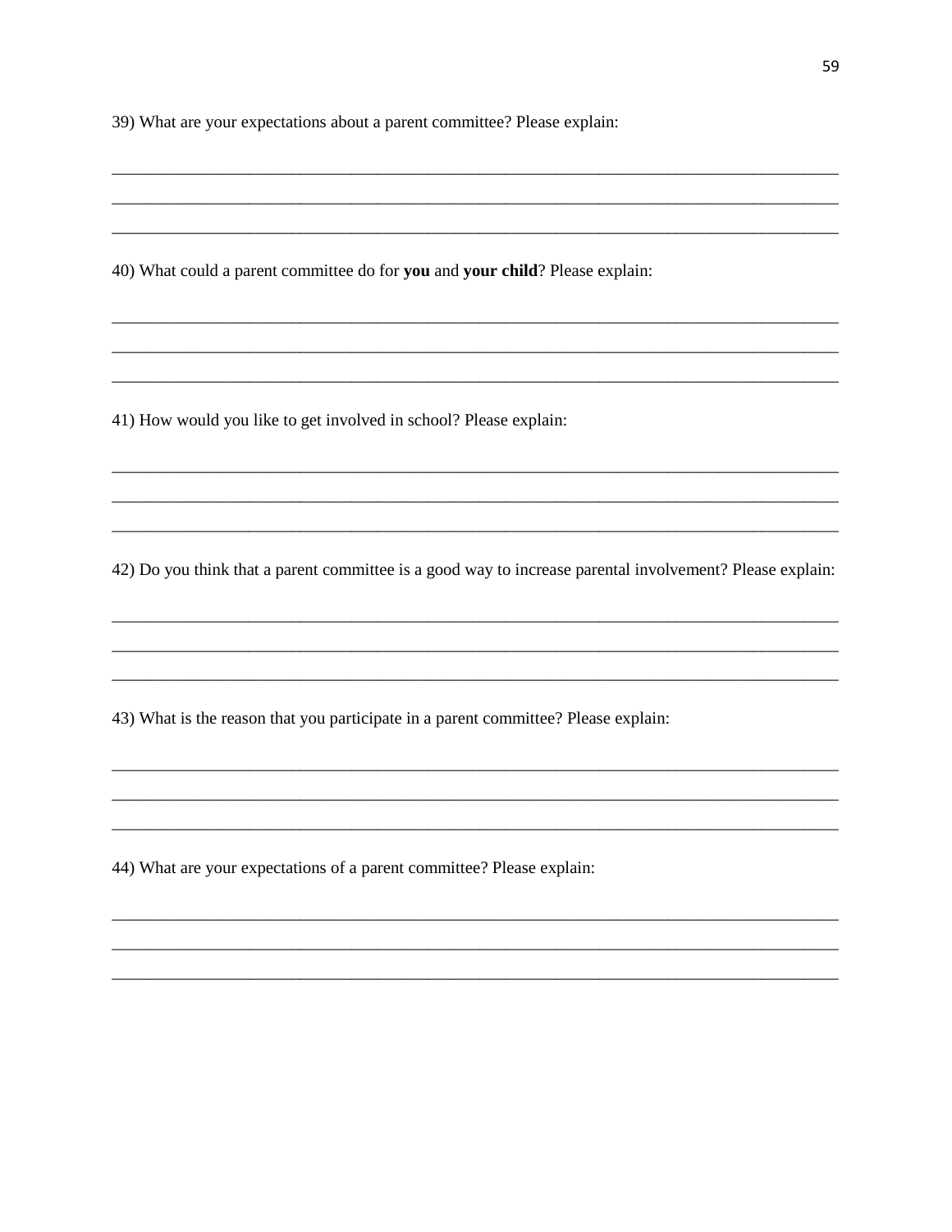39) What are your expectations about a parent committee? Please explain:

_______________________________________________________________________________

_______________________________________________________________________________

_______________________________________________________________________________

40) What could a parent committee do for **you** and **your child**? Please explain:

_______________________________________________________________________________

_______________________________________________________________________________

_______________________________________________________________________________

41) How would you like to get involved in school? Please explain:

_______________________________________________________________________________

_______________________________________________________________________________

_______________________________________________________________________________

42) Do you think that a parent committee is a good way to increase parental involvement? Please explain:

_______________________________________________________________________________

_______________________________________________________________________________

_______________________________________________________________________________

43) What is the reason that you participate in a parent committee? Please explain:

_______________________________________________________________________________

_______________________________________________________________________________

_______________________________________________________________________________

44) What are your expectations of a parent committee? Please explain:

_______________________________________________________________________________

_______________________________________________________________________________

_______________________________________________________________________________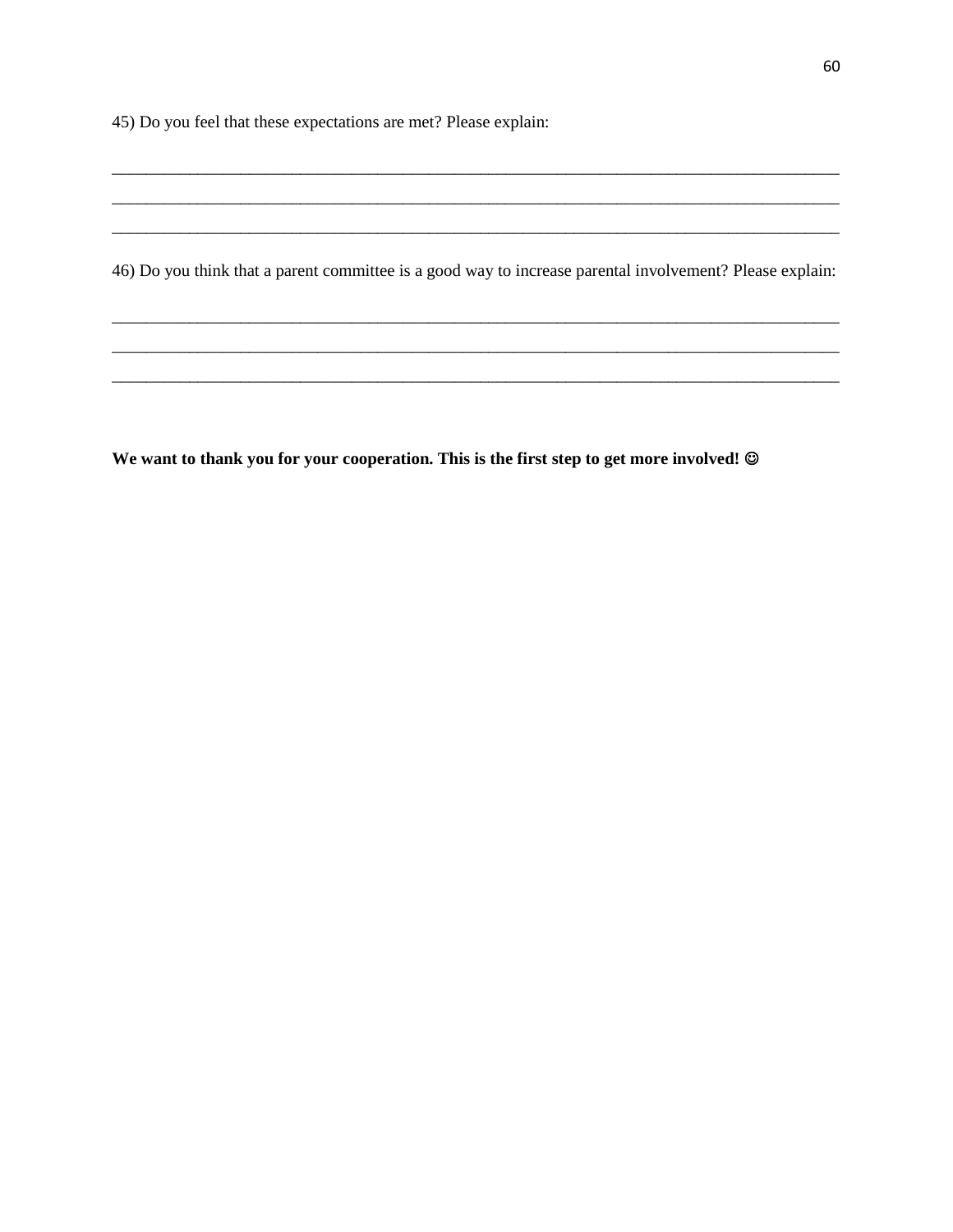45) Do you feel that these expectations are met? Please explain:

_______________________________________________________________________________________

_______________________________________________________________________________________

_______________________________________________________________________________________

46) Do you think that a parent committee is a good way to increase parental involvement? Please explain:

_______________________________________________________________________________________

_______________________________________________________________________________________

_______________________________________________________________________________________

**We want to thank you for your cooperation. This is the first step to get more involved! ☺**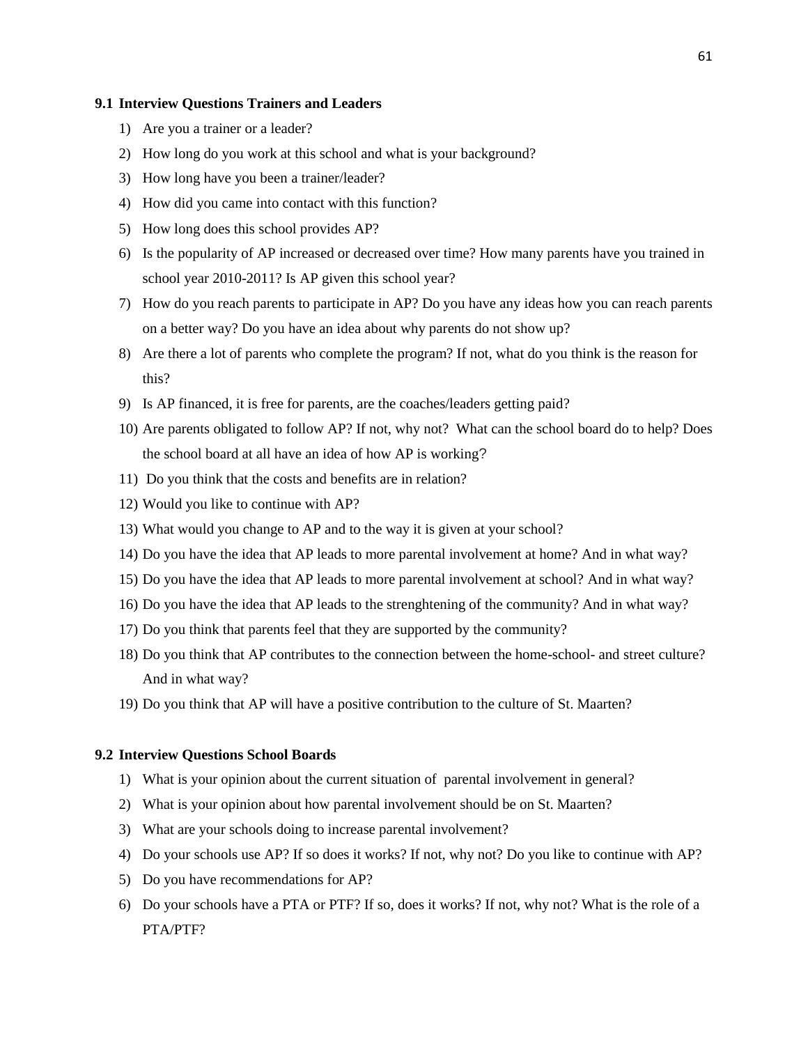### 9.1 Interview Questions Trainers and Leaders

1) Are you a trainer or a leader?
2) How long do you work at this school and what is your background?
3) How long have you been a trainer/leader?
4) How did you came into contact with this function?
5) How long does this school provides AP?
6) Is the popularity of AP increased or decreased over time? How many parents have you trained in school year 2010-2011? Is AP given this school year?
7) How do you reach parents to participate in AP? Do you have any ideas how you can reach parents on a better way? Do you have an idea about why parents do not show up?
8) Are there a lot of parents who complete the program? If not, what do you think is the reason for this?
9) Is AP financed, it is free for parents, are the coaches/leaders getting paid?
10) Are parents obligated to follow AP? If not, why not? What can the school board do to help? Does the school board at all have an idea of how AP is working?
11) Do you think that the costs and benefits are in relation?
12) Would you like to continue with AP?
13) What would you change to AP and to the way it is given at your school?
14) Do you have the idea that AP leads to more parental involvement at home? And in what way?
15) Do you have the idea that AP leads to more parental involvement at school? And in what way?
16) Do you have the idea that AP leads to the strenghtening of the community? And in what way?
17) Do you think that parents feel that they are supported by the community?
18) Do you think that AP contributes to the connection between the home-school- and street culture? And in what way?
19) Do you think that AP will have a positive contribution to the culture of St. Maarten?

### 9.2 Interview Questions School Boards

1) What is your opinion about the current situation of parental involvement in general?
2) What is your opinion about how parental involvement should be on St. Maarten?
3) What are your schools doing to increase parental involvement?
4) Do your schools use AP? If so does it works? If not, why not? Do you like to continue with AP?
5) Do you have recommendations for AP?
6) Do your schools have a PTA or PTF? If so, does it works? If not, why not? What is the role of a PTA/PTF?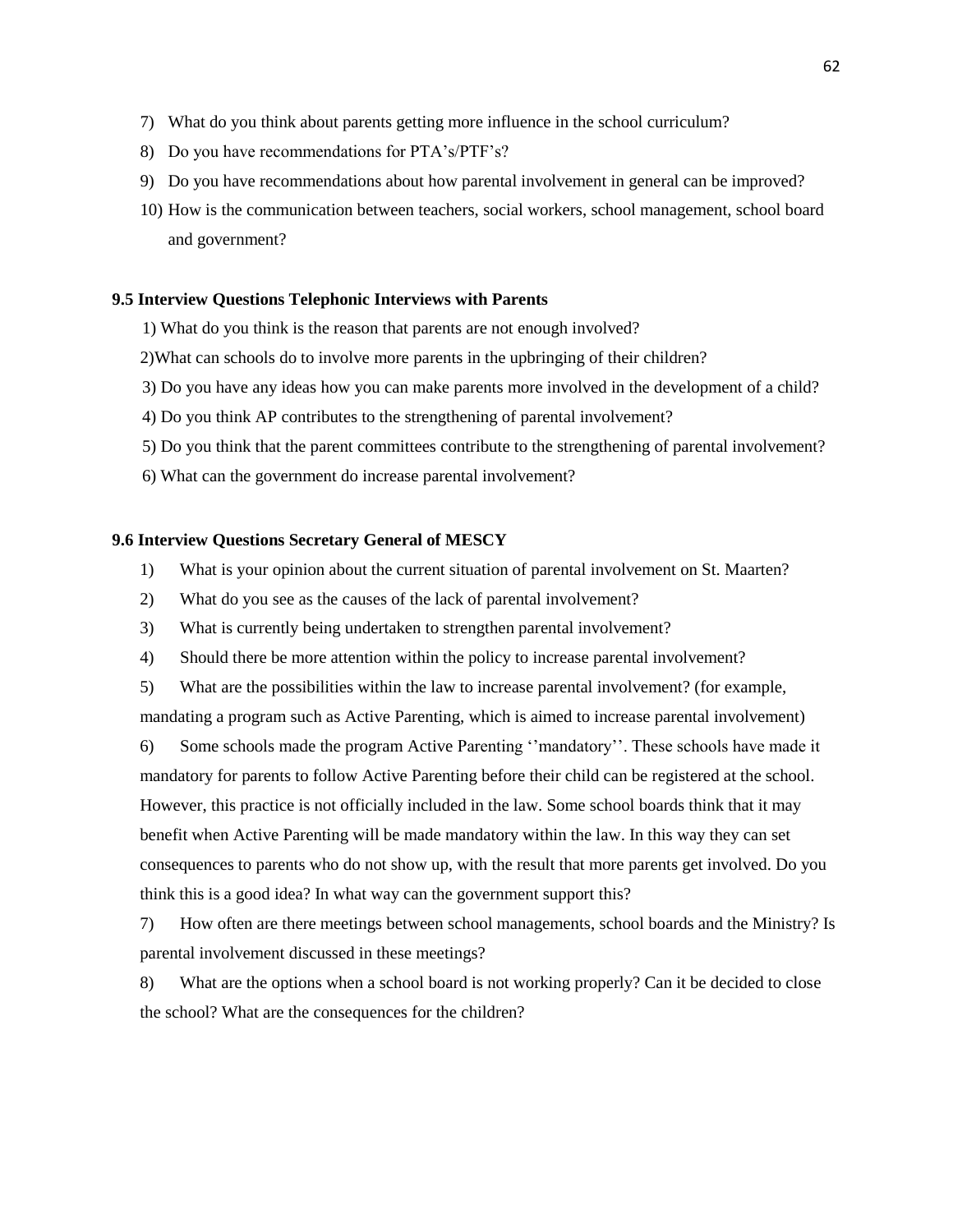7) What do you think about parents getting more influence in the school curriculum?
8) Do you have recommendations for PTA's/PTF's?
9) Do you have recommendations about how parental involvement in general can be improved?
10) How is the communication between teachers, social workers, school management, school board and government?

### 9.5 Interview Questions Telephonic Interviews with Parents

1) What do you think is the reason that parents are not enough involved?
2)What can schools do to involve more parents in the upbringing of their children?
3) Do you have any ideas how you can make parents more involved in the development of a child?
4) Do you think AP contributes to the strengthening of parental involvement?
5) Do you think that the parent committees contribute to the strengthening of parental involvement?
6) What can the government do increase parental involvement?

### 9.6 Interview Questions Secretary General of MESCY

1) What is your opinion about the current situation of parental involvement on St. Maarten?
2) What do you see as the causes of the lack of parental involvement?
3) What is currently being undertaken to strengthen parental involvement?
4) Should there be more attention within the policy to increase parental involvement?
5) What are the possibilities within the law to increase parental involvement? (for example, mandating a program such as Active Parenting, which is aimed to increase parental involvement)
6) Some schools made the program Active Parenting ''mandatory''. These schools have made it mandatory for parents to follow Active Parenting before their child can be registered at the school. However, this practice is not officially included in the law. Some school boards think that it may benefit when Active Parenting will be made mandatory within the law. In this way they can set consequences to parents who do not show up, with the result that more parents get involved. Do you think this is a good idea? In what way can the government support this?
7) How often are there meetings between school managements, school boards and the Ministry? Is parental involvement discussed in these meetings?
8) What are the options when a school board is not working properly? Can it be decided to close the school? What are the consequences for the children?